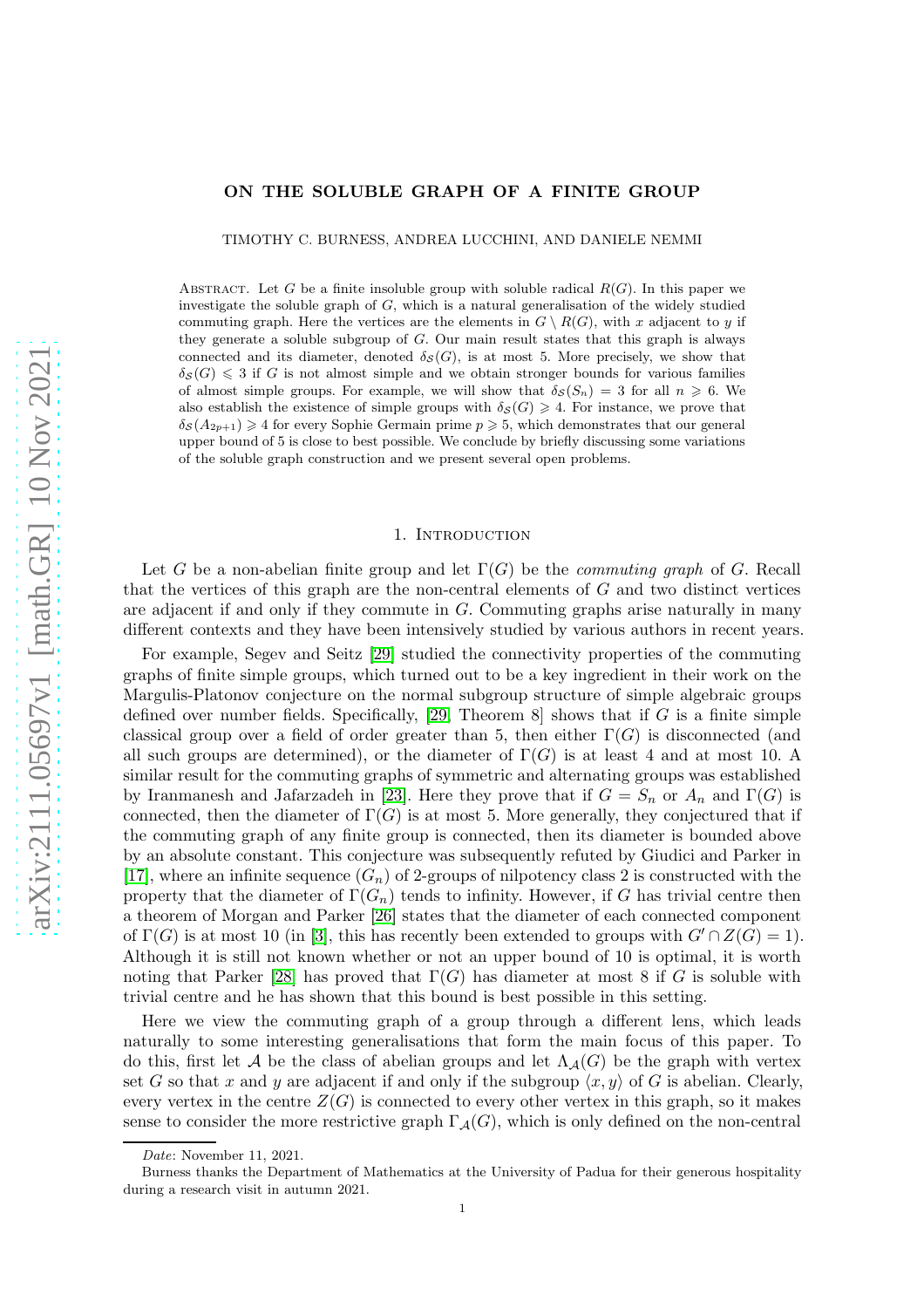# ON THE SOLUBLE GRAPH OF A FINITE GROUP

TIMOTHY C. BURNESS, ANDREA LUCCHINI, AND DANIELE NEMMI

Abstract. Let $G$ be a finite insoluble group with soluble radical $R(G)$. In this paper we investigate the soluble graph of $G$, which is a natural generalisation of the widely studied commuting graph. Here the vertices are the elements in $G \setminus R(G)$, with $x$ adjacent to $y$ if they generate a soluble subgroup of $G$. Our main result states that this graph is always connected and its diameter, denoted $\delta_{\mathcal{S}}(G)$, is at most 5. More precisely, we show that $\delta_{\mathcal{S}}(G) \leqslant 3$ if $G$ is not almost simple and we obtain stronger bounds for various families of almost simple groups. For example, we will show that $\delta_{\mathcal{S}}(S_n) = 3$ for all $n \geqslant 6$. We also establish the existence of simple groups with $\delta_{\mathcal{S}}(G) \geqslant 4$. For instance, we prove that $\delta_{\mathcal{S}}(A_{2p+1}) \geqslant 4$ for every Sophie Germain prime $p \geqslant 5$, which demonstrates that our general upper bound of 5 is close to best possible. We conclude by briefly discussing some variations of the soluble graph construction and we present several open problems.

## 1. Introduction

Let $G$ be a non-abelian finite group and let $\Gamma(G)$ be the *commuting graph* of $G$. Recall that the vertices of this graph are the non-central elements of $G$ and two distinct vertices are adjacent if and only if they commute in $G$. Commuting graphs arise naturally in many different contexts and they have been intensively studied by various authors in recent years.

For example, Segev and Seitz [29] studied the connectivity properties of the commuting graphs of finite simple groups, which turned out to be a key ingredient in their work on the Margulis-Platonov conjecture on the normal subgroup structure of simple algebraic groups defined over number fields. Specifically, [29, Theorem 8] shows that if $G$ is a finite simple classical group over a field of order greater than 5, then either $\Gamma(G)$ is disconnected (and all such groups are determined), or the diameter of $\Gamma(G)$ is at least 4 and at most 10. A similar result for the commuting graphs of symmetric and alternating groups was established by Iranmanesh and Jafarzadeh in [23]. Here they prove that if $G = S_n$ or $A_n$ and $\Gamma(G)$ is connected, then the diameter of $\Gamma(G)$ is at most 5. More generally, they conjectured that if the commuting graph of any finite group is connected, then its diameter is bounded above by an absolute constant. This conjecture was subsequently refuted by Giudici and Parker in [17], where an infinite sequence $(G_n)$ of 2-groups of nilpotency class 2 is constructed with the property that the diameter of $\Gamma(G_n)$ tends to infinity. However, if $G$ has trivial centre then a theorem of Morgan and Parker [26] states that the diameter of each connected component of $\Gamma(G)$ is at most 10 (in [3], this has recently been extended to groups with $G' \cap Z(G) = 1$). Although it is still not known whether or not an upper bound of 10 is optimal, it is worth noting that Parker [28] has proved that $\Gamma(G)$ has diameter at most 8 if $G$ is soluble with trivial centre and he has shown that this bound is best possible in this setting.

Here we view the commuting graph of a group through a different lens, which leads naturally to some interesting generalisations that form the main focus of this paper. To do this, first let $\mathcal{A}$ be the class of abelian groups and let $\Lambda_{\mathcal{A}}(G)$ be the graph with vertex set $G$ so that $x$ and $y$ are adjacent if and only if the subgroup $\langle x, y \rangle$ of $G$ is abelian. Clearly, every vertex in the centre $Z(G)$ is connected to every other vertex in this graph, so it makes sense to consider the more restrictive graph $\Gamma_{\mathcal{A}}(G)$, which is only defined on the non-central

---

*Date*: November 11, 2021.

Burness thanks the Department of Mathematics at the University of Padua for their generous hospitality during a research visit in autumn 2021.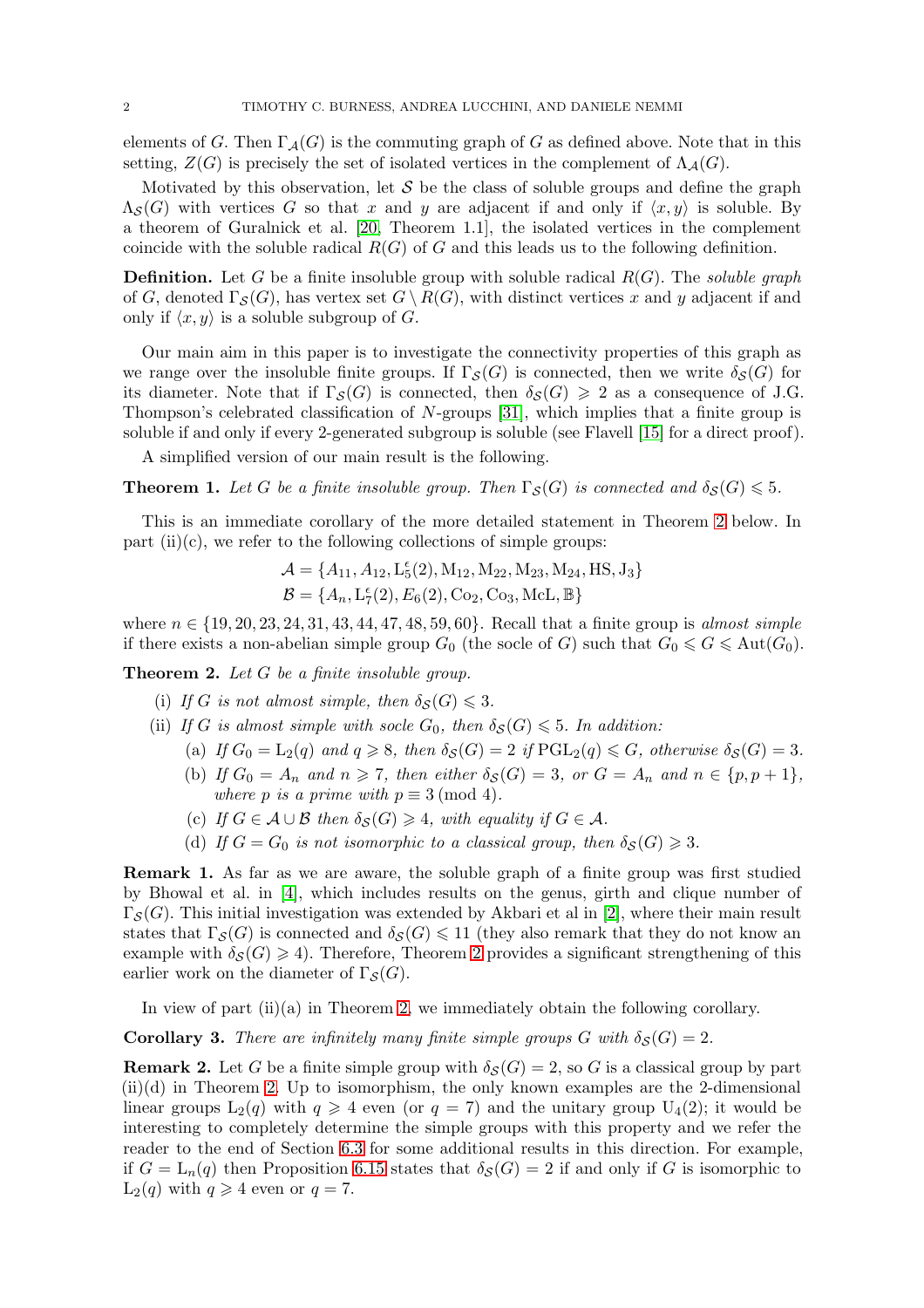elements of $G$. Then $\Gamma_{\mathcal{A}}(G)$ is the commuting graph of $G$ as defined above. Note that in this setting, $Z(G)$ is precisely the set of isolated vertices in the complement of $\Lambda_{\mathcal{A}}(G)$.

Motivated by this observation, let $\mathcal{S}$ be the class of soluble groups and define the graph $\Lambda_{\mathcal{S}}(G)$ with vertices $G$ so that $x$ and $y$ are adjacent if and only if $\langle x, y \rangle$ is soluble. By a theorem of Guralnick et al. [20, Theorem 1.1], the isolated vertices in the complement coincide with the soluble radical $R(G)$ of $G$ and this leads us to the following definition.

**Definition.** Let $G$ be a finite insoluble group with soluble radical $R(G)$. The *soluble graph* of $G$, denoted $\Gamma_{\mathcal{S}}(G)$, has vertex set $G \setminus R(G)$, with distinct vertices $x$ and $y$ adjacent if and only if $\langle x, y \rangle$ is a soluble subgroup of $G$.

Our main aim in this paper is to investigate the connectivity properties of this graph as we range over the insoluble finite groups. If $\Gamma_{\mathcal{S}}(G)$ is connected, then we write $\delta_{\mathcal{S}}(G)$ for its diameter. Note that if $\Gamma_{\mathcal{S}}(G)$ is connected, then $\delta_{\mathcal{S}}(G) \geqslant 2$ as a consequence of J.G. Thompson's celebrated classification of $N$-groups [31], which implies that a finite group is soluble if and only if every 2-generated subgroup is soluble (see Flavell [15] for a direct proof).

A simplified version of our main result is the following.

**Theorem 1.** *Let $G$ be a finite insoluble group. Then $\Gamma_{\mathcal{S}}(G)$ is connected and $\delta_{\mathcal{S}}(G) \leqslant 5$.*

This is an immediate corollary of the more detailed statement in Theorem 2 below. In part (ii)(c), we refer to the following collections of simple groups:

$$\mathcal{A} = \{A_{11}, A_{12}, \mathrm{L}_5^{\epsilon}(2), \mathrm{M}_{12}, \mathrm{M}_{22}, \mathrm{M}_{23}, \mathrm{M}_{24}, \mathrm{HS}, \mathrm{J}_3\}$$
$$\mathcal{B} = \{A_n, \mathrm{L}_7^{\epsilon}(2), E_6(2), \mathrm{Co}_2, \mathrm{Co}_3, \mathrm{McL}, \mathbb{B}\}$$

where $n \in \{19, 20, 23, 24, 31, 43, 44, 47, 48, 59, 60\}$. Recall that a finite group is *almost simple* if there exists a non-abelian simple group $G_0$ (the socle of $G$) such that $G_0 \leqslant G \leqslant \mathrm{Aut}(G_0)$.

**Theorem 2.** *Let $G$ be a finite insoluble group.*

- (i) *If $G$ is not almost simple, then $\delta_{\mathcal{S}}(G) \leqslant 3$.*
- (ii) *If $G$ is almost simple with socle $G_0$, then $\delta_{\mathcal{S}}(G) \leqslant 5$. In addition:*
  - (a) *If $G_0 = \mathrm{L}_2(q)$ and $q \geqslant 8$, then $\delta_{\mathcal{S}}(G) = 2$ if $\mathrm{PGL}_2(q) \leqslant G$, otherwise $\delta_{\mathcal{S}}(G) = 3$.*
  - (b) *If $G_0 = A_n$ and $n \geqslant 7$, then either $\delta_{\mathcal{S}}(G) = 3$, or $G = A_n$ and $n \in \{p, p+1\}$, where $p$ is a prime with $p \equiv 3 \pmod 4$.*
  - (c) *If $G \in \mathcal{A} \cup \mathcal{B}$ then $\delta_{\mathcal{S}}(G) \geqslant 4$, with equality if $G \in \mathcal{A}$.*
  - (d) *If $G = G_0$ is not isomorphic to a classical group, then $\delta_{\mathcal{S}}(G) \geqslant 3$.*

**Remark 1.** As far as we are aware, the soluble graph of a finite group was first studied by Bhowal et al. in [4], which includes results on the genus, girth and clique number of $\Gamma_{\mathcal{S}}(G)$. This initial investigation was extended by Akbari et al in [2], where their main result states that $\Gamma_{\mathcal{S}}(G)$ is connected and $\delta_{\mathcal{S}}(G) \leqslant 11$ (they also remark that they do not know an example with $\delta_{\mathcal{S}}(G) \geqslant 4$). Therefore, Theorem 2 provides a significant strengthening of this earlier work on the diameter of $\Gamma_{\mathcal{S}}(G)$.

In view of part (ii)(a) in Theorem 2, we immediately obtain the following corollary.

**Corollary 3.** *There are infinitely many finite simple groups $G$ with $\delta_{\mathcal{S}}(G) = 2$.*

**Remark 2.** Let $G$ be a finite simple group with $\delta_{\mathcal{S}}(G) = 2$, so $G$ is a classical group by part (ii)(d) in Theorem 2. Up to isomorphism, the only known examples are the 2-dimensional linear groups $\mathrm{L}_2(q)$ with $q \geqslant 4$ even (or $q = 7$) and the unitary group $\mathrm{U}_4(2)$; it would be interesting to completely determine the simple groups with this property and we refer the reader to the end of Section 6.3 for some additional results in this direction. For example, if $G = \mathrm{L}_n(q)$ then Proposition 6.15 states that $\delta_{\mathcal{S}}(G) = 2$ if and only if $G$ is isomorphic to $\mathrm{L}_2(q)$ with $q \geqslant 4$ even or $q = 7$.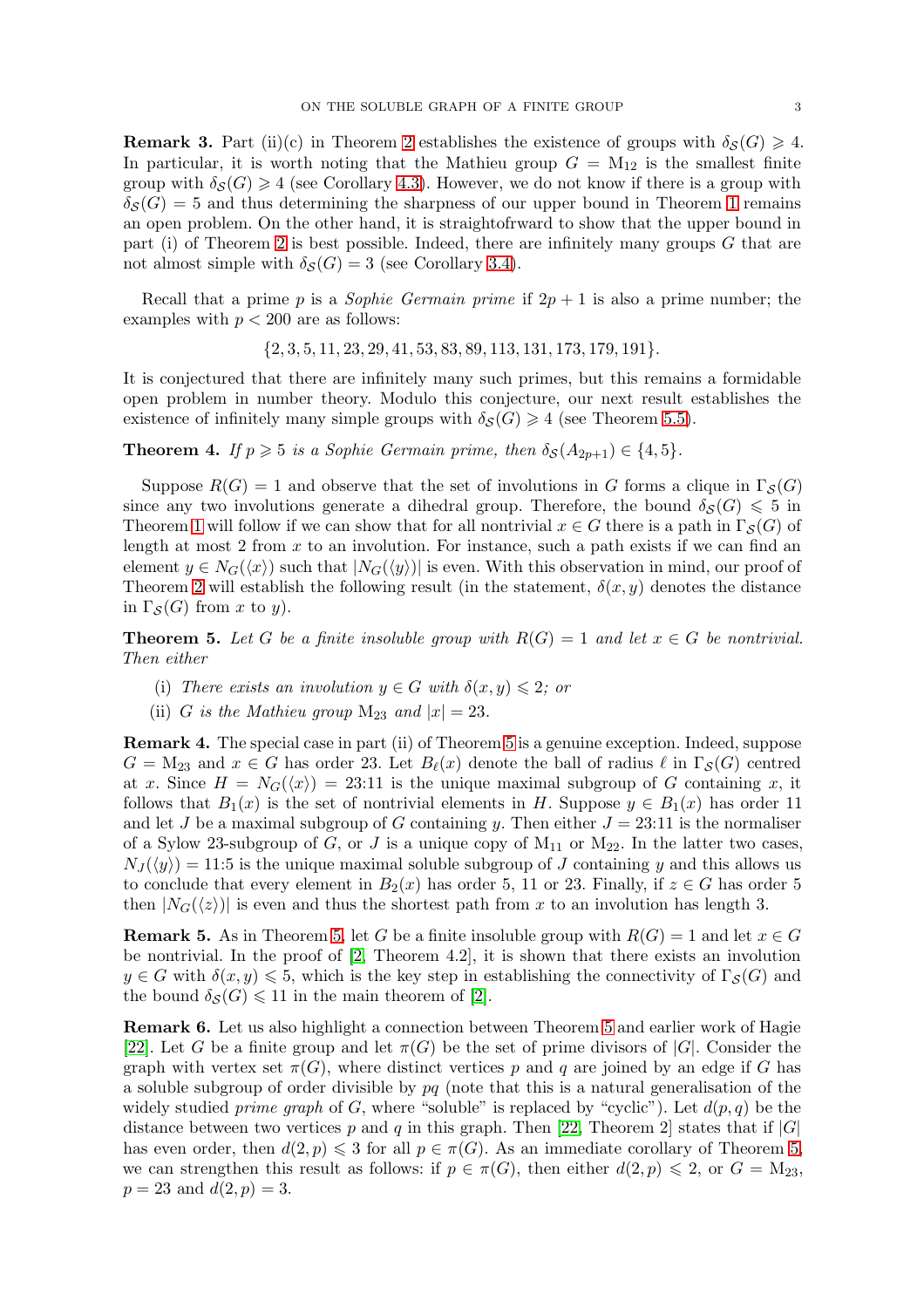**Remark 3.** Part (ii)(c) in Theorem 2 establishes the existence of groups with $\delta_{\mathcal{S}}(G) \geqslant 4$. In particular, it is worth noting that the Mathieu group $G = \mathrm{M}_{12}$ is the smallest finite group with $\delta_{\mathcal{S}}(G) \geqslant 4$ (see Corollary 4.3). However, we do not know if there is a group with $\delta_{\mathcal{S}}(G) = 5$ and thus determining the sharpness of our upper bound in Theorem 1 remains an open problem. On the other hand, it is straightofrward to show that the upper bound in part (i) of Theorem 2 is best possible. Indeed, there are infinitely many groups $G$ that are not almost simple with $\delta_{\mathcal{S}}(G) = 3$ (see Corollary 3.4).

Recall that a prime $p$ is a *Sophie Germain prime* if $2p+1$ is also a prime number; the examples with $p < 200$ are as follows:

$$\{2, 3, 5, 11, 23, 29, 41, 53, 83, 89, 113, 131, 173, 179, 191\}.$$

It is conjectured that there are infinitely many such primes, but this remains a formidable open problem in number theory. Modulo this conjecture, our next result establishes the existence of infinitely many simple groups with $\delta_{\mathcal{S}}(G) \geqslant 4$ (see Theorem 5.5).

**Theorem 4.** *If $p \geqslant 5$ is a Sophie Germain prime, then $\delta_{\mathcal{S}}(A_{2p+1}) \in \{4, 5\}$.*

Suppose $R(G) = 1$ and observe that the set of involutions in $G$ forms a clique in $\Gamma_{\mathcal{S}}(G)$ since any two involutions generate a dihedral group. Therefore, the bound $\delta_{\mathcal{S}}(G) \leqslant 5$ in Theorem 1 will follow if we can show that for all nontrivial $x \in G$ there is a path in $\Gamma_{\mathcal{S}}(G)$ of length at most 2 from $x$ to an involution. For instance, such a path exists if we can find an element $y \in N_G(\langle x \rangle)$ such that $|N_G(\langle y \rangle)|$ is even. With this observation in mind, our proof of Theorem 2 will establish the following result (in the statement, $\delta(x, y)$ denotes the distance in $\Gamma_{\mathcal{S}}(G)$ from $x$ to $y$).

**Theorem 5.** *Let $G$ be a finite insoluble group with $R(G) = 1$ and let $x \in G$ be nontrivial. Then either*

(i) *There exists an involution $y \in G$ with $\delta(x, y) \leqslant 2$; or*

(ii) *$G$ is the Mathieu group $\mathrm{M}_{23}$ and $|x| = 23$.*

**Remark 4.** The special case in part (ii) of Theorem 5 is a genuine exception. Indeed, suppose $G = \mathrm{M}_{23}$ and $x \in G$ has order 23. Let $B_\ell(x)$ denote the ball of radius $\ell$ in $\Gamma_{\mathcal{S}}(G)$ centred at $x$. Since $H = N_G(\langle x \rangle) = 23{:}11$ is the unique maximal subgroup of $G$ containing $x$, it follows that $B_1(x)$ is the set of nontrivial elements in $H$. Suppose $y \in B_1(x)$ has order 11 and let $J$ be a maximal subgroup of $G$ containing $y$. Then either $J = 23{:}11$ is the normaliser of a Sylow 23-subgroup of $G$, or $J$ is a unique copy of $\mathrm{M}_{11}$ or $\mathrm{M}_{22}$. In the latter two cases, $N_J(\langle y \rangle) = 11{:}5$ is the unique maximal soluble subgroup of $J$ containing $y$ and this allows us to conclude that every element in $B_2(x)$ has order 5, 11 or 23. Finally, if $z \in G$ has order 5 then $|N_G(\langle z \rangle)|$ is even and thus the shortest path from $x$ to an involution has length 3.

**Remark 5.** As in Theorem 5, let $G$ be a finite insoluble group with $R(G) = 1$ and let $x \in G$ be nontrivial. In the proof of [2, Theorem 4.2], it is shown that there exists an involution $y \in G$ with $\delta(x, y) \leqslant 5$, which is the key step in establishing the connectivity of $\Gamma_{\mathcal{S}}(G)$ and the bound $\delta_{\mathcal{S}}(G) \leqslant 11$ in the main theorem of [2].

**Remark 6.** Let us also highlight a connection between Theorem 5 and earlier work of Hagie [22]. Let $G$ be a finite group and let $\pi(G)$ be the set of prime divisors of $|G|$. Consider the graph with vertex set $\pi(G)$, where distinct vertices $p$ and $q$ are joined by an edge if $G$ has a soluble subgroup of order divisible by $pq$ (note that this is a natural generalisation of the widely studied *prime graph* of $G$, where "soluble" is replaced by "cyclic"). Let $d(p, q)$ be the distance between two vertices $p$ and $q$ in this graph. Then [22, Theorem 2] states that if $|G|$ has even order, then $d(2, p) \leqslant 3$ for all $p \in \pi(G)$. As an immediate corollary of Theorem 5, we can strengthen this result as follows: if $p \in \pi(G)$, then either $d(2, p) \leqslant 2$, or $G = \mathrm{M}_{23}$, $p = 23$ and $d(2, p) = 3$.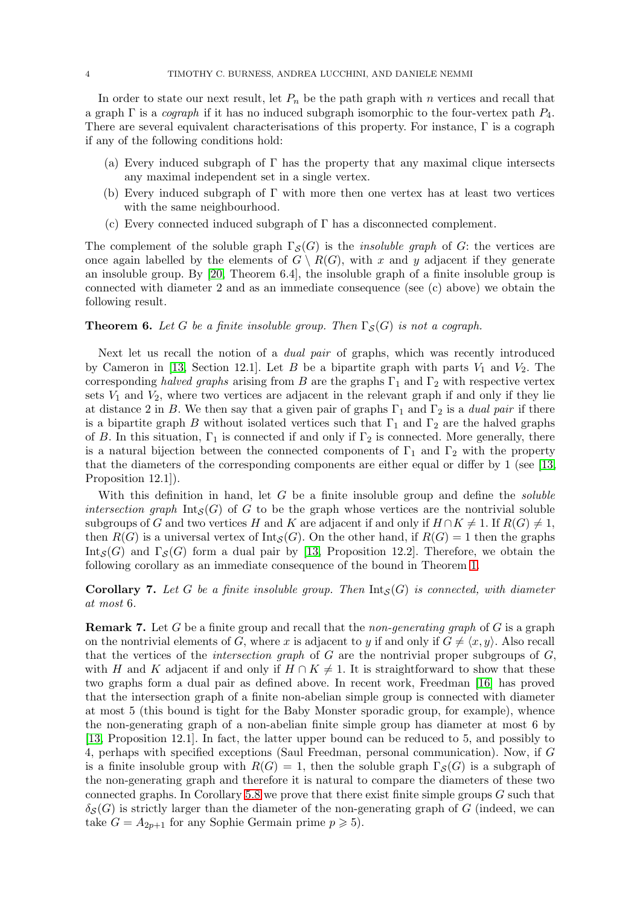In order to state our next result, let $P_n$ be the path graph with $n$ vertices and recall that a graph $\Gamma$ is a *cograph* if it has no induced subgraph isomorphic to the four-vertex path $P_4$. There are several equivalent characterisations of this property. For instance, $\Gamma$ is a cograph if any of the following conditions hold:

(a) Every induced subgraph of $\Gamma$ has the property that any maximal clique intersects any maximal independent set in a single vertex.

(b) Every induced subgraph of $\Gamma$ with more then one vertex has at least two vertices with the same neighbourhood.

(c) Every connected induced subgraph of $\Gamma$ has a disconnected complement.

The complement of the soluble graph $\Gamma_{\mathcal{S}}(G)$ is the *insoluble graph* of $G$: the vertices are once again labelled by the elements of $G \setminus R(G)$, with $x$ and $y$ adjacent if they generate an insoluble group. By [20, Theorem 6.4], the insoluble graph of a finite insoluble group is connected with diameter 2 and as an immediate consequence (see (c) above) we obtain the following result.

**Theorem 6.** *Let $G$ be a finite insoluble group. Then $\Gamma_{\mathcal{S}}(G)$ is not a cograph.*

Next let us recall the notion of a *dual pair* of graphs, which was recently introduced by Cameron in [13, Section 12.1]. Let $B$ be a bipartite graph with parts $V_1$ and $V_2$. The corresponding *halved graphs* arising from $B$ are the graphs $\Gamma_1$ and $\Gamma_2$ with respective vertex sets $V_1$ and $V_2$, where two vertices are adjacent in the relevant graph if and only if they lie at distance 2 in $B$. We then say that a given pair of graphs $\Gamma_1$ and $\Gamma_2$ is a *dual pair* if there is a bipartite graph $B$ without isolated vertices such that $\Gamma_1$ and $\Gamma_2$ are the halved graphs of $B$. In this situation, $\Gamma_1$ is connected if and only if $\Gamma_2$ is connected. More generally, there is a natural bijection between the connected components of $\Gamma_1$ and $\Gamma_2$ with the property that the diameters of the corresponding components are either equal or differ by 1 (see [13, Proposition 12.1]).

With this definition in hand, let $G$ be a finite insoluble group and define the *soluble intersection graph* $\mathrm{Int}_{\mathcal{S}}(G)$ of $G$ to be the graph whose vertices are the nontrivial soluble subgroups of $G$ and two vertices $H$ and $K$ are adjacent if and only if $H \cap K \neq 1$. If $R(G) \neq 1$, then $R(G)$ is a universal vertex of $\mathrm{Int}_{\mathcal{S}}(G)$. On the other hand, if $R(G) = 1$ then the graphs $\mathrm{Int}_{\mathcal{S}}(G)$ and $\Gamma_{\mathcal{S}}(G)$ form a dual pair by [13, Proposition 12.2]. Therefore, we obtain the following corollary as an immediate consequence of the bound in Theorem 1.

**Corollary 7.** *Let $G$ be a finite insoluble group. Then $\mathrm{Int}_{\mathcal{S}}(G)$ is connected, with diameter at most 6.*

**Remark 7.** Let $G$ be a finite group and recall that the *non-generating graph* of $G$ is a graph on the nontrivial elements of $G$, where $x$ is adjacent to $y$ if and only if $G \neq \langle x, y \rangle$. Also recall that the vertices of the *intersection graph* of $G$ are the nontrivial proper subgroups of $G$, with $H$ and $K$ adjacent if and only if $H \cap K \neq 1$. It is straightforward to show that these two graphs form a dual pair as defined above. In recent work, Freedman [16] has proved that the intersection graph of a finite non-abelian simple group is connected with diameter at most 5 (this bound is tight for the Baby Monster sporadic group, for example), whence the non-generating graph of a non-abelian finite simple group has diameter at most 6 by [13, Proposition 12.1]. In fact, the latter upper bound can be reduced to 5, and possibly to 4, perhaps with specified exceptions (Saul Freedman, personal communication). Now, if $G$ is a finite insoluble group with $R(G) = 1$, then the soluble graph $\Gamma_{\mathcal{S}}(G)$ is a subgraph of the non-generating graph and therefore it is natural to compare the diameters of these two connected graphs. In Corollary 5.8 we prove that there exist finite simple groups $G$ such that $\delta_{\mathcal{S}}(G)$ is strictly larger than the diameter of the non-generating graph of $G$ (indeed, we can take $G = A_{2p+1}$ for any Sophie Germain prime $p \geqslant 5$).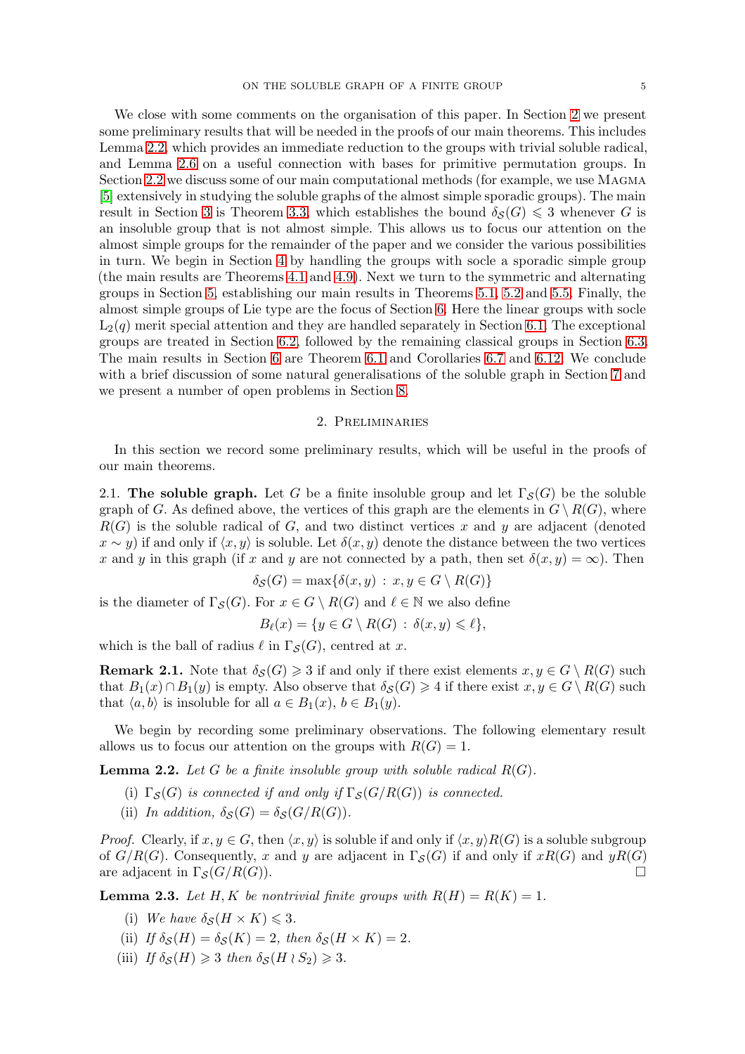We close with some comments on the organisation of this paper. In Section 2 we present some preliminary results that will be needed in the proofs of our main theorems. This includes Lemma 2.2, which provides an immediate reduction to the groups with trivial soluble radical, and Lemma 2.6 on a useful connection with bases for primitive permutation groups. In Section 2.2 we discuss some of our main computational methods (for example, we use Magma [5] extensively in studying the soluble graphs of the almost simple sporadic groups). The main result in Section 3 is Theorem 3.3, which establishes the bound $\delta_{\mathcal{S}}(G) \leqslant 3$ whenever $G$ is an insoluble group that is not almost simple. This allows us to focus our attention on the almost simple groups for the remainder of the paper and we consider the various possibilities in turn. We begin in Section 4 by handling the groups with socle a sporadic simple group (the main results are Theorems 4.1 and 4.9). Next we turn to the symmetric and alternating groups in Section 5, establishing our main results in Theorems 5.1, 5.2 and 5.5. Finally, the almost simple groups of Lie type are the focus of Section 6. Here the linear groups with socle $\mathrm{L}_2(q)$ merit special attention and they are handled separately in Section 6.1. The exceptional groups are treated in Section 6.2, followed by the remaining classical groups in Section 6.3. The main results in Section 6 are Theorem 6.1 and Corollaries 6.7 and 6.12. We conclude with a brief discussion of some natural generalisations of the soluble graph in Section 7 and we present a number of open problems in Section 8.

## 2. Preliminaries

In this section we record some preliminary results, which will be useful in the proofs of our main theorems.

2.1. **The soluble graph.** Let $G$ be a finite insoluble group and let $\Gamma_{\mathcal{S}}(G)$ be the soluble graph of $G$. As defined above, the vertices of this graph are the elements in $G \setminus R(G)$, where $R(G)$ is the soluble radical of $G$, and two distinct vertices $x$ and $y$ are adjacent (denoted $x \sim y$) if and only if $\langle x, y\rangle$ is soluble. Let $\delta(x,y)$ denote the distance between the two vertices $x$ and $y$ in this graph (if $x$ and $y$ are not connected by a path, then set $\delta(x,y) = \infty$). Then

$$\delta_{\mathcal{S}}(G) = \max\{\delta(x,y) \,:\, x, y \in G \setminus R(G)\}$$

is the diameter of $\Gamma_{\mathcal{S}}(G)$. For $x \in G \setminus R(G)$ and $\ell \in \mathbb{N}$ we also define

$$B_\ell(x) = \{y \in G \setminus R(G) \,:\, \delta(x,y) \leqslant \ell\},$$

which is the ball of radius $\ell$ in $\Gamma_{\mathcal{S}}(G)$, centred at $x$.

**Remark 2.1.** Note that $\delta_{\mathcal{S}}(G) \geqslant 3$ if and only if there exist elements $x, y \in G \setminus R(G)$ such that $B_1(x) \cap B_1(y)$ is empty. Also observe that $\delta_{\mathcal{S}}(G) \geqslant 4$ if there exist $x, y \in G \setminus R(G)$ such that $\langle a, b\rangle$ is insoluble for all $a \in B_1(x)$, $b \in B_1(y)$.

We begin by recording some preliminary observations. The following elementary result allows us to focus our attention on the groups with $R(G) = 1$.

**Lemma 2.2.** *Let $G$ be a finite insoluble group with soluble radical $R(G)$.*

(i) *$\Gamma_{\mathcal{S}}(G)$ is connected if and only if $\Gamma_{\mathcal{S}}(G/R(G))$ is connected.*

(ii) *In addition, $\delta_{\mathcal{S}}(G) = \delta_{\mathcal{S}}(G/R(G))$.*

*Proof.* Clearly, if $x, y \in G$, then $\langle x, y\rangle$ is soluble if and only if $\langle x, y\rangle R(G)$ is a soluble subgroup of $G/R(G)$. Consequently, $x$ and $y$ are adjacent in $\Gamma_{\mathcal{S}}(G)$ if and only if $xR(G)$ and $yR(G)$ are adjacent in $\Gamma_{\mathcal{S}}(G/R(G))$. $\square$

**Lemma 2.3.** *Let $H, K$ be nontrivial finite groups with $R(H) = R(K) = 1$.*

(i) *We have $\delta_{\mathcal{S}}(H \times K) \leqslant 3$.*

(ii) *If $\delta_{\mathcal{S}}(H) = \delta_{\mathcal{S}}(K) = 2$, then $\delta_{\mathcal{S}}(H \times K) = 2$.*

(iii) *If $\delta_{\mathcal{S}}(H) \geqslant 3$ then $\delta_{\mathcal{S}}(H \wr S_2) \geqslant 3$.*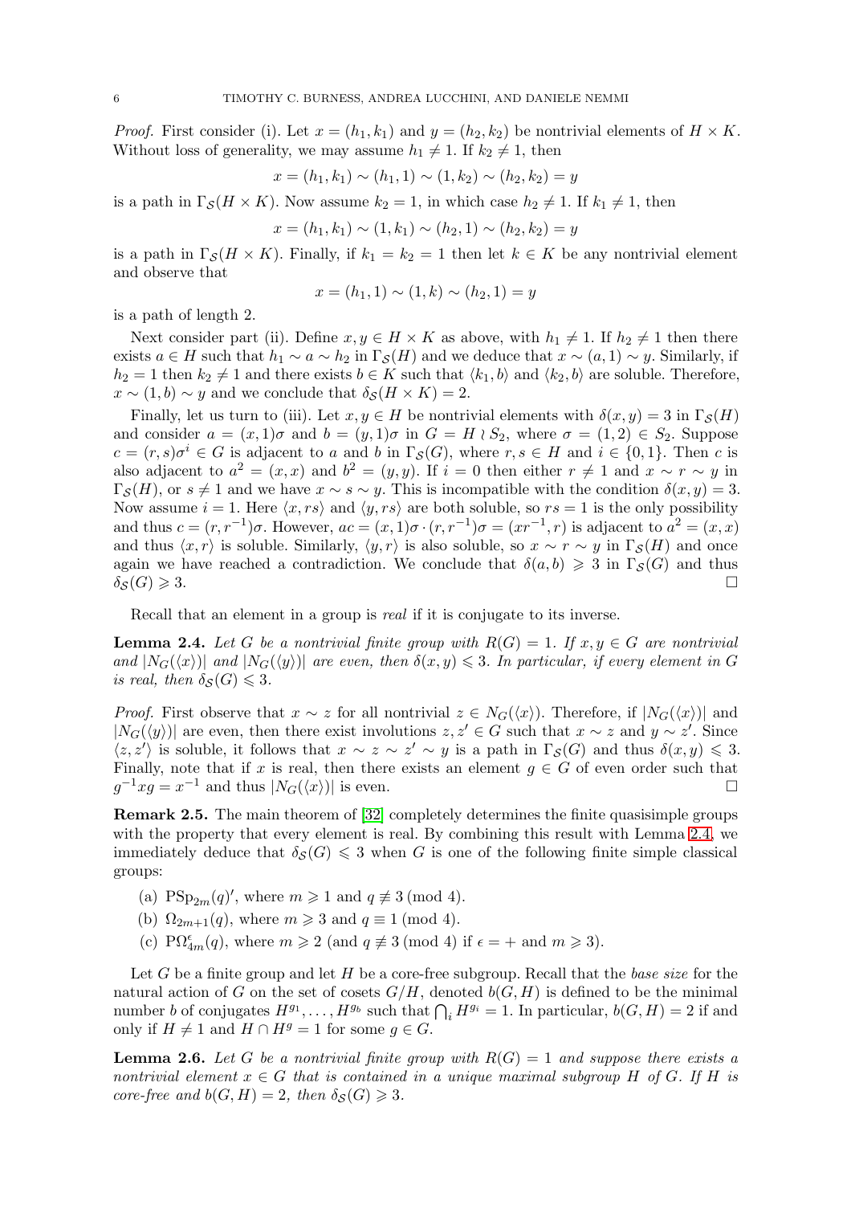*Proof.* First consider (i). Let $x = (h_1, k_1)$ and $y = (h_2, k_2)$ be nontrivial elements of $H \times K$. Without loss of generality, we may assume $h_1 \neq 1$. If $k_2 \neq 1$, then

$$x = (h_1, k_1) \sim (h_1, 1) \sim (1, k_2) \sim (h_2, k_2) = y$$

is a path in $\Gamma_{\mathcal{S}}(H \times K)$. Now assume $k_2 = 1$, in which case $h_2 \neq 1$. If $k_1 \neq 1$, then

$$x = (h_1, k_1) \sim (1, k_1) \sim (h_2, 1) \sim (h_2, k_2) = y$$

is a path in $\Gamma_{\mathcal{S}}(H \times K)$. Finally, if $k_1 = k_2 = 1$ then let $k \in K$ be any nontrivial element and observe that

$$x = (h_1, 1) \sim (1, k) \sim (h_2, 1) = y$$

is a path of length 2.

Next consider part (ii). Define $x, y \in H \times K$ as above, with $h_1 \neq 1$. If $h_2 \neq 1$ then there exists $a \in H$ such that $h_1 \sim a \sim h_2$ in $\Gamma_{\mathcal{S}}(H)$ and we deduce that $x \sim (a, 1) \sim y$. Similarly, if $h_2 = 1$ then $k_2 \neq 1$ and there exists $b \in K$ such that $\langle k_1, b\rangle$ and $\langle k_2, b\rangle$ are soluble. Therefore, $x \sim (1, b) \sim y$ and we conclude that $\delta_{\mathcal{S}}(H \times K) = 2$.

Finally, let us turn to (iii). Let $x, y \in H$ be nontrivial elements with $\delta(x, y) = 3$ in $\Gamma_{\mathcal{S}}(H)$ and consider $a = (x, 1)\sigma$ and $b = (y, 1)\sigma$ in $G = H \wr S_2$, where $\sigma = (1, 2) \in S_2$. Suppose $c = (r, s)\sigma^i \in G$ is adjacent to $a$ and $b$ in $\Gamma_{\mathcal{S}}(G)$, where $r, s \in H$ and $i \in \{0, 1\}$. Then $c$ is also adjacent to $a^2 = (x, x)$ and $b^2 = (y, y)$. If $i = 0$ then either $r \neq 1$ and $x \sim r \sim y$ in $\Gamma_{\mathcal{S}}(H)$, or $s \neq 1$ and we have $x \sim s \sim y$. This is incompatible with the condition $\delta(x, y) = 3$. Now assume $i = 1$. Here $\langle x, rs\rangle$ and $\langle y, rs\rangle$ are both soluble, so $rs = 1$ is the only possibility and thus $c = (r, r^{-1})\sigma$. However, $ac = (x, 1)\sigma \cdot (r, r^{-1})\sigma = (xr^{-1}, r)$ is adjacent to $a^2 = (x, x)$ and thus $\langle x, r\rangle$ is soluble. Similarly, $\langle y, r\rangle$ is also soluble, so $x \sim r \sim y$ in $\Gamma_{\mathcal{S}}(H)$ and once again we have reached a contradiction. We conclude that $\delta(a, b) \geqslant 3$ in $\Gamma_{\mathcal{S}}(G)$ and thus $\delta_{\mathcal{S}}(G) \geqslant 3$. □

Recall that an element in a group is *real* if it is conjugate to its inverse.

**Lemma 2.4.** *Let $G$ be a nontrivial finite group with $R(G) = 1$. If $x, y \in G$ are nontrivial and $|N_G(\langle x\rangle)|$ and $|N_G(\langle y\rangle)|$ are even, then $\delta(x, y) \leqslant 3$. In particular, if every element in $G$ is real, then $\delta_{\mathcal{S}}(G) \leqslant 3$.*

*Proof.* First observe that $x \sim z$ for all nontrivial $z \in N_G(\langle x\rangle)$. Therefore, if $|N_G(\langle x\rangle)|$ and $|N_G(\langle y\rangle)|$ are even, then there exist involutions $z, z' \in G$ such that $x \sim z$ and $y \sim z'$. Since $\langle z, z'\rangle$ is soluble, it follows that $x \sim z \sim z' \sim y$ is a path in $\Gamma_{\mathcal{S}}(G)$ and thus $\delta(x, y) \leqslant 3$. Finally, note that if $x$ is real, then there exists an element $g \in G$ of even order such that $g^{-1}xg = x^{-1}$ and thus $|N_G(\langle x\rangle)|$ is even. □

**Remark 2.5.** The main theorem of [32] completely determines the finite quasisimple groups with the property that every element is real. By combining this result with Lemma 2.4, we immediately deduce that $\delta_{\mathcal{S}}(G) \leqslant 3$ when $G$ is one of the following finite simple classical groups:

(a) $\mathrm{PSp}_{2m}(q)'$, where $m \geqslant 1$ and $q \not\equiv 3 \pmod 4$.

(b) $\Omega_{2m+1}(q)$, where $m \geqslant 3$ and $q \equiv 1 \pmod 4$.

(c) $\mathrm{P}\Omega^{\epsilon}_{4m}(q)$, where $m \geqslant 2$ (and $q \not\equiv 3 \pmod 4$ if $\epsilon = +$ and $m \geqslant 3$).

Let $G$ be a finite group and let $H$ be a core-free subgroup. Recall that the *base size* for the natural action of $G$ on the set of cosets $G/H$, denoted $b(G, H)$ is defined to be the minimal number $b$ of conjugates $H^{g_1}, \ldots, H^{g_b}$ such that $\bigcap_i H^{g_i} = 1$. In particular, $b(G, H) = 2$ if and only if $H \neq 1$ and $H \cap H^g = 1$ for some $g \in G$.

**Lemma 2.6.** *Let $G$ be a nontrivial finite group with $R(G) = 1$ and suppose there exists a nontrivial element $x \in G$ that is contained in a unique maximal subgroup $H$ of $G$. If $H$ is core-free and $b(G, H) = 2$, then $\delta_{\mathcal{S}}(G) \geqslant 3$.*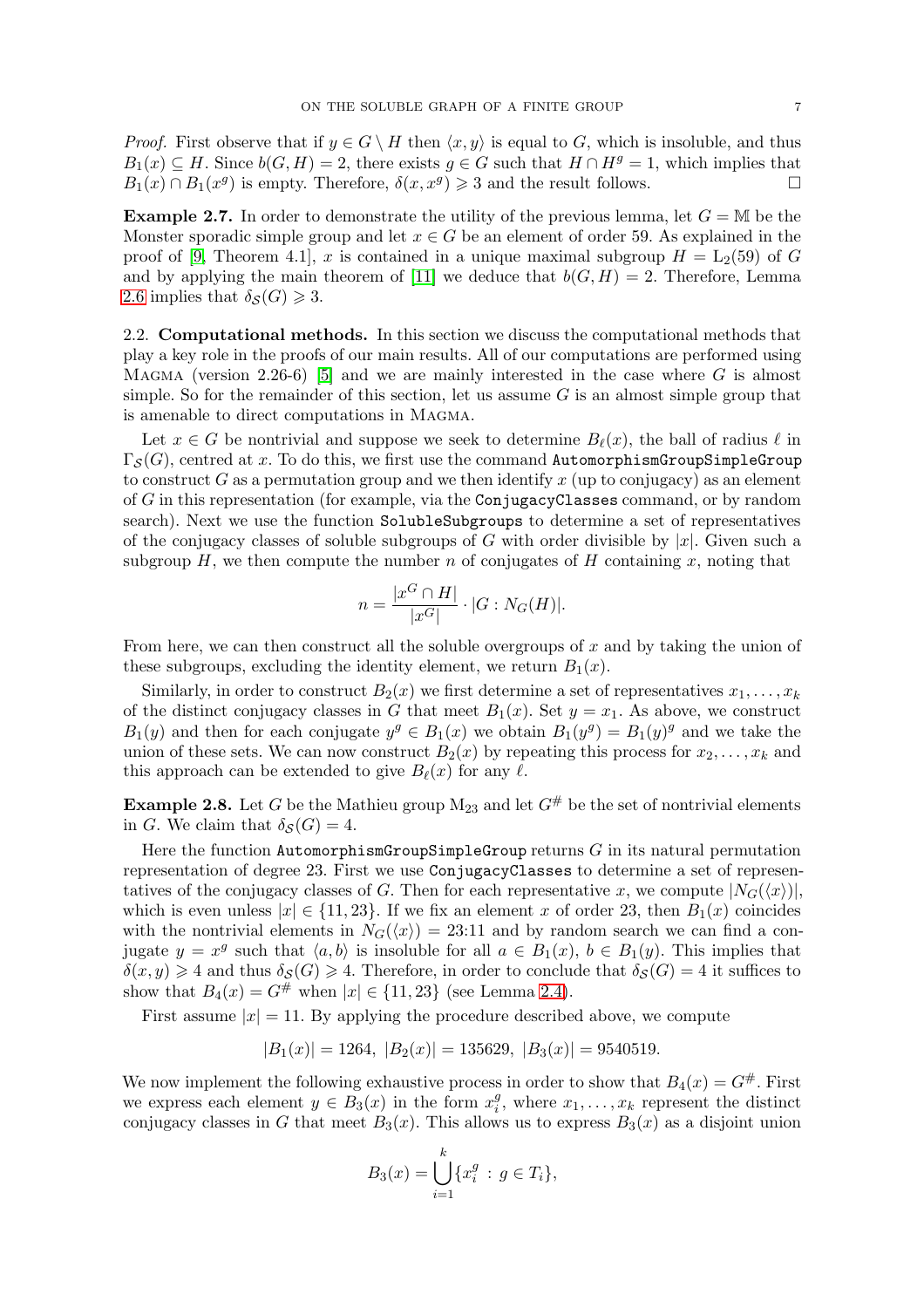*Proof.* First observe that if $y \in G \setminus H$ then $\langle x, y\rangle$ is equal to $G$, which is insoluble, and thus $B_1(x) \subseteq H$. Since $b(G,H) = 2$, there exists $g \in G$ such that $H \cap H^g = 1$, which implies that $B_1(x) \cap B_1(x^g)$ is empty. Therefore, $\delta(x, x^g) \geqslant 3$ and the result follows. □

**Example 2.7.** In order to demonstrate the utility of the previous lemma, let $G = \mathbb{M}$ be the Monster sporadic simple group and let $x \in G$ be an element of order 59. As explained in the proof of [9, Theorem 4.1], $x$ is contained in a unique maximal subgroup $H = \mathrm{L}_2(59)$ of $G$ and by applying the main theorem of [11] we deduce that $b(G,H) = 2$. Therefore, Lemma 2.6 implies that $\delta_{\mathcal{S}}(G) \geqslant 3$.

## 2.2. Computational methods.

In this section we discuss the computational methods that play a key role in the proofs of our main results. All of our computations are performed using Magma (version 2.26-6) [5] and we are mainly interested in the case where $G$ is almost simple. So for the remainder of this section, let us assume $G$ is an almost simple group that is amenable to direct computations in Magma.

Let $x \in G$ be nontrivial and suppose we seek to determine $B_\ell(x)$, the ball of radius $\ell$ in $\Gamma_{\mathcal{S}}(G)$, centred at $x$. To do this, we first use the command `AutomorphismGroupSimpleGroup` to construct $G$ as a permutation group and we then identify $x$ (up to conjugacy) as an element of $G$ in this representation (for example, via the `ConjugacyClasses` command, or by random search). Next we use the function `SolubleSubgroups` to determine a set of representatives of the conjugacy classes of soluble subgroups of $G$ with order divisible by $|x|$. Given such a subgroup $H$, we then compute the number $n$ of conjugates of $H$ containing $x$, noting that

$$n = \frac{|x^G \cap H|}{|x^G|} \cdot |G : N_G(H)|.$$

From here, we can then construct all the soluble overgroups of $x$ and by taking the union of these subgroups, excluding the identity element, we return $B_1(x)$.

Similarly, in order to construct $B_2(x)$ we first determine a set of representatives $x_1, \ldots, x_k$ of the distinct conjugacy classes in $G$ that meet $B_1(x)$. Set $y = x_1$. As above, we construct $B_1(y)$ and then for each conjugate $y^g \in B_1(x)$ we obtain $B_1(y^g) = B_1(y)^g$ and we take the union of these sets. We can now construct $B_2(x)$ by repeating this process for $x_2, \ldots, x_k$ and this approach can be extended to give $B_\ell(x)$ for any $\ell$.

**Example 2.8.** Let $G$ be the Mathieu group $\mathrm{M}_{23}$ and let $G^{\#}$ be the set of nontrivial elements in $G$. We claim that $\delta_{\mathcal{S}}(G) = 4$.

Here the function `AutomorphismGroupSimpleGroup` returns $G$ in its natural permutation representation of degree 23. First we use `ConjugacyClasses` to determine a set of representatives of the conjugacy classes of $G$. Then for each representative $x$, we compute $|N_G(\langle x\rangle)|$, which is even unless $|x| \in \{11, 23\}$. If we fix an element $x$ of order 23, then $B_1(x)$ coincides with the nontrivial elements in $N_G(\langle x\rangle) = 23{:}11$ and by random search we can find a conjugate $y = x^g$ such that $\langle a, b\rangle$ is insoluble for all $a \in B_1(x)$, $b \in B_1(y)$. This implies that $\delta(x,y) \geqslant 4$ and thus $\delta_{\mathcal{S}}(G) \geqslant 4$. Therefore, in order to conclude that $\delta_{\mathcal{S}}(G) = 4$ it suffices to show that $B_4(x) = G^{\#}$ when $|x| \in \{11, 23\}$ (see Lemma 2.4).

First assume $|x| = 11$. By applying the procedure described above, we compute

$$|B_1(x)| = 1264, \ |B_2(x)| = 135629, \ |B_3(x)| = 9540519.$$

We now implement the following exhaustive process in order to show that $B_4(x) = G^{\#}$. First we express each element $y \in B_3(x)$ in the form $x_i^g$, where $x_1, \ldots, x_k$ represent the distinct conjugacy classes in $G$ that meet $B_3(x)$. This allows us to express $B_3(x)$ as a disjoint union

$$B_3(x) = \bigcup_{i=1}^{k} \{x_i^g \, : \, g \in T_i\},$$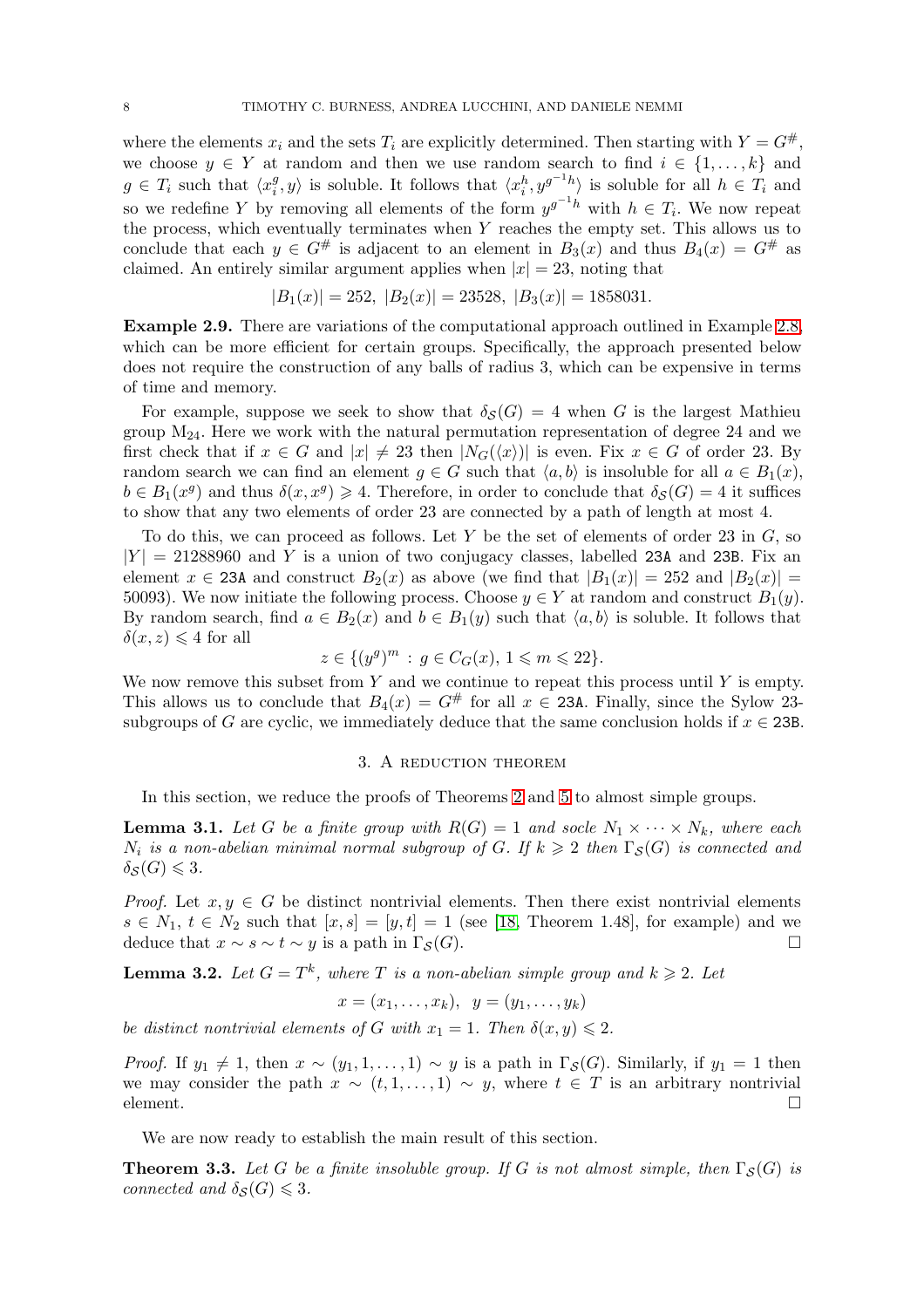where the elements $x_i$ and the sets $T_i$ are explicitly determined. Then starting with $Y = G^{\#}$, we choose $y \in Y$ at random and then we use random search to find $i \in \{1, \dots, k\}$ and $g \in T_i$ such that $\langle x_i^g, y\rangle$ is soluble. It follows that $\langle x_i^h, y^{g^{-1}h}\rangle$ is soluble for all $h \in T_i$ and so we redefine $Y$ by removing all elements of the form $y^{g^{-1}h}$ with $h \in T_i$. We now repeat the process, which eventually terminates when $Y$ reaches the empty set. This allows us to conclude that each $y \in G^{\#}$ is adjacent to an element in $B_3(x)$ and thus $B_4(x) = G^{\#}$ as claimed. An entirely similar argument applies when $|x| = 23$, noting that

$$|B_1(x)| = 252,\ |B_2(x)| = 23528,\ |B_3(x)| = 1858031.$$

**Example 2.9.** There are variations of the computational approach outlined in Example 2.8, which can be more efficient for certain groups. Specifically, the approach presented below does not require the construction of any balls of radius 3, which can be expensive in terms of time and memory.

For example, suppose we seek to show that $\delta_{\mathcal{S}}(G) = 4$ when $G$ is the largest Mathieu group $\mathrm{M}_{24}$. Here we work with the natural permutation representation of degree 24 and we first check that if $x \in G$ and $|x| \neq 23$ then $|N_G(\langle x\rangle)|$ is even. Fix $x \in G$ of order 23. By random search we can find an element $g \in G$ such that $\langle a, b\rangle$ is insoluble for all $a \in B_1(x)$, $b \in B_1(x^g)$ and thus $\delta(x, x^g) \geqslant 4$. Therefore, in order to conclude that $\delta_{\mathcal{S}}(G) = 4$ it suffices to show that any two elements of order 23 are connected by a path of length at most 4.

To do this, we can proceed as follows. Let $Y$ be the set of elements of order 23 in $G$, so $|Y| = 21288960$ and $Y$ is a union of two conjugacy classes, labelled `23A` and `23B`. Fix an element $x \in$ `23A` and construct $B_2(x)$ as above (we find that $|B_1(x)| = 252$ and $|B_2(x)| = 50093$). We now initiate the following process. Choose $y \in Y$ at random and construct $B_1(y)$. By random search, find $a \in B_2(x)$ and $b \in B_1(y)$ such that $\langle a, b\rangle$ is soluble. It follows that $\delta(x, z) \leqslant 4$ for all

$$z \in \{(y^g)^m \,:\, g \in C_G(x),\ 1 \leqslant m \leqslant 22\}.$$

We now remove this subset from $Y$ and we continue to repeat this process until $Y$ is empty. This allows us to conclude that $B_4(x) = G^{\#}$ for all $x \in$ `23A`. Finally, since the Sylow 23-subgroups of $G$ are cyclic, we immediately deduce that the same conclusion holds if $x \in$ `23B`.

## 3. A reduction theorem

In this section, we reduce the proofs of Theorems 2 and 5 to almost simple groups.

**Lemma 3.1.** *Let $G$ be a finite group with $R(G) = 1$ and socle $N_1 \times \cdots \times N_k$, where each $N_i$ is a non-abelian minimal normal subgroup of $G$. If $k \geqslant 2$ then $\Gamma_{\mathcal{S}}(G)$ is connected and $\delta_{\mathcal{S}}(G) \leqslant 3$.*

*Proof.* Let $x, y \in G$ be distinct nontrivial elements. Then there exist nontrivial elements $s \in N_1$, $t \in N_2$ such that $[x, s] = [y, t] = 1$ (see [18, Theorem 1.48], for example) and we deduce that $x \sim s \sim t \sim y$ is a path in $\Gamma_{\mathcal{S}}(G)$. □

**Lemma 3.2.** *Let $G = T^k$, where $T$ is a non-abelian simple group and $k \geqslant 2$. Let*

$$x = (x_1, \dots, x_k),\ \ y = (y_1, \dots, y_k)$$

*be distinct nontrivial elements of $G$ with $x_1 = 1$. Then $\delta(x, y) \leqslant 2$.*

*Proof.* If $y_1 \neq 1$, then $x \sim (y_1, 1, \dots, 1) \sim y$ is a path in $\Gamma_{\mathcal{S}}(G)$. Similarly, if $y_1 = 1$ then we may consider the path $x \sim (t, 1, \dots, 1) \sim y$, where $t \in T$ is an arbitrary nontrivial element. □

We are now ready to establish the main result of this section.

**Theorem 3.3.** *Let $G$ be a finite insoluble group. If $G$ is not almost simple, then $\Gamma_{\mathcal{S}}(G)$ is connected and $\delta_{\mathcal{S}}(G) \leqslant 3$.*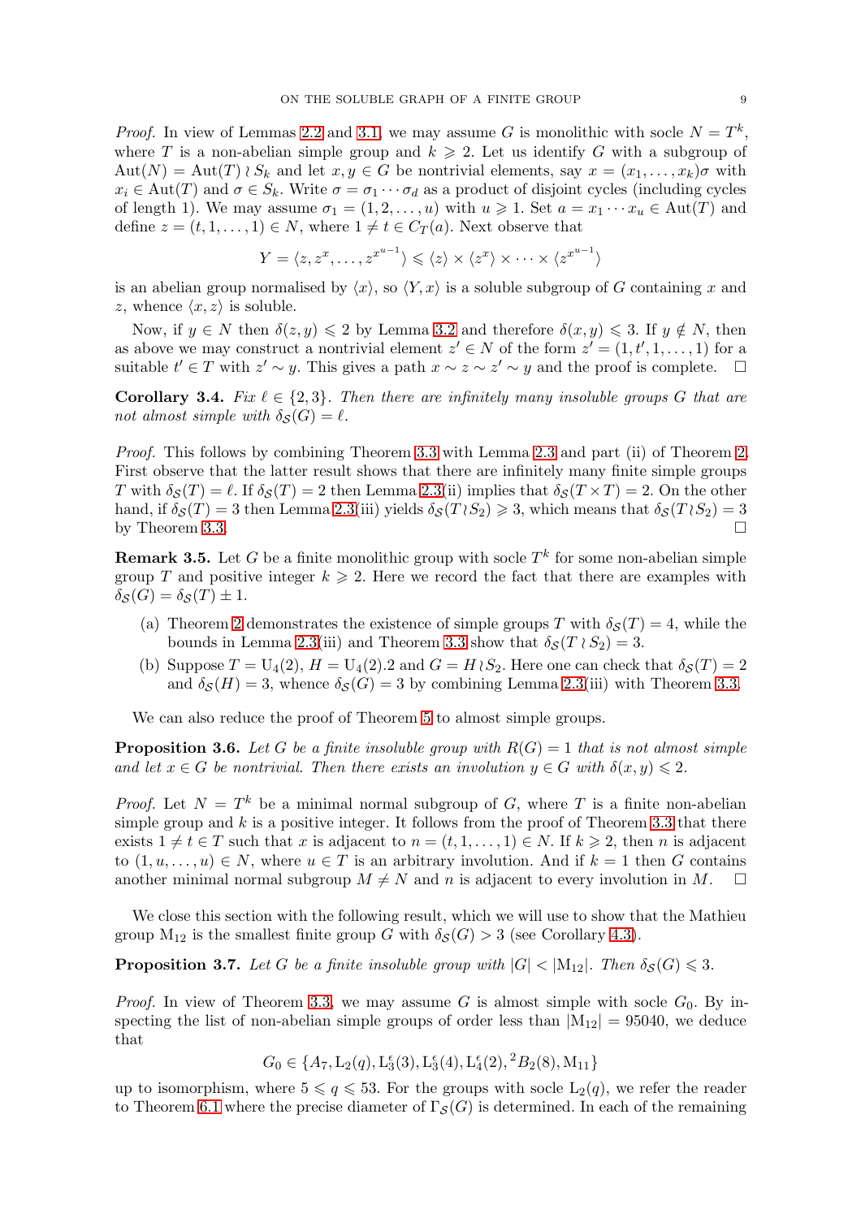*Proof.* In view of Lemmas 2.2 and 3.1, we may assume $G$ is monolithic with socle $N = T^k$, where $T$ is a non-abelian simple group and $k \geqslant 2$. Let us identify $G$ with a subgroup of $\mathrm{Aut}(N) = \mathrm{Aut}(T) \wr S_k$ and let $x, y \in G$ be nontrivial elements, say $x = (x_1, \ldots, x_k)\sigma$ with $x_i \in \mathrm{Aut}(T)$ and $\sigma \in S_k$. Write $\sigma = \sigma_1 \cdots \sigma_d$ as a product of disjoint cycles (including cycles of length 1). We may assume $\sigma_1 = (1, 2, \ldots, u)$ with $u \geqslant 1$. Set $a = x_1 \cdots x_u \in \mathrm{Aut}(T)$ and define $z = (t, 1, \ldots, 1) \in N$, where $1 \neq t \in C_T(a)$. Next observe that

$$Y = \langle z, z^x, \ldots, z^{x^{u-1}} \rangle \leqslant \langle z \rangle \times \langle z^x \rangle \times \cdots \times \langle z^{x^{u-1}} \rangle$$

is an abelian group normalised by $\langle x \rangle$, so $\langle Y, x \rangle$ is a soluble subgroup of $G$ containing $x$ and $z$, whence $\langle x, z \rangle$ is soluble.

Now, if $y \in N$ then $\delta(z, y) \leqslant 2$ by Lemma 3.2 and therefore $\delta(x, y) \leqslant 3$. If $y \notin N$, then as above we may construct a nontrivial element $z' \in N$ of the form $z' = (1, t', 1, \ldots, 1)$ for a suitable $t' \in T$ with $z' \sim y$. This gives a path $x \sim z \sim z' \sim y$ and the proof is complete. $\square$

**Corollary 3.4.** *Fix $\ell \in \{2, 3\}$. Then there are infinitely many insoluble groups $G$ that are not almost simple with $\delta_{\mathcal{S}}(G) = \ell$.*

*Proof.* This follows by combining Theorem 3.3 with Lemma 2.3 and part (ii) of Theorem 2. First observe that the latter result shows that there are infinitely many finite simple groups $T$ with $\delta_{\mathcal{S}}(T) = \ell$. If $\delta_{\mathcal{S}}(T) = 2$ then Lemma 2.3(ii) implies that $\delta_{\mathcal{S}}(T \times T) = 2$. On the other hand, if $\delta_{\mathcal{S}}(T) = 3$ then Lemma 2.3(iii) yields $\delta_{\mathcal{S}}(T \wr S_2) \geqslant 3$, which means that $\delta_{\mathcal{S}}(T \wr S_2) = 3$ by Theorem 3.3. $\square$

**Remark 3.5.** Let $G$ be a finite monolithic group with socle $T^k$ for some non-abelian simple group $T$ and positive integer $k \geqslant 2$. Here we record the fact that there are examples with $\delta_{\mathcal{S}}(G) = \delta_{\mathcal{S}}(T) \pm 1$.

(a) Theorem 2 demonstrates the existence of simple groups $T$ with $\delta_{\mathcal{S}}(T) = 4$, while the bounds in Lemma 2.3(iii) and Theorem 3.3 show that $\delta_{\mathcal{S}}(T \wr S_2) = 3$.

(b) Suppose $T = \mathrm{U}_4(2)$, $H = \mathrm{U}_4(2).2$ and $G = H \wr S_2$. Here one can check that $\delta_{\mathcal{S}}(T) = 2$ and $\delta_{\mathcal{S}}(H) = 3$, whence $\delta_{\mathcal{S}}(G) = 3$ by combining Lemma 2.3(iii) with Theorem 3.3.

We can also reduce the proof of Theorem 5 to almost simple groups.

**Proposition 3.6.** *Let $G$ be a finite insoluble group with $R(G) = 1$ that is not almost simple and let $x \in G$ be nontrivial. Then there exists an involution $y \in G$ with $\delta(x, y) \leqslant 2$.*

*Proof.* Let $N = T^k$ be a minimal normal subgroup of $G$, where $T$ is a finite non-abelian simple group and $k$ is a positive integer. It follows from the proof of Theorem 3.3 that there exists $1 \neq t \in T$ such that $x$ is adjacent to $n = (t, 1, \ldots, 1) \in N$. If $k \geqslant 2$, then $n$ is adjacent to $(1, u, \ldots, u) \in N$, where $u \in T$ is an arbitrary involution. And if $k = 1$ then $G$ contains another minimal normal subgroup $M \neq N$ and $n$ is adjacent to every involution in $M$. $\square$

We close this section with the following result, which we will use to show that the Mathieu group $\mathrm{M}_{12}$ is the smallest finite group $G$ with $\delta_{\mathcal{S}}(G) > 3$ (see Corollary 4.3).

**Proposition 3.7.** *Let $G$ be a finite insoluble group with $|G| < |\mathrm{M}_{12}|$. Then $\delta_{\mathcal{S}}(G) \leqslant 3$.*

*Proof.* In view of Theorem 3.3, we may assume $G$ is almost simple with socle $G_0$. By inspecting the list of non-abelian simple groups of order less than $|\mathrm{M}_{12}| = 95040$, we deduce that

$$G_0 \in \{A_7, \mathrm{L}_2(q), \mathrm{L}_3^{\epsilon}(3), \mathrm{L}_3^{\epsilon}(4), \mathrm{L}_4^{\epsilon}(2), {}^2B_2(8), \mathrm{M}_{11}\}$$

up to isomorphism, where $5 \leqslant q \leqslant 53$. For the groups with socle $\mathrm{L}_2(q)$, we refer the reader to Theorem 6.1 where the precise diameter of $\Gamma_{\mathcal{S}}(G)$ is determined. In each of the remaining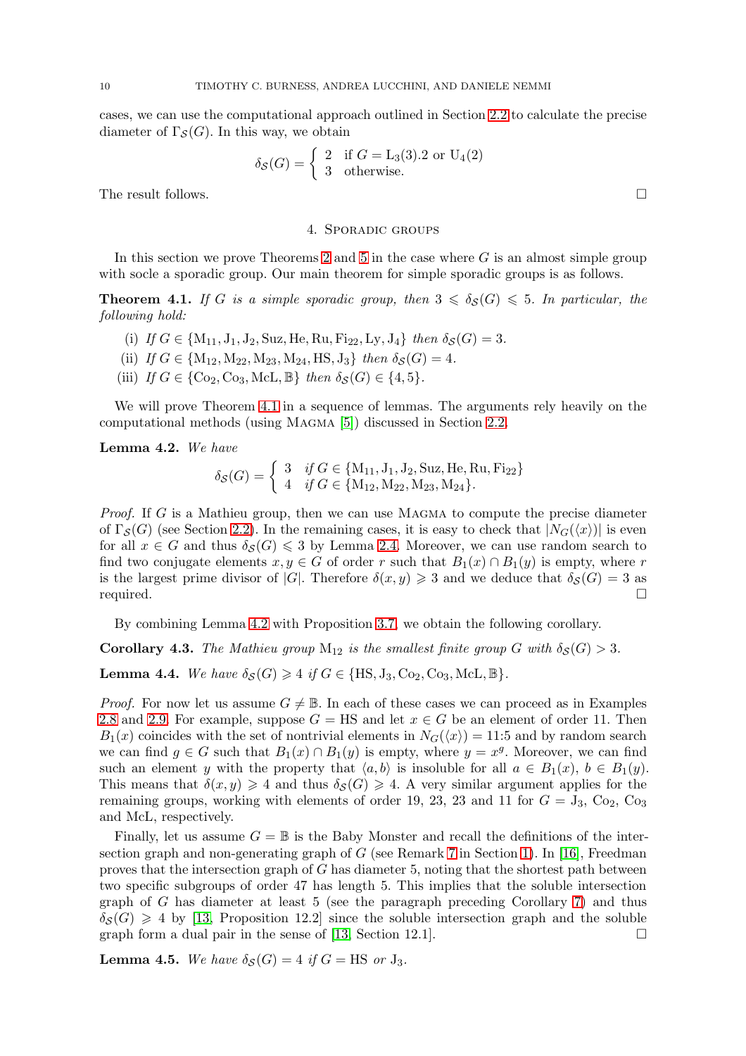cases, we can use the computational approach outlined in Section 2.2 to calculate the precise diameter of $\Gamma_{\mathcal{S}}(G)$. In this way, we obtain

$$\delta_{\mathcal{S}}(G) = \begin{cases} 2 & \text{if } G = \mathrm{L}_3(3).2 \text{ or } \mathrm{U}_4(2) \\ 3 & \text{otherwise.} \end{cases}$$

The result follows. □

## 4. Sporadic groups

In this section we prove Theorems 2 and 5 in the case where $G$ is an almost simple group with socle a sporadic group. Our main theorem for simple sporadic groups is as follows.

**Theorem 4.1.** *If $G$ is a simple sporadic group, then $3 \leqslant \delta_{\mathcal{S}}(G) \leqslant 5$. In particular, the following hold:*

- (i) *If $G \in \{\mathrm{M}_{11}, \mathrm{J}_1, \mathrm{J}_2, \mathrm{Suz}, \mathrm{He}, \mathrm{Ru}, \mathrm{Fi}_{22}, \mathrm{Ly}, \mathrm{J}_4\}$ then $\delta_{\mathcal{S}}(G) = 3$.*
- (ii) *If $G \in \{\mathrm{M}_{12}, \mathrm{M}_{22}, \mathrm{M}_{23}, \mathrm{M}_{24}, \mathrm{HS}, \mathrm{J}_3\}$ then $\delta_{\mathcal{S}}(G) = 4$.*
- (iii) *If $G \in \{\mathrm{Co}_2, \mathrm{Co}_3, \mathrm{McL}, \mathbb{B}\}$ then $\delta_{\mathcal{S}}(G) \in \{4, 5\}$.*

We will prove Theorem 4.1 in a sequence of lemmas. The arguments rely heavily on the computational methods (using Magma [5]) discussed in Section 2.2.

**Lemma 4.2.** *We have*

$$\delta_{\mathcal{S}}(G) = \begin{cases} 3 & \text{if } G \in \{\mathrm{M}_{11}, \mathrm{J}_1, \mathrm{J}_2, \mathrm{Suz}, \mathrm{He}, \mathrm{Ru}, \mathrm{Fi}_{22}\} \\ 4 & \text{if } G \in \{\mathrm{M}_{12}, \mathrm{M}_{22}, \mathrm{M}_{23}, \mathrm{M}_{24}\}. \end{cases}$$

*Proof.* If $G$ is a Mathieu group, then we can use Magma to compute the precise diameter of $\Gamma_{\mathcal{S}}(G)$ (see Section 2.2). In the remaining cases, it is easy to check that $|N_G(\langle x \rangle)|$ is even for all $x \in G$ and thus $\delta_{\mathcal{S}}(G) \leqslant 3$ by Lemma 2.4. Moreover, we can use random search to find two conjugate elements $x, y \in G$ of order $r$ such that $B_1(x) \cap B_1(y)$ is empty, where $r$ is the largest prime divisor of $|G|$. Therefore $\delta(x, y) \geqslant 3$ and we deduce that $\delta_{\mathcal{S}}(G) = 3$ as required. □

By combining Lemma 4.2 with Proposition 3.7, we obtain the following corollary.

**Corollary 4.3.** *The Mathieu group $\mathrm{M}_{12}$ is the smallest finite group $G$ with $\delta_{\mathcal{S}}(G) > 3$.*

**Lemma 4.4.** *We have $\delta_{\mathcal{S}}(G) \geqslant 4$ if $G \in \{\mathrm{HS}, \mathrm{J}_3, \mathrm{Co}_2, \mathrm{Co}_3, \mathrm{McL}, \mathbb{B}\}$.*

*Proof.* For now let us assume $G \neq \mathbb{B}$. In each of these cases we can proceed as in Examples 2.8 and 2.9. For example, suppose $G = \mathrm{HS}$ and let $x \in G$ be an element of order 11. Then $B_1(x)$ coincides with the set of nontrivial elements in $N_G(\langle x \rangle) = 11{:}5$ and by random search we can find $g \in G$ such that $B_1(x) \cap B_1(y)$ is empty, where $y = x^g$. Moreover, we can find such an element $y$ with the property that $\langle a, b \rangle$ is insoluble for all $a \in B_1(x)$, $b \in B_1(y)$. This means that $\delta(x, y) \geqslant 4$ and thus $\delta_{\mathcal{S}}(G) \geqslant 4$. A very similar argument applies for the remaining groups, working with elements of order 19, 23, 23 and 11 for $G = \mathrm{J}_3$, $\mathrm{Co}_2$, $\mathrm{Co}_3$ and McL, respectively.

Finally, let us assume $G = \mathbb{B}$ is the Baby Monster and recall the definitions of the intersection graph and non-generating graph of $G$ (see Remark 7 in Section 1). In [16], Freedman proves that the intersection graph of $G$ has diameter 5, noting that the shortest path between two specific subgroups of order 47 has length 5. This implies that the soluble intersection graph of $G$ has diameter at least 5 (see the paragraph preceding Corollary 7) and thus $\delta_{\mathcal{S}}(G) \geqslant 4$ by [13, Proposition 12.2] since the soluble intersection graph and the soluble graph form a dual pair in the sense of [13, Section 12.1]. □

**Lemma 4.5.** *We have $\delta_{\mathcal{S}}(G) = 4$ if $G = \mathrm{HS}$ or $\mathrm{J}_3$.*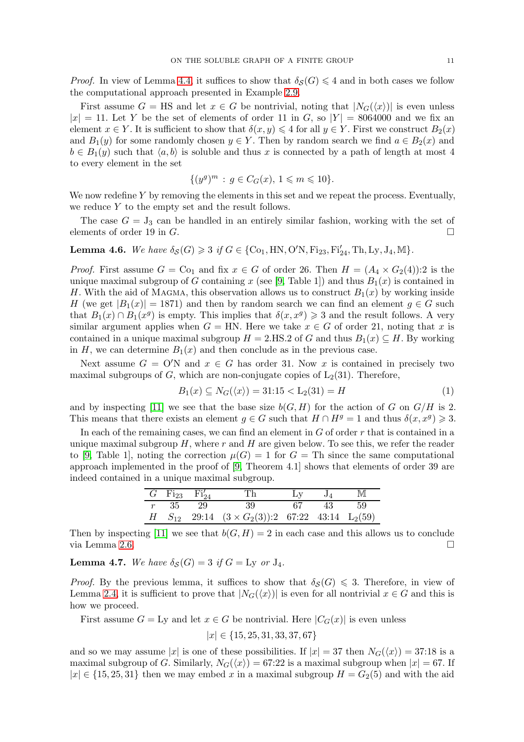*Proof.* In view of Lemma 4.4, it suffices to show that $\delta_{\mathcal{S}}(G) \leqslant 4$ and in both cases we follow the computational approach presented in Example 2.9.

First assume $G = \mathrm{HS}$ and let $x \in G$ be nontrivial, noting that $|N_G(\langle x \rangle)|$ is even unless $|x| = 11$. Let $Y$ be the set of elements of order 11 in $G$, so $|Y| = 8064000$ and we fix an element $x \in Y$. It is sufficient to show that $\delta(x, y) \leqslant 4$ for all $y \in Y$. First we construct $B_2(x)$ and $B_1(y)$ for some randomly chosen $y \in Y$. Then by random search we find $a \in B_2(x)$ and $b \in B_1(y)$ such that $\langle a, b \rangle$ is soluble and thus $x$ is connected by a path of length at most 4 to every element in the set

$$\{(y^g)^m \,:\, g \in C_G(x),\, 1 \leqslant m \leqslant 10\}.$$

We now redefine $Y$ by removing the elements in this set and we repeat the process. Eventually, we reduce $Y$ to the empty set and the result follows.

The case $G = \mathrm{J}_3$ can be handled in an entirely similar fashion, working with the set of elements of order 19 in $G$. $\square$

**Lemma 4.6.** *We have $\delta_{\mathcal{S}}(G) \geqslant 3$ if $G \in \{\mathrm{Co}_1, \mathrm{HN}, \mathrm{O'N}, \mathrm{Fi}_{23}, \mathrm{Fi}_{24}', \mathrm{Th}, \mathrm{Ly}, \mathrm{J}_4, \mathbb{M}\}$.*

*Proof.* First assume $G = \mathrm{Co}_1$ and fix $x \in G$ of order 26. Then $H = (A_4 \times G_2(4)){:}2$ is the unique maximal subgroup of $G$ containing $x$ (see [9, Table 1]) and thus $B_1(x)$ is contained in $H$. With the aid of Magma, this observation allows us to construct $B_1(x)$ by working inside $H$ (we get $|B_1(x)| = 1871$) and then by random search we can find an element $g \in G$ such that $B_1(x) \cap B_1(x^g)$ is empty. This implies that $\delta(x, x^g) \geqslant 3$ and the result follows. A very similar argument applies when $G = \mathrm{HN}$. Here we take $x \in G$ of order 21, noting that $x$ is contained in a unique maximal subgroup $H = 2.\mathrm{HS}.2$ of $G$ and thus $B_1(x) \subseteq H$. By working in $H$, we can determine $B_1(x)$ and then conclude as in the previous case.

Next assume $G = \mathrm{O'N}$ and $x \in G$ has order 31. Now $x$ is contained in precisely two maximal subgroups of $G$, which are non-conjugate copies of $\mathrm{L}_2(31)$. Therefore,

$$B_1(x) \subseteq N_G(\langle x \rangle) = 31{:}15 < \mathrm{L}_2(31) = H \tag{1}$$

and by inspecting [11] we see that the base size $b(G, H)$ for the action of $G$ on $G/H$ is 2. This means that there exists an element $g \in G$ such that $H \cap H^g = 1$ and thus $\delta(x, x^g) \geqslant 3$.

In each of the remaining cases, we can find an element in $G$ of order $r$ that is contained in a unique maximal subgroup $H$, where $r$ and $H$ are given below. To see this, we refer the reader to [9, Table 1], noting the correction $\mu(G) = 1$ for $G = \mathrm{Th}$ since the same computational approach implemented in the proof of [9, Theorem 4.1] shows that elements of order 39 are indeed contained in a unique maximal subgroup.

| $G$ | $\mathrm{Fi}_{23}$ | $\mathrm{Fi}_{24}'$ | $\mathrm{Th}$ | $\mathrm{Ly}$ | $\mathrm{J}_4$ | $\mathbb{M}$ |
|---|---|---|---|---|---|---|
| $r$ | 35 | 29 | 39 | 67 | 43 | 59 |
| $H$ | $S_{12}$ | $29{:}14$ | $(3 \times G_2(3)){:}2$ | $67{:}22$ | $43{:}14$ | $\mathrm{L}_2(59)$ |

Then by inspecting [11] we see that $b(G, H) = 2$ in each case and this allows us to conclude via Lemma 2.6. $\square$

**Lemma 4.7.** *We have $\delta_{\mathcal{S}}(G) = 3$ if $G = \mathrm{Ly}$ or $\mathrm{J}_4$.*

*Proof.* By the previous lemma, it suffices to show that $\delta_{\mathcal{S}}(G) \leqslant 3$. Therefore, in view of Lemma 2.4, it is sufficient to prove that $|N_G(\langle x \rangle)|$ is even for all nontrivial $x \in G$ and this is how we proceed.

First assume $G = \mathrm{Ly}$ and let $x \in G$ be nontrivial. Here $|C_G(x)|$ is even unless

$$|x| \in \{15, 25, 31, 33, 37, 67\}$$

and so we may assume $|x|$ is one of these possibilities. If $|x| = 37$ then $N_G(\langle x \rangle) = 37{:}18$ is a maximal subgroup of $G$. Similarly, $N_G(\langle x \rangle) = 67{:}22$ is a maximal subgroup when $|x| = 67$. If $|x| \in \{15, 25, 31\}$ then we may embed $x$ in a maximal subgroup $H = G_2(5)$ and with the aid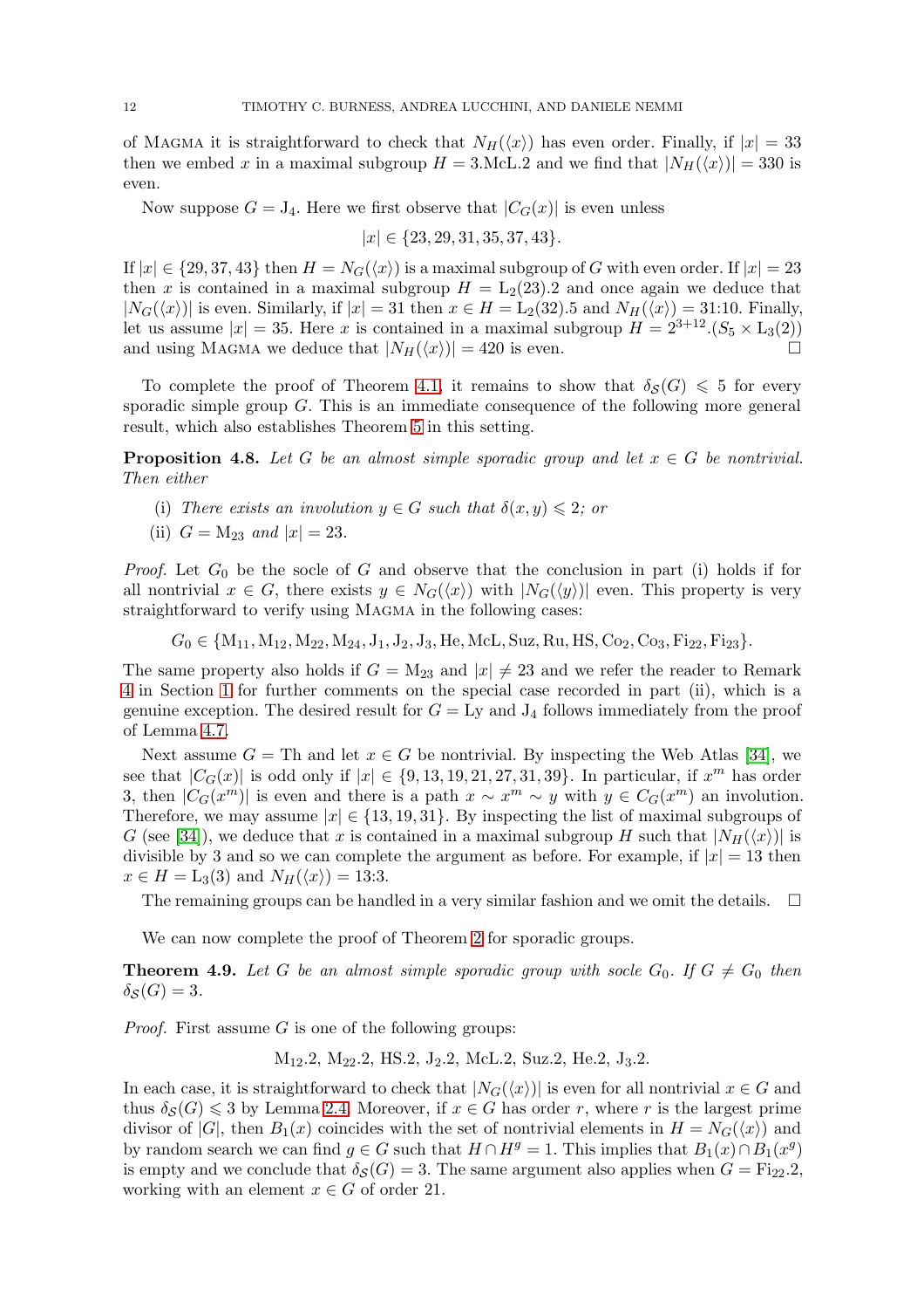of Magma it is straightforward to check that $N_H(\langle x\rangle)$ has even order. Finally, if $|x| = 33$ then we embed $x$ in a maximal subgroup $H = 3.\mathrm{McL}.2$ and we find that $|N_H(\langle x\rangle)| = 330$ is even.

Now suppose $G = \mathrm{J}_4$. Here we first observe that $|C_G(x)|$ is even unless

$$|x| \in \{23, 29, 31, 35, 37, 43\}.$$

If $|x| \in \{29, 37, 43\}$ then $H = N_G(\langle x\rangle)$ is a maximal subgroup of $G$ with even order. If $|x| = 23$ then $x$ is contained in a maximal subgroup $H = \mathrm{L}_2(23).2$ and once again we deduce that $|N_G(\langle x\rangle)|$ is even. Similarly, if $|x| = 31$ then $x \in H = \mathrm{L}_2(32).5$ and $N_H(\langle x\rangle) = 31{:}10$. Finally, let us assume $|x| = 35$. Here $x$ is contained in a maximal subgroup $H = 2^{3+12}.(S_5 \times \mathrm{L}_3(2))$ and using Magma we deduce that $|N_H(\langle x\rangle)| = 420$ is even. □

To complete the proof of Theorem 4.1, it remains to show that $\delta_{\mathcal{S}}(G) \leqslant 5$ for every sporadic simple group $G$. This is an immediate consequence of the following more general result, which also establishes Theorem 5 in this setting.

**Proposition 4.8.** *Let $G$ be an almost simple sporadic group and let $x \in G$ be nontrivial. Then either*

(i) *There exists an involution $y \in G$ such that $\delta(x, y) \leqslant 2$; or*
(ii) *$G = \mathrm{M}_{23}$ and $|x| = 23$.*

*Proof.* Let $G_0$ be the socle of $G$ and observe that the conclusion in part (i) holds if for all nontrivial $x \in G$, there exists $y \in N_G(\langle x\rangle)$ with $|N_G(\langle y\rangle)|$ even. This property is very straightforward to verify using Magma in the following cases:

$$G_0 \in \{\mathrm{M}_{11}, \mathrm{M}_{12}, \mathrm{M}_{22}, \mathrm{M}_{24}, \mathrm{J}_1, \mathrm{J}_2, \mathrm{J}_3, \mathrm{He}, \mathrm{McL}, \mathrm{Suz}, \mathrm{Ru}, \mathrm{HS}, \mathrm{Co}_2, \mathrm{Co}_3, \mathrm{Fi}_{22}, \mathrm{Fi}_{23}\}.$$

The same property also holds if $G = \mathrm{M}_{23}$ and $|x| \neq 23$ and we refer the reader to Remark 4 in Section 1 for further comments on the special case recorded in part (ii), which is a genuine exception. The desired result for $G = \mathrm{Ly}$ and $\mathrm{J}_4$ follows immediately from the proof of Lemma 4.7.

Next assume $G = \mathrm{Th}$ and let $x \in G$ be nontrivial. By inspecting the Web Atlas [34], we see that $|C_G(x)|$ is odd only if $|x| \in \{9, 13, 19, 21, 27, 31, 39\}$. In particular, if $x^m$ has order 3, then $|C_G(x^m)|$ is even and there is a path $x \sim x^m \sim y$ with $y \in C_G(x^m)$ an involution. Therefore, we may assume $|x| \in \{13, 19, 31\}$. By inspecting the list of maximal subgroups of $G$ (see [34]), we deduce that $x$ is contained in a maximal subgroup $H$ such that $|N_H(\langle x\rangle)|$ is divisible by 3 and so we can complete the argument as before. For example, if $|x| = 13$ then $x \in H = \mathrm{L}_3(3)$ and $N_H(\langle x\rangle) = 13{:}3$.

The remaining groups can be handled in a very similar fashion and we omit the details. □

We can now complete the proof of Theorem 2 for sporadic groups.

**Theorem 4.9.** *Let $G$ be an almost simple sporadic group with socle $G_0$. If $G \neq G_0$ then $\delta_{\mathcal{S}}(G) = 3$.*

*Proof.* First assume $G$ is one of the following groups:

$$\mathrm{M}_{12}.2,\ \mathrm{M}_{22}.2,\ \mathrm{HS}.2,\ \mathrm{J}_2.2,\ \mathrm{McL}.2,\ \mathrm{Suz}.2,\ \mathrm{He}.2,\ \mathrm{J}_3.2.$$

In each case, it is straightforward to check that $|N_G(\langle x\rangle)|$ is even for all nontrivial $x \in G$ and thus $\delta_{\mathcal{S}}(G) \leqslant 3$ by Lemma 2.4. Moreover, if $x \in G$ has order $r$, where $r$ is the largest prime divisor of $|G|$, then $B_1(x)$ coincides with the set of nontrivial elements in $H = N_G(\langle x\rangle)$ and by random search we can find $g \in G$ such that $H \cap H^g = 1$. This implies that $B_1(x) \cap B_1(x^g)$ is empty and we conclude that $\delta_{\mathcal{S}}(G) = 3$. The same argument also applies when $G = \mathrm{Fi}_{22}.2$, working with an element $x \in G$ of order 21.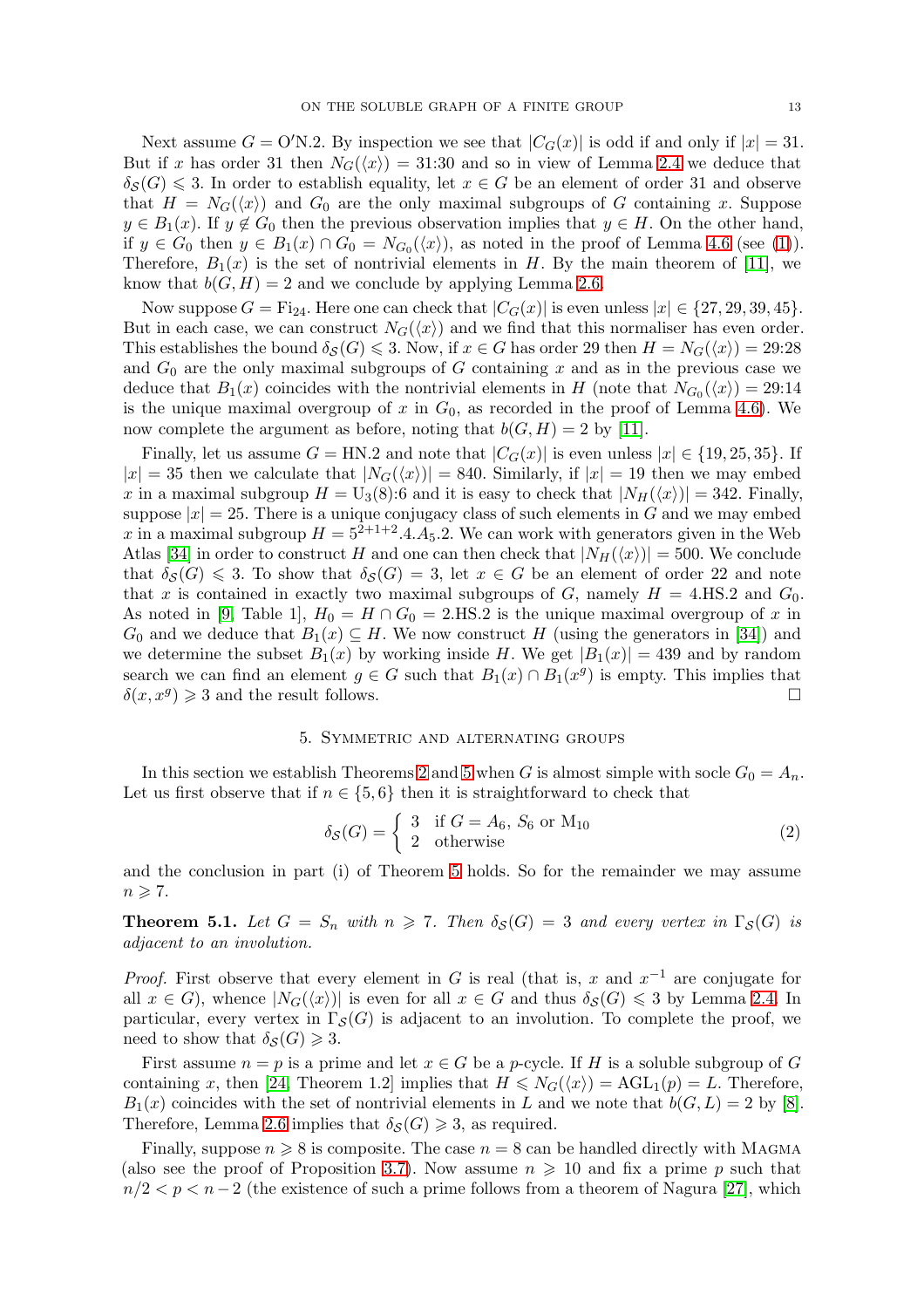Next assume $G = \mathrm{O'N}.2$. By inspection we see that $|C_G(x)|$ is odd if and only if $|x| = 31$. But if $x$ has order 31 then $N_G(\langle x \rangle) = 31{:}30$ and so in view of Lemma 2.4 we deduce that $\delta_{\mathcal{S}}(G) \leqslant 3$. In order to establish equality, let $x \in G$ be an element of order 31 and observe that $H = N_G(\langle x \rangle)$ and $G_0$ are the only maximal subgroups of $G$ containing $x$. Suppose $y \in B_1(x)$. If $y \notin G_0$ then the previous observation implies that $y \in H$. On the other hand, if $y \in G_0$ then $y \in B_1(x) \cap G_0 = N_{G_0}(\langle x \rangle)$, as noted in the proof of Lemma 4.6 (see (1)). Therefore, $B_1(x)$ is the set of nontrivial elements in $H$. By the main theorem of [11], we know that $b(G, H) = 2$ and we conclude by applying Lemma 2.6.

Now suppose $G = \mathrm{Fi}_{24}$. Here one can check that $|C_G(x)|$ is even unless $|x| \in \{27, 29, 39, 45\}$. But in each case, we can construct $N_G(\langle x \rangle)$ and we find that this normaliser has even order. This establishes the bound $\delta_{\mathcal{S}}(G) \leqslant 3$. Now, if $x \in G$ has order 29 then $H = N_G(\langle x \rangle) = 29{:}28$ and $G_0$ are the only maximal subgroups of $G$ containing $x$ and as in the previous case we deduce that $B_1(x)$ coincides with the nontrivial elements in $H$ (note that $N_{G_0}(\langle x \rangle) = 29{:}14$ is the unique maximal overgroup of $x$ in $G_0$, as recorded in the proof of Lemma 4.6). We now complete the argument as before, noting that $b(G, H) = 2$ by [11].

Finally, let us assume $G = \mathrm{HN}.2$ and note that $|C_G(x)|$ is even unless $|x| \in \{19, 25, 35\}$. If $|x| = 35$ then we calculate that $|N_G(\langle x \rangle)| = 840$. Similarly, if $|x| = 19$ then we may embed $x$ in a maximal subgroup $H = \mathrm{U}_3(8){:}6$ and it is easy to check that $|N_H(\langle x \rangle)| = 342$. Finally, suppose $|x| = 25$. There is a unique conjugacy class of such elements in $G$ and we may embed $x$ in a maximal subgroup $H = 5^{2+1+2}.4.A_5.2$. We can work with generators given in the Web Atlas [34] in order to construct $H$ and one can then check that $|N_H(\langle x \rangle)| = 500$. We conclude that $\delta_{\mathcal{S}}(G) \leqslant 3$. To show that $\delta_{\mathcal{S}}(G) = 3$, let $x \in G$ be an element of order 22 and note that $x$ is contained in exactly two maximal subgroups of $G$, namely $H = 4.\mathrm{HS}.2$ and $G_0$. As noted in [9, Table 1], $H_0 = H \cap G_0 = 2.\mathrm{HS}.2$ is the unique maximal overgroup of $x$ in $G_0$ and we deduce that $B_1(x) \subseteq H$. We now construct $H$ (using the generators in [34]) and we determine the subset $B_1(x)$ by working inside $H$. We get $|B_1(x)| = 439$ and by random search we can find an element $g \in G$ such that $B_1(x) \cap B_1(x^g)$ is empty. This implies that $\delta(x, x^g) \geqslant 3$ and the result follows. $\square$

## 5. Symmetric and alternating groups

In this section we establish Theorems 2 and 5 when $G$ is almost simple with socle $G_0 = A_n$. Let us first observe that if $n \in \{5, 6\}$ then it is straightforward to check that

$$\delta_{\mathcal{S}}(G) = \begin{cases} 3 & \text{if } G = A_6,\ S_6 \text{ or } \mathrm{M}_{10} \\ 2 & \text{otherwise} \end{cases} \tag{2}$$

and the conclusion in part (i) of Theorem 5 holds. So for the remainder we may assume $n \geqslant 7$.

**Theorem 5.1.** *Let $G = S_n$ with $n \geqslant 7$. Then $\delta_{\mathcal{S}}(G) = 3$ and every vertex in $\Gamma_{\mathcal{S}}(G)$ is adjacent to an involution.*

*Proof.* First observe that every element in $G$ is real (that is, $x$ and $x^{-1}$ are conjugate for all $x \in G$), whence $|N_G(\langle x \rangle)|$ is even for all $x \in G$ and thus $\delta_{\mathcal{S}}(G) \leqslant 3$ by Lemma 2.4. In particular, every vertex in $\Gamma_{\mathcal{S}}(G)$ is adjacent to an involution. To complete the proof, we need to show that $\delta_{\mathcal{S}}(G) \geqslant 3$.

First assume $n = p$ is a prime and let $x \in G$ be a $p$-cycle. If $H$ is a soluble subgroup of $G$ containing $x$, then [24, Theorem 1.2] implies that $H \leqslant N_G(\langle x \rangle) = \mathrm{AGL}_1(p) = L$. Therefore, $B_1(x)$ coincides with the set of nontrivial elements in $L$ and we note that $b(G, L) = 2$ by [8]. Therefore, Lemma 2.6 implies that $\delta_{\mathcal{S}}(G) \geqslant 3$, as required.

Finally, suppose $n \geqslant 8$ is composite. The case $n = 8$ can be handled directly with Magma (also see the proof of Proposition 3.7). Now assume $n \geqslant 10$ and fix a prime $p$ such that $n/2 < p < n - 2$ (the existence of such a prime follows from a theorem of Nagura [27], which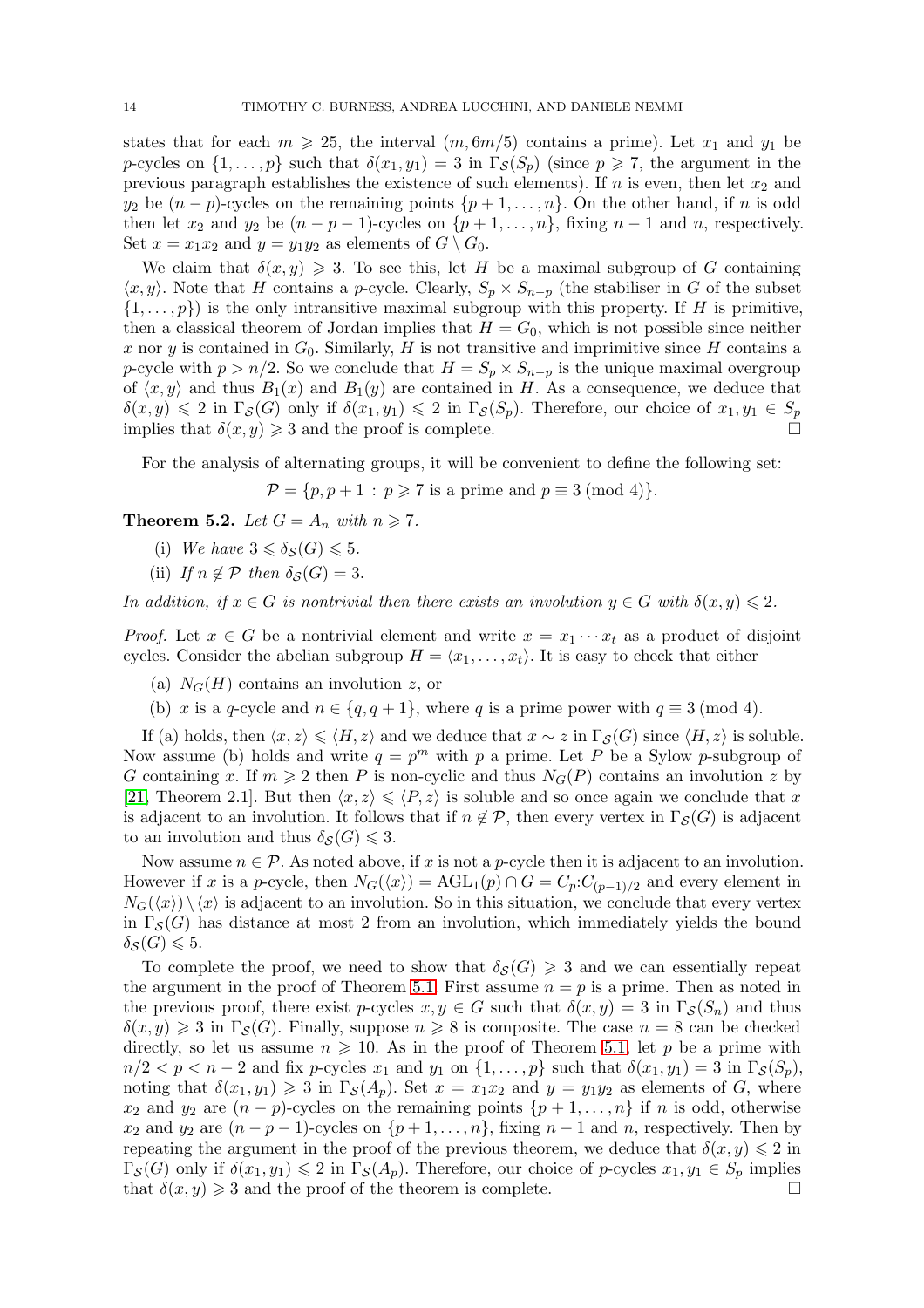states that for each $m \geqslant 25$, the interval $(m, 6m/5)$ contains a prime). Let $x_1$ and $y_1$ be $p$-cycles on $\{1, \ldots, p\}$ such that $\delta(x_1, y_1) = 3$ in $\Gamma_{\mathcal{S}}(S_p)$ (since $p \geqslant 7$, the argument in the previous paragraph establishes the existence of such elements). If $n$ is even, then let $x_2$ and $y_2$ be $(n-p)$-cycles on the remaining points $\{p+1, \ldots, n\}$. On the other hand, if $n$ is odd then let $x_2$ and $y_2$ be $(n-p-1)$-cycles on $\{p+1, \ldots, n\}$, fixing $n-1$ and $n$, respectively. Set $x = x_1x_2$ and $y = y_1y_2$ as elements of $G \setminus G_0$.

We claim that $\delta(x, y) \geqslant 3$. To see this, let $H$ be a maximal subgroup of $G$ containing $\langle x, y\rangle$. Note that $H$ contains a $p$-cycle. Clearly, $S_p \times S_{n-p}$ (the stabiliser in $G$ of the subset $\{1, \ldots, p\}$) is the only intransitive maximal subgroup with this property. If $H$ is primitive, then a classical theorem of Jordan implies that $H = G_0$, which is not possible since neither $x$ nor $y$ is contained in $G_0$. Similarly, $H$ is not transitive and imprimitive since $H$ contains a $p$-cycle with $p > n/2$. So we conclude that $H = S_p \times S_{n-p}$ is the unique maximal overgroup of $\langle x, y\rangle$ and thus $B_1(x)$ and $B_1(y)$ are contained in $H$. As a consequence, we deduce that $\delta(x, y) \leqslant 2$ in $\Gamma_{\mathcal{S}}(G)$ only if $\delta(x_1, y_1) \leqslant 2$ in $\Gamma_{\mathcal{S}}(S_p)$. Therefore, our choice of $x_1, y_1 \in S_p$ implies that $\delta(x, y) \geqslant 3$ and the proof is complete. $\square$

For the analysis of alternating groups, it will be convenient to define the following set:

$$\mathcal{P} = \{p, p+1 \,:\, p \geqslant 7 \text{ is a prime and } p \equiv 3 \pmod 4\}.$$

**Theorem 5.2.** *Let $G = A_n$ with $n \geqslant 7$.*

(i) *We have $3 \leqslant \delta_{\mathcal{S}}(G) \leqslant 5$.*

(ii) *If $n \notin \mathcal{P}$ then $\delta_{\mathcal{S}}(G) = 3$.*

*In addition, if $x \in G$ is nontrivial then there exists an involution $y \in G$ with $\delta(x, y) \leqslant 2$.*

*Proof.* Let $x \in G$ be a nontrivial element and write $x = x_1 \cdots x_t$ as a product of disjoint cycles. Consider the abelian subgroup $H = \langle x_1, \ldots, x_t\rangle$. It is easy to check that either

(a) $N_G(H)$ contains an involution $z$, or

(b) $x$ is a $q$-cycle and $n \in \{q, q+1\}$, where $q$ is a prime power with $q \equiv 3 \pmod 4$.

If (a) holds, then $\langle x, z\rangle \leqslant \langle H, z\rangle$ and we deduce that $x \sim z$ in $\Gamma_{\mathcal{S}}(G)$ since $\langle H, z\rangle$ is soluble. Now assume (b) holds and write $q = p^m$ with $p$ a prime. Let $P$ be a Sylow $p$-subgroup of $G$ containing $x$. If $m \geqslant 2$ then $P$ is non-cyclic and thus $N_G(P)$ contains an involution $z$ by [21, Theorem 2.1]. But then $\langle x, z\rangle \leqslant \langle P, z\rangle$ is soluble and so once again we conclude that $x$ is adjacent to an involution. It follows that if $n \notin \mathcal{P}$, then every vertex in $\Gamma_{\mathcal{S}}(G)$ is adjacent to an involution and thus $\delta_{\mathcal{S}}(G) \leqslant 3$.

Now assume $n \in \mathcal{P}$. As noted above, if $x$ is not a $p$-cycle then it is adjacent to an involution. However if $x$ is a $p$-cycle, then $N_G(\langle x\rangle) = \mathrm{AGL}_1(p) \cap G = C_p{:}C_{(p-1)/2}$ and every element in $N_G(\langle x\rangle) \setminus \langle x\rangle$ is adjacent to an involution. So in this situation, we conclude that every vertex in $\Gamma_{\mathcal{S}}(G)$ has distance at most 2 from an involution, which immediately yields the bound $\delta_{\mathcal{S}}(G) \leqslant 5$.

To complete the proof, we need to show that $\delta_{\mathcal{S}}(G) \geqslant 3$ and we can essentially repeat the argument in the proof of Theorem 5.1. First assume $n = p$ is a prime. Then as noted in the previous proof, there exist $p$-cycles $x, y \in G$ such that $\delta(x, y) = 3$ in $\Gamma_{\mathcal{S}}(S_n)$ and thus $\delta(x, y) \geqslant 3$ in $\Gamma_{\mathcal{S}}(G)$. Finally, suppose $n \geqslant 8$ is composite. The case $n = 8$ can be checked directly, so let us assume $n \geqslant 10$. As in the proof of Theorem 5.1, let $p$ be a prime with $n/2 < p < n-2$ and fix $p$-cycles $x_1$ and $y_1$ on $\{1, \ldots, p\}$ such that $\delta(x_1, y_1) = 3$ in $\Gamma_{\mathcal{S}}(S_p)$, noting that $\delta(x_1, y_1) \geqslant 3$ in $\Gamma_{\mathcal{S}}(A_p)$. Set $x = x_1x_2$ and $y = y_1y_2$ as elements of $G$, where $x_2$ and $y_2$ are $(n-p)$-cycles on the remaining points $\{p+1, \ldots, n\}$ if $n$ is odd, otherwise $x_2$ and $y_2$ are $(n-p-1)$-cycles on $\{p+1, \ldots, n\}$, fixing $n-1$ and $n$, respectively. Then by repeating the argument in the proof of the previous theorem, we deduce that $\delta(x, y) \leqslant 2$ in $\Gamma_{\mathcal{S}}(G)$ only if $\delta(x_1, y_1) \leqslant 2$ in $\Gamma_{\mathcal{S}}(A_p)$. Therefore, our choice of $p$-cycles $x_1, y_1 \in S_p$ implies that $\delta(x, y) \geqslant 3$ and the proof of the theorem is complete. $\square$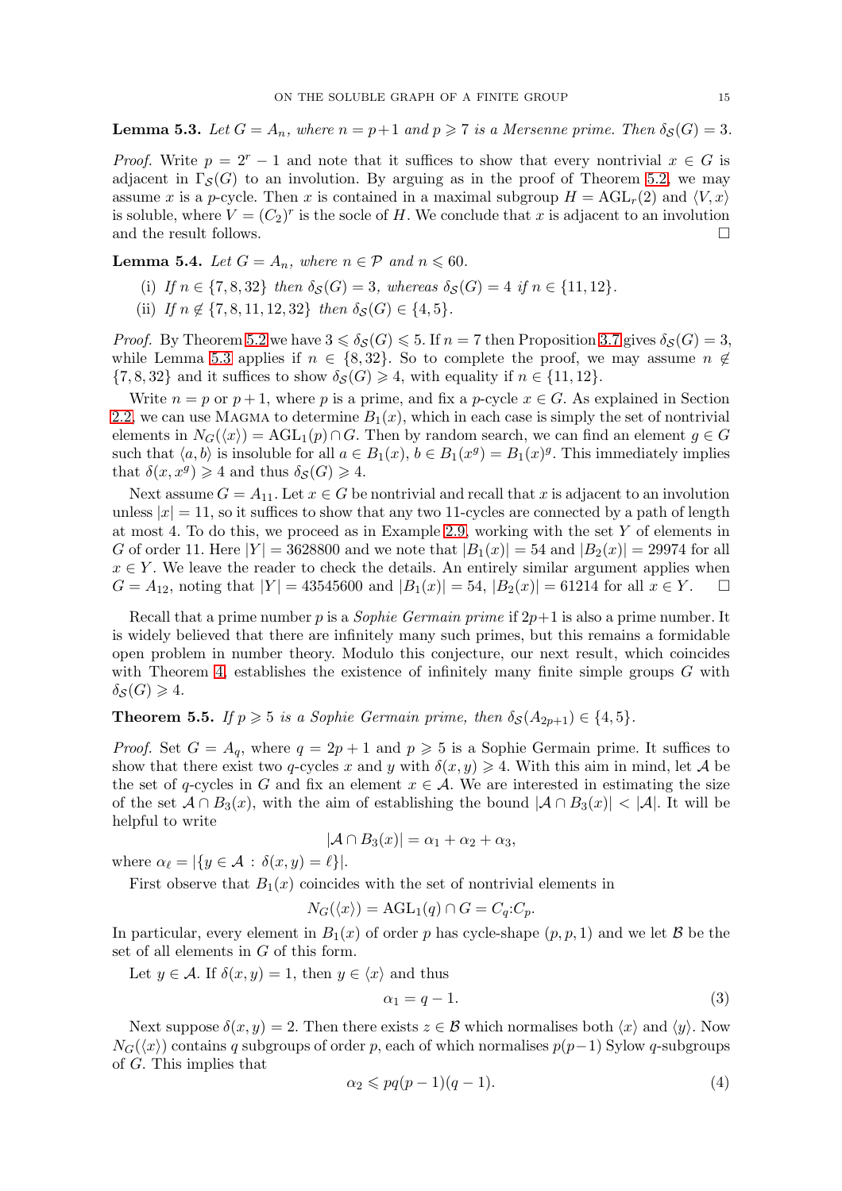**Lemma 5.3.** *Let $G = A_n$, where $n = p+1$ and $p \geqslant 7$ is a Mersenne prime. Then $\delta_{\mathcal{S}}(G) = 3$.*

*Proof.* Write $p = 2^r - 1$ and note that it suffices to show that every nontrivial $x \in G$ is adjacent in $\Gamma_{\mathcal{S}}(G)$ to an involution. By arguing as in the proof of Theorem 5.2, we may assume $x$ is a $p$-cycle. Then $x$ is contained in a maximal subgroup $H = \mathrm{AGL}_r(2)$ and $\langle V, x\rangle$ is soluble, where $V = (C_2)^r$ is the socle of $H$. We conclude that $x$ is adjacent to an involution and the result follows. $\square$

**Lemma 5.4.** *Let $G = A_n$, where $n \in \mathcal{P}$ and $n \leqslant 60$.*

(i) *If $n \in \{7, 8, 32\}$ then $\delta_{\mathcal{S}}(G) = 3$, whereas $\delta_{\mathcal{S}}(G) = 4$ if $n \in \{11, 12\}$.*

(ii) *If $n \notin \{7, 8, 11, 12, 32\}$ then $\delta_{\mathcal{S}}(G) \in \{4, 5\}$.*

*Proof.* By Theorem 5.2 we have $3 \leqslant \delta_{\mathcal{S}}(G) \leqslant 5$. If $n = 7$ then Proposition 3.7 gives $\delta_{\mathcal{S}}(G) = 3$, while Lemma 5.3 applies if $n \in \{8, 32\}$. So to complete the proof, we may assume $n \notin \{7, 8, 32\}$ and it suffices to show $\delta_{\mathcal{S}}(G) \geqslant 4$, with equality if $n \in \{11, 12\}$.

Write $n = p$ or $p+1$, where $p$ is a prime, and fix a $p$-cycle $x \in G$. As explained in Section 2.2, we can use Magma to determine $B_1(x)$, which in each case is simply the set of nontrivial elements in $N_G(\langle x\rangle) = \mathrm{AGL}_1(p) \cap G$. Then by random search, we can find an element $g \in G$ such that $\langle a, b\rangle$ is insoluble for all $a \in B_1(x)$, $b \in B_1(x^g) = B_1(x)^g$. This immediately implies that $\delta(x, x^g) \geqslant 4$ and thus $\delta_{\mathcal{S}}(G) \geqslant 4$.

Next assume $G = A_{11}$. Let $x \in G$ be nontrivial and recall that $x$ is adjacent to an involution unless $|x| = 11$, so it suffices to show that any two 11-cycles are connected by a path of length at most 4. To do this, we proceed as in Example 2.9, working with the set $Y$ of elements in $G$ of order 11. Here $|Y| = 3628800$ and we note that $|B_1(x)| = 54$ and $|B_2(x)| = 29974$ for all $x \in Y$. We leave the reader to check the details. An entirely similar argument applies when $G = A_{12}$, noting that $|Y| = 43545600$ and $|B_1(x)| = 54$, $|B_2(x)| = 61214$ for all $x \in Y$. $\square$

Recall that a prime number $p$ is a *Sophie Germain prime* if $2p+1$ is also a prime number. It is widely believed that there are infinitely many such primes, but this remains a formidable open problem in number theory. Modulo this conjecture, our next result, which coincides with Theorem 4, establishes the existence of infinitely many finite simple groups $G$ with $\delta_{\mathcal{S}}(G) \geqslant 4$.

**Theorem 5.5.** *If $p \geqslant 5$ is a Sophie Germain prime, then $\delta_{\mathcal{S}}(A_{2p+1}) \in \{4, 5\}$.*

*Proof.* Set $G = A_q$, where $q = 2p + 1$ and $p \geqslant 5$ is a Sophie Germain prime. It suffices to show that there exist two $q$-cycles $x$ and $y$ with $\delta(x, y) \geqslant 4$. With this aim in mind, let $\mathcal{A}$ be the set of $q$-cycles in $G$ and fix an element $x \in \mathcal{A}$. We are interested in estimating the size of the set $\mathcal{A} \cap B_3(x)$, with the aim of establishing the bound $|\mathcal{A} \cap B_3(x)| < |\mathcal{A}|$. It will be helpful to write

$$|\mathcal{A} \cap B_3(x)| = \alpha_1 + \alpha_2 + \alpha_3,$$

where $\alpha_\ell = |\{y \in \mathcal{A} \,:\, \delta(x, y) = \ell\}|$.

First observe that $B_1(x)$ coincides with the set of nontrivial elements in

$$N_G(\langle x\rangle) = \mathrm{AGL}_1(q) \cap G = C_q{:}C_p.$$

In particular, every element in $B_1(x)$ of order $p$ has cycle-shape $(p, p, 1)$ and we let $\mathcal{B}$ be the set of all elements in $G$ of this form.

Let $y \in \mathcal{A}$. If $\delta(x, y) = 1$, then $y \in \langle x\rangle$ and thus

$$\alpha_1 = q - 1. \tag{3}$$

Next suppose $\delta(x, y) = 2$. Then there exists $z \in \mathcal{B}$ which normalises both $\langle x\rangle$ and $\langle y\rangle$. Now $N_G(\langle x\rangle)$ contains $q$ subgroups of order $p$, each of which normalises $p(p-1)$ Sylow $q$-subgroups of $G$. This implies that

$$\alpha_2 \leqslant pq(p-1)(q-1). \tag{4}$$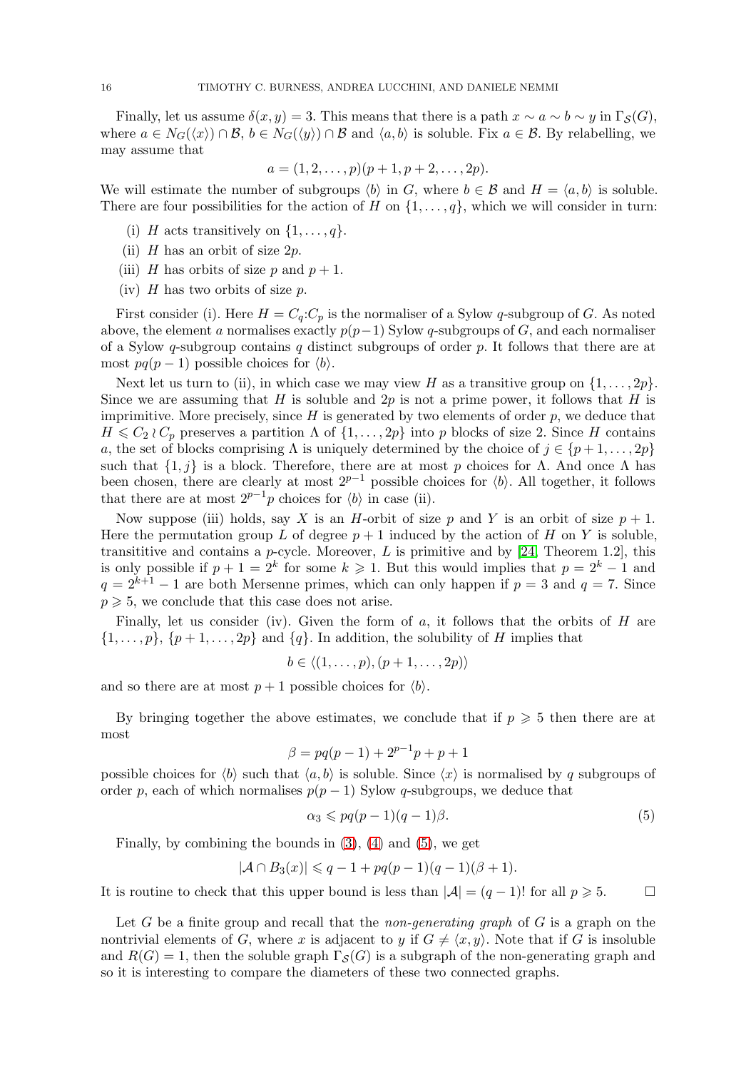Finally, let us assume $\delta(x,y) = 3$. This means that there is a path $x \sim a \sim b \sim y$ in $\Gamma_{\mathcal{S}}(G)$, where $a \in N_G(\langle x \rangle) \cap \mathcal{B}$, $b \in N_G(\langle y \rangle) \cap \mathcal{B}$ and $\langle a, b \rangle$ is soluble. Fix $a \in \mathcal{B}$. By relabelling, we may assume that

$$a = (1, 2, \ldots, p)(p+1, p+2, \ldots, 2p).$$

We will estimate the number of subgroups $\langle b \rangle$ in $G$, where $b \in \mathcal{B}$ and $H = \langle a, b \rangle$ is soluble. There are four possibilities for the action of $H$ on $\{1, \ldots, q\}$, which we will consider in turn:

(i) $H$ acts transitively on $\{1, \ldots, q\}$.

(ii) $H$ has an orbit of size $2p$.

(iii) $H$ has orbits of size $p$ and $p+1$.

(iv) $H$ has two orbits of size $p$.

First consider (i). Here $H = C_q{:}C_p$ is the normaliser of a Sylow $q$-subgroup of $G$. As noted above, the element $a$ normalises exactly $p(p-1)$ Sylow $q$-subgroups of $G$, and each normaliser of a Sylow $q$-subgroup contains $q$ distinct subgroups of order $p$. It follows that there are at most $pq(p-1)$ possible choices for $\langle b \rangle$.

Next let us turn to (ii), in which case we may view $H$ as a transitive group on $\{1, \ldots, 2p\}$. Since we are assuming that $H$ is soluble and $2p$ is not a prime power, it follows that $H$ is imprimitive. More precisely, since $H$ is generated by two elements of order $p$, we deduce that $H \leqslant C_2 \wr C_p$ preserves a partition $\Lambda$ of $\{1, \ldots, 2p\}$ into $p$ blocks of size 2. Since $H$ contains $a$, the set of blocks comprising $\Lambda$ is uniquely determined by the choice of $j \in \{p+1, \ldots, 2p\}$ such that $\{1, j\}$ is a block. Therefore, there are at most $p$ choices for $\Lambda$. And once $\Lambda$ has been chosen, there are clearly at most $2^{p-1}$ possible choices for $\langle b \rangle$. All together, it follows that there are at most $2^{p-1}p$ choices for $\langle b \rangle$ in case (ii).

Now suppose (iii) holds, say $X$ is an $H$-orbit of size $p$ and $Y$ is an orbit of size $p+1$. Here the permutation group $L$ of degree $p+1$ induced by the action of $H$ on $Y$ is soluble, transititive and contains a $p$-cycle. Moreover, $L$ is primitive and by [24, Theorem 1.2], this is only possible if $p+1 = 2^k$ for some $k \geqslant 1$. But this would implies that $p = 2^k - 1$ and $q = 2^{k+1} - 1$ are both Mersenne primes, which can only happen if $p = 3$ and $q = 7$. Since $p \geqslant 5$, we conclude that this case does not arise.

Finally, let us consider (iv). Given the form of $a$, it follows that the orbits of $H$ are $\{1, \ldots, p\}$, $\{p+1, \ldots, 2p\}$ and $\{q\}$. In addition, the solubility of $H$ implies that

$$b \in \langle (1, \ldots, p), (p+1, \ldots, 2p) \rangle$$

and so there are at most $p+1$ possible choices for $\langle b \rangle$.

By bringing together the above estimates, we conclude that if $p \geqslant 5$ then there are at most

$$\beta = pq(p-1) + 2^{p-1}p + p + 1$$

possible choices for $\langle b \rangle$ such that $\langle a, b \rangle$ is soluble. Since $\langle x \rangle$ is normalised by $q$ subgroups of order $p$, each of which normalises $p(p-1)$ Sylow $q$-subgroups, we deduce that

$$\alpha_3 \leqslant pq(p-1)(q-1)\beta. \tag{5}$$

Finally, by combining the bounds in (3), (4) and (5), we get

$$|\mathcal{A} \cap B_3(x)| \leqslant q - 1 + pq(p-1)(q-1)(\beta + 1).$$

It is routine to check that this upper bound is less than $|\mathcal{A}| = (q-1)!$ for all $p \geqslant 5$. $\square$

Let $G$ be a finite group and recall that the *non-generating graph* of $G$ is a graph on the nontrivial elements of $G$, where $x$ is adjacent to $y$ if $G \neq \langle x, y \rangle$. Note that if $G$ is insoluble and $R(G) = 1$, then the soluble graph $\Gamma_{\mathcal{S}}(G)$ is a subgraph of the non-generating graph and so it is interesting to compare the diameters of these two connected graphs.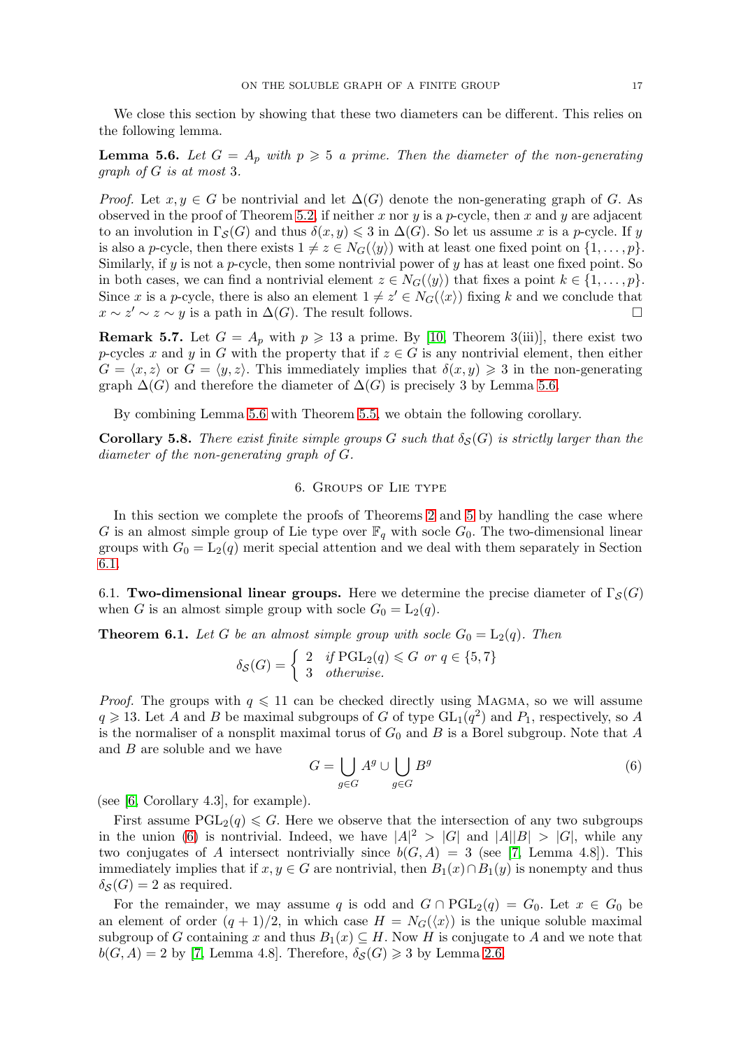We close this section by showing that these two diameters can be different. This relies on the following lemma.

**Lemma 5.6.** *Let $G = A_p$ with $p \geqslant 5$ a prime. Then the diameter of the non-generating graph of $G$ is at most 3.*

*Proof.* Let $x, y \in G$ be nontrivial and let $\Delta(G)$ denote the non-generating graph of $G$. As observed in the proof of Theorem 5.2, if neither $x$ nor $y$ is a $p$-cycle, then $x$ and $y$ are adjacent to an involution in $\Gamma_{\mathcal{S}}(G)$ and thus $\delta(x,y) \leqslant 3$ in $\Delta(G)$. So let us assume $x$ is a $p$-cycle. If $y$ is also a $p$-cycle, then there exists $1 \neq z \in N_G(\langle y \rangle)$ with at least one fixed point on $\{1, \ldots, p\}$. Similarly, if $y$ is not a $p$-cycle, then some nontrivial power of $y$ has at least one fixed point. So in both cases, we can find a nontrivial element $z \in N_G(\langle y \rangle)$ that fixes a point $k \in \{1, \ldots, p\}$. Since $x$ is a $p$-cycle, there is also an element $1 \neq z' \in N_G(\langle x \rangle)$ fixing $k$ and we conclude that $x \sim z' \sim z \sim y$ is a path in $\Delta(G)$. The result follows. $\square$

**Remark 5.7.** Let $G = A_p$ with $p \geqslant 13$ a prime. By [10, Theorem 3(iii)], there exist two $p$-cycles $x$ and $y$ in $G$ with the property that if $z \in G$ is any nontrivial element, then either $G = \langle x, z \rangle$ or $G = \langle y, z \rangle$. This immediately implies that $\delta(x, y) \geqslant 3$ in the non-generating graph $\Delta(G)$ and therefore the diameter of $\Delta(G)$ is precisely 3 by Lemma 5.6.

By combining Lemma 5.6 with Theorem 5.5, we obtain the following corollary.

**Corollary 5.8.** *There exist finite simple groups $G$ such that $\delta_{\mathcal{S}}(G)$ is strictly larger than the diameter of the non-generating graph of $G$.*

## 6. Groups of Lie type

In this section we complete the proofs of Theorems 2 and 5 by handling the case where $G$ is an almost simple group of Lie type over $\mathbb{F}_q$ with socle $G_0$. The two-dimensional linear groups with $G_0 = \mathrm{L}_2(q)$ merit special attention and we deal with them separately in Section 6.1.

### 6.1. Two-dimensional linear groups.

Here we determine the precise diameter of $\Gamma_{\mathcal{S}}(G)$ when $G$ is an almost simple group with socle $G_0 = \mathrm{L}_2(q)$.

**Theorem 6.1.** *Let $G$ be an almost simple group with socle $G_0 = \mathrm{L}_2(q)$. Then*

$$\delta_{\mathcal{S}}(G) = \begin{cases} 2 & \text{if } \mathrm{PGL}_2(q) \leqslant G \text{ or } q \in \{5, 7\} \\ 3 & \text{otherwise.} \end{cases}$$

*Proof.* The groups with $q \leqslant 11$ can be checked directly using Magma, so we will assume $q \geqslant 13$. Let $A$ and $B$ be maximal subgroups of $G$ of type $\mathrm{GL}_1(q^2)$ and $P_1$, respectively, so $A$ is the normaliser of a nonsplit maximal torus of $G_0$ and $B$ is a Borel subgroup. Note that $A$ and $B$ are soluble and we have

$$G = \bigcup_{g \in G} A^g \cup \bigcup_{g \in G} B^g \tag{6}$$

(see [6, Corollary 4.3], for example).

First assume $\mathrm{PGL}_2(q) \leqslant G$. Here we observe that the intersection of any two subgroups in the union (6) is nontrivial. Indeed, we have $|A|^2 > |G|$ and $|A||B| > |G|$, while any two conjugates of $A$ intersect nontrivially since $b(G, A) = 3$ (see [7, Lemma 4.8]). This immediately implies that if $x, y \in G$ are nontrivial, then $B_1(x) \cap B_1(y)$ is nonempty and thus $\delta_{\mathcal{S}}(G) = 2$ as required.

For the remainder, we may assume $q$ is odd and $G \cap \mathrm{PGL}_2(q) = G_0$. Let $x \in G_0$ be an element of order $(q+1)/2$, in which case $H = N_G(\langle x \rangle)$ is the unique soluble maximal subgroup of $G$ containing $x$ and thus $B_1(x) \subseteq H$. Now $H$ is conjugate to $A$ and we note that $b(G, A) = 2$ by [7, Lemma 4.8]. Therefore, $\delta_{\mathcal{S}}(G) \geqslant 3$ by Lemma 2.6.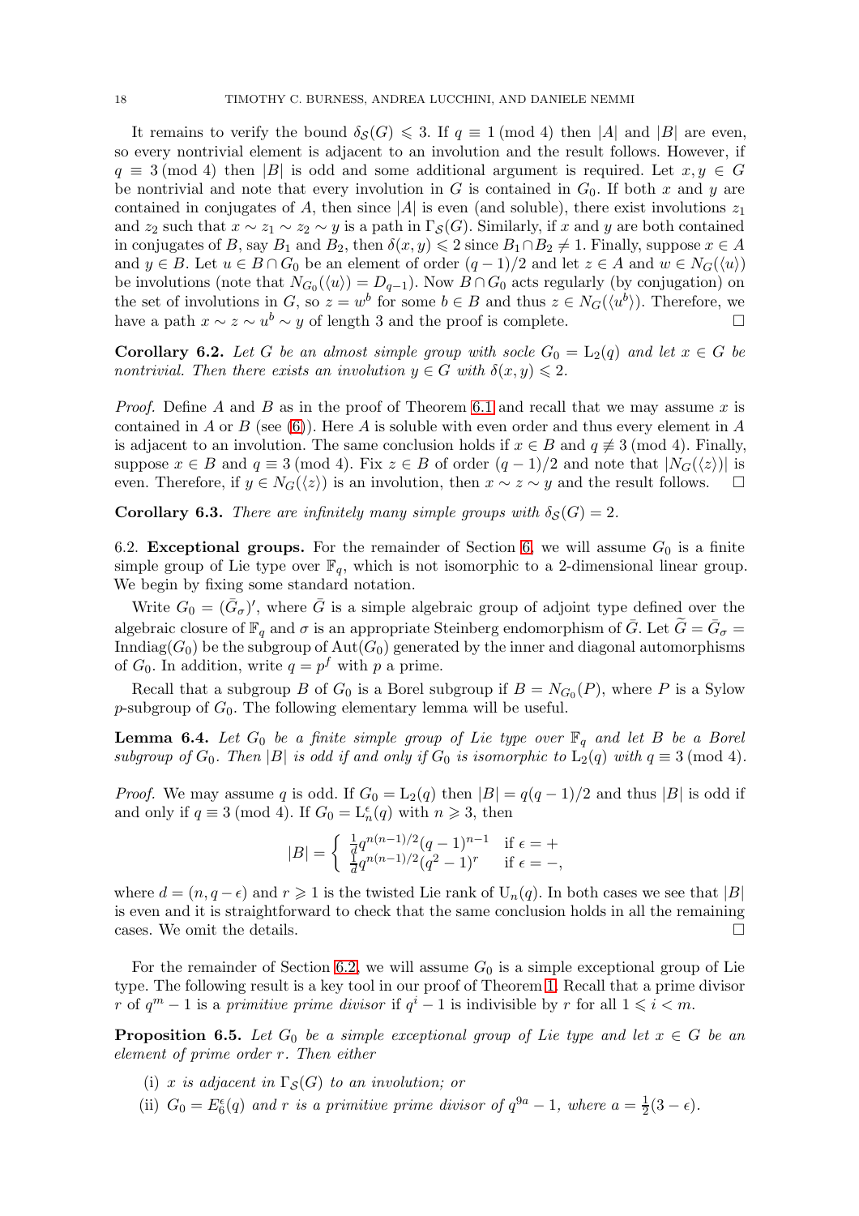It remains to verify the bound $\delta_{\mathcal{S}}(G) \leqslant 3$. If $q \equiv 1 \pmod 4$ then $|A|$ and $|B|$ are even, so every nontrivial element is adjacent to an involution and the result follows. However, if $q \equiv 3 \pmod 4$ then $|B|$ is odd and some additional argument is required. Let $x, y \in G$ be nontrivial and note that every involution in $G$ is contained in $G_0$. If both $x$ and $y$ are contained in conjugates of $A$, then since $|A|$ is even (and soluble), there exist involutions $z_1$ and $z_2$ such that $x \sim z_1 \sim z_2 \sim y$ is a path in $\Gamma_{\mathcal{S}}(G)$. Similarly, if $x$ and $y$ are both contained in conjugates of $B$, say $B_1$ and $B_2$, then $\delta(x,y) \leqslant 2$ since $B_1 \cap B_2 \neq 1$. Finally, suppose $x \in A$ and $y \in B$. Let $u \in B \cap G_0$ be an element of order $(q-1)/2$ and let $z \in A$ and $w \in N_G(\langle u \rangle)$ be involutions (note that $N_{G_0}(\langle u \rangle) = D_{q-1}$). Now $B \cap G_0$ acts regularly (by conjugation) on the set of involutions in $G$, so $z = w^b$ for some $b \in B$ and thus $z \in N_G(\langle u^b \rangle)$. Therefore, we have a path $x \sim z \sim u^b \sim y$ of length 3 and the proof is complete. □

**Corollary 6.2.** *Let $G$ be an almost simple group with socle $G_0 = \mathrm{L}_2(q)$ and let $x \in G$ be nontrivial. Then there exists an involution $y \in G$ with $\delta(x,y) \leqslant 2$.*

*Proof.* Define $A$ and $B$ as in the proof of Theorem 6.1 and recall that we may assume $x$ is contained in $A$ or $B$ (see (6)). Here $A$ is soluble with even order and thus every element in $A$ is adjacent to an involution. The same conclusion holds if $x \in B$ and $q \not\equiv 3 \pmod 4$. Finally, suppose $x \in B$ and $q \equiv 3 \pmod 4$. Fix $z \in B$ of order $(q-1)/2$ and note that $|N_G(\langle z \rangle)|$ is even. Therefore, if $y \in N_G(\langle z \rangle)$ is an involution, then $x \sim z \sim y$ and the result follows. □

**Corollary 6.3.** *There are infinitely many simple groups with $\delta_{\mathcal{S}}(G) = 2$.*

6.2. **Exceptional groups.** For the remainder of Section 6, we will assume $G_0$ is a finite simple group of Lie type over $\mathbb{F}_q$, which is not isomorphic to a 2-dimensional linear group. We begin by fixing some standard notation.

Write $G_0 = (\bar{G}_\sigma)'$, where $\bar{G}$ is a simple algebraic group of adjoint type defined over the algebraic closure of $\mathbb{F}_q$ and $\sigma$ is an appropriate Steinberg endomorphism of $\bar{G}$. Let $\widetilde{G} = \bar{G}_\sigma = \mathrm{Inndiag}(G_0)$ be the subgroup of $\mathrm{Aut}(G_0)$ generated by the inner and diagonal automorphisms of $G_0$. In addition, write $q = p^f$ with $p$ a prime.

Recall that a subgroup $B$ of $G_0$ is a Borel subgroup if $B = N_{G_0}(P)$, where $P$ is a Sylow $p$-subgroup of $G_0$. The following elementary lemma will be useful.

**Lemma 6.4.** *Let $G_0$ be a finite simple group of Lie type over $\mathbb{F}_q$ and let $B$ be a Borel subgroup of $G_0$. Then $|B|$ is odd if and only if $G_0$ is isomorphic to $\mathrm{L}_2(q)$ with $q \equiv 3 \pmod 4$.*

*Proof.* We may assume $q$ is odd. If $G_0 = \mathrm{L}_2(q)$ then $|B| = q(q-1)/2$ and thus $|B|$ is odd if and only if $q \equiv 3 \pmod 4$. If $G_0 = \mathrm{L}_n^\epsilon(q)$ with $n \geqslant 3$, then

$$|B| = \left\{ \begin{array}{ll} \frac{1}{d} q^{n(n-1)/2}(q-1)^{n-1} & \text{if } \epsilon = + \\ \frac{1}{d} q^{n(n-1)/2}(q^2-1)^{r} & \text{if } \epsilon = -, \end{array} \right.$$

where $d = (n, q-\epsilon)$ and $r \geqslant 1$ is the twisted Lie rank of $\mathrm{U}_n(q)$. In both cases we see that $|B|$ is even and it is straightforward to check that the same conclusion holds in all the remaining cases. We omit the details. □

For the remainder of Section 6.2, we will assume $G_0$ is a simple exceptional group of Lie type. The following result is a key tool in our proof of Theorem 1. Recall that a prime divisor $r$ of $q^m - 1$ is a *primitive prime divisor* if $q^i - 1$ is indivisible by $r$ for all $1 \leqslant i < m$.

**Proposition 6.5.** *Let $G_0$ be a simple exceptional group of Lie type and let $x \in G$ be an element of prime order $r$. Then either*

(i) *$x$ is adjacent in $\Gamma_{\mathcal{S}}(G)$ to an involution; or*

(ii) *$G_0 = E_6^\epsilon(q)$ and $r$ is a primitive prime divisor of $q^{9a} - 1$, where $a = \frac{1}{2}(3 - \epsilon)$.*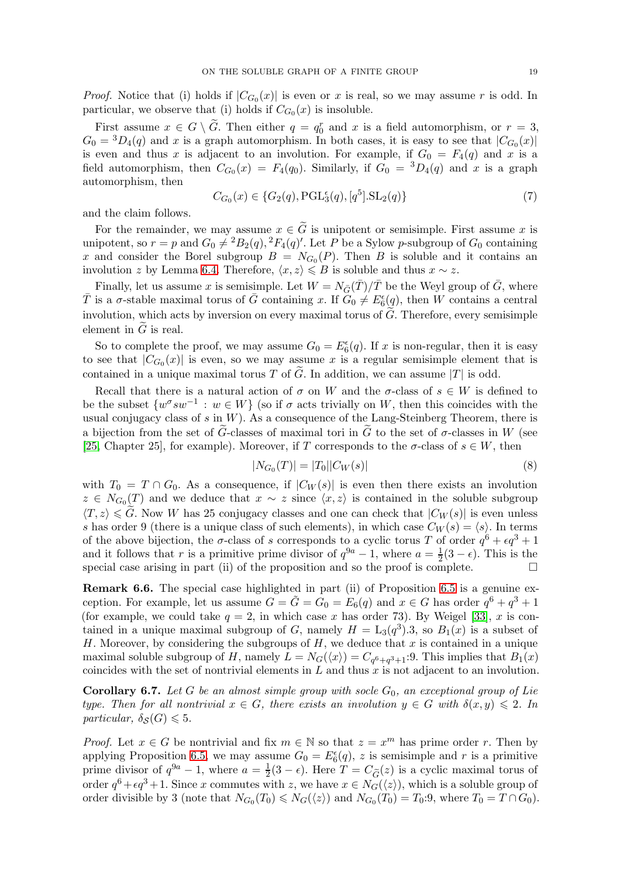*Proof.* Notice that (i) holds if $|C_{G_0}(x)|$ is even or $x$ is real, so we may assume $r$ is odd. In particular, we observe that (i) holds if $C_{G_0}(x)$ is insoluble.

First assume $x \in G \setminus \widetilde{G}$. Then either $q = q_0^r$ and $x$ is a field automorphism, or $r = 3$, $G_0 = {}^3D_4(q)$ and $x$ is a graph automorphism. In both cases, it is easy to see that $|C_{G_0}(x)|$ is even and thus $x$ is adjacent to an involution. For example, if $G_0 = F_4(q)$ and $x$ is a field automorphism, then $C_{G_0}(x) = F_4(q_0)$. Similarly, if $G_0 = {}^3D_4(q)$ and $x$ is a graph automorphism, then

$$C_{G_0}(x) \in \{G_2(q), \mathrm{PGL}_3^{\epsilon}(q), [q^5].\mathrm{SL}_2(q)\} \tag{7}$$

and the claim follows.

For the remainder, we may assume $x \in \widetilde{G}$ is unipotent or semisimple. First assume $x$ is unipotent, so $r = p$ and $G_0 \neq {}^2B_2(q), {}^2F_4(q)'$. Let $P$ be a Sylow $p$-subgroup of $G_0$ containing $x$ and consider the Borel subgroup $B = N_{G_0}(P)$. Then $B$ is soluble and it contains an involution $z$ by Lemma 6.4. Therefore, $\langle x, z\rangle \leqslant B$ is soluble and thus $x \sim z$.

Finally, let us assume $x$ is semisimple. Let $W = N_{\bar{G}}(\bar{T})/\bar{T}$ be the Weyl group of $\bar{G}$, where $\bar{T}$ is a $\sigma$-stable maximal torus of $\bar{G}$ containing $x$. If $G_0 \neq E_6^{\epsilon}(q)$, then $W$ contains a central involution, which acts by inversion on every maximal torus of $\widetilde{G}$. Therefore, every semisimple element in $\widetilde{G}$ is real.

So to complete the proof, we may assume $G_0 = E_6^{\epsilon}(q)$. If $x$ is non-regular, then it is easy to see that $|C_{G_0}(x)|$ is even, so we may assume $x$ is a regular semisimple element that is contained in a unique maximal torus $T$ of $\widetilde{G}$. In addition, we can assume $|T|$ is odd.

Recall that there is a natural action of $\sigma$ on $W$ and the $\sigma$-class of $s \in W$ is defined to be the subset $\{w^{\sigma}sw^{-1} : w \in W\}$ (so if $\sigma$ acts trivially on $W$, then this coincides with the usual conjugacy class of $s$ in $W$). As a consequence of the Lang-Steinberg Theorem, there is a bijection from the set of $\widetilde{G}$-classes of maximal tori in $\widetilde{G}$ to the set of $\sigma$-classes in $W$ (see [25, Chapter 25], for example). Moreover, if $T$ corresponds to the $\sigma$-class of $s \in W$, then

$$|N_{G_0}(T)| = |T_0||C_W(s)| \tag{8}$$

with $T_0 = T \cap G_0$. As a consequence, if $|C_W(s)|$ is even then there exists an involution $z \in N_{G_0}(T)$ and we deduce that $x \sim z$ since $\langle x, z\rangle$ is contained in the soluble subgroup $\langle T, z\rangle \leqslant \widetilde{G}$. Now $W$ has 25 conjugacy classes and one can check that $|C_W(s)|$ is even unless $s$ has order 9 (there is a unique class of such elements), in which case $C_W(s) = \langle s\rangle$. In terms of the above bijection, the $\sigma$-class of $s$ corresponds to a cyclic torus $T$ of order $q^6 + \epsilon q^3 + 1$ and it follows that $r$ is a primitive prime divisor of $q^{9a} - 1$, where $a = \frac{1}{2}(3 - \epsilon)$. This is the special case arising in part (ii) of the proposition and so the proof is complete. $\square$

**Remark 6.6.** The special case highlighted in part (ii) of Proposition 6.5 is a genuine exception. For example, let us assume $G = \tilde{G} = G_0 = E_6(q)$ and $x \in G$ has order $q^6 + q^3 + 1$ (for example, we could take $q = 2$, in which case $x$ has order 73). By Weigel [33], $x$ is contained in a unique maximal subgroup of $G$, namely $H = \mathrm{L}_3(q^3).3$, so $B_1(x)$ is a subset of $H$. Moreover, by considering the subgroups of $H$, we deduce that $x$ is contained in a unique maximal soluble subgroup of $H$, namely $L = N_G(\langle x\rangle) = C_{q^6+q^3+1}{:}9$. This implies that $B_1(x)$ coincides with the set of nontrivial elements in $L$ and thus $x$ is not adjacent to an involution.

**Corollary 6.7.** *Let $G$ be an almost simple group with socle $G_0$, an exceptional group of Lie type. Then for all nontrivial $x \in G$, there exists an involution $y \in G$ with $\delta(x, y) \leqslant 2$. In particular, $\delta_{\mathcal{S}}(G) \leqslant 5$.*

*Proof.* Let $x \in G$ be nontrivial and fix $m \in \mathbb{N}$ so that $z = x^m$ has prime order $r$. Then by applying Proposition 6.5, we may assume $G_0 = E_6^{\epsilon}(q)$, $z$ is semisimple and $r$ is a primitive prime divisor of $q^{9a} - 1$, where $a = \frac{1}{2}(3 - \epsilon)$. Here $T = C_{\widetilde{G}}(z)$ is a cyclic maximal torus of order $q^6 + \epsilon q^3 + 1$. Since $x$ commutes with $z$, we have $x \in N_G(\langle z\rangle)$, which is a soluble group of order divisible by 3 (note that $N_{G_0}(T_0) \leqslant N_G(\langle z\rangle)$ and $N_{G_0}(T_0) = T_0{:}9$, where $T_0 = T \cap G_0$).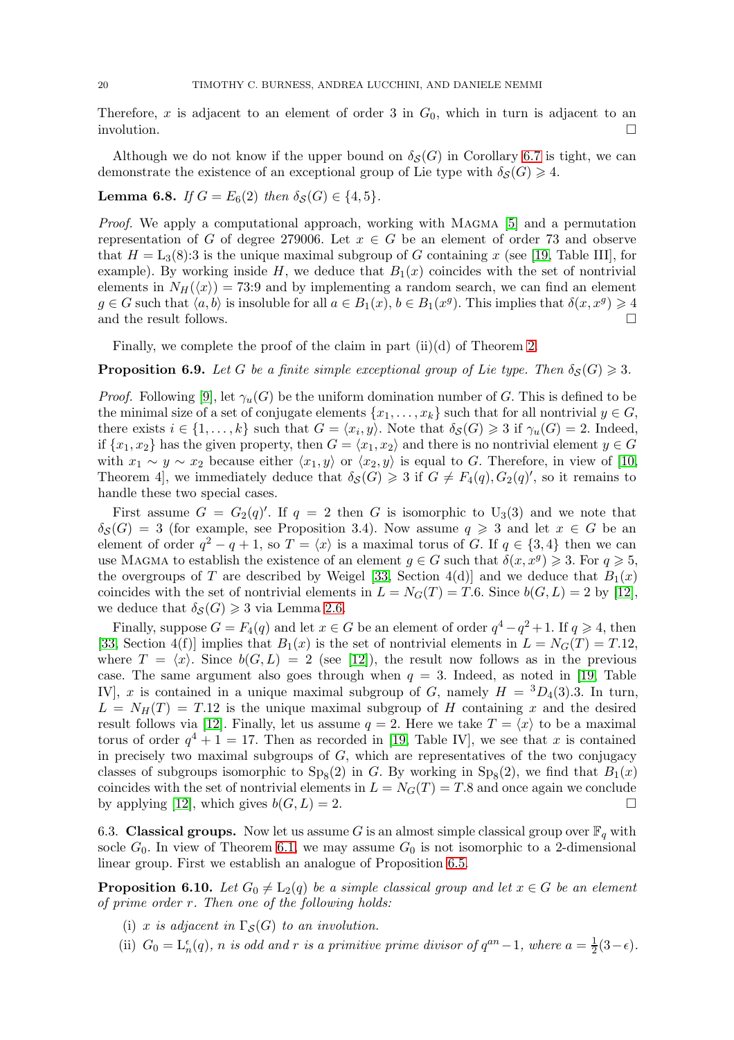Therefore, $x$ is adjacent to an element of order 3 in $G_0$, which in turn is adjacent to an involution. $\square$

Although we do not know if the upper bound on $\delta_{\mathcal{S}}(G)$ in Corollary 6.7 is tight, we can demonstrate the existence of an exceptional group of Lie type with $\delta_{\mathcal{S}}(G) \geqslant 4$.

**Lemma 6.8.** *If $G = E_6(2)$ then $\delta_{\mathcal{S}}(G) \in \{4, 5\}$.*

*Proof.* We apply a computational approach, working with Magma [5] and a permutation representation of $G$ of degree 279006. Let $x \in G$ be an element of order 73 and observe that $H = \mathrm{L}_3(8){:}3$ is the unique maximal subgroup of $G$ containing $x$ (see [19, Table III], for example). By working inside $H$, we deduce that $B_1(x)$ coincides with the set of nontrivial elements in $N_H(\langle x \rangle) = 73{:}9$ and by implementing a random search, we can find an element $g \in G$ such that $\langle a, b \rangle$ is insoluble for all $a \in B_1(x)$, $b \in B_1(x^g)$. This implies that $\delta(x, x^g) \geqslant 4$ and the result follows. $\square$

Finally, we complete the proof of the claim in part (ii)(d) of Theorem 2.

**Proposition 6.9.** *Let $G$ be a finite simple exceptional group of Lie type. Then $\delta_{\mathcal{S}}(G) \geqslant 3$.*

*Proof.* Following [9], let $\gamma_u(G)$ be the uniform domination number of $G$. This is defined to be the minimal size of a set of conjugate elements $\{x_1, \ldots, x_k\}$ such that for all nontrivial $y \in G$, there exists $i \in \{1, \ldots, k\}$ such that $G = \langle x_i, y \rangle$. Note that $\delta_{\mathcal{S}}(G) \geqslant 3$ if $\gamma_u(G) = 2$. Indeed, if $\{x_1, x_2\}$ has the given property, then $G = \langle x_1, x_2 \rangle$ and there is no nontrivial element $y \in G$ with $x_1 \sim y \sim x_2$ because either $\langle x_1, y \rangle$ or $\langle x_2, y \rangle$ is equal to $G$. Therefore, in view of [10, Theorem 4], we immediately deduce that $\delta_{\mathcal{S}}(G) \geqslant 3$ if $G \neq F_4(q), G_2(q)'$, so it remains to handle these two special cases.

First assume $G = G_2(q)'$. If $q = 2$ then $G$ is isomorphic to $\mathrm{U}_3(3)$ and we note that $\delta_{\mathcal{S}}(G) = 3$ (for example, see Proposition 3.4). Now assume $q \geqslant 3$ and let $x \in G$ be an element of order $q^2 - q + 1$, so $T = \langle x \rangle$ is a maximal torus of $G$. If $q \in \{3, 4\}$ then we can use Magma to establish the existence of an element $g \in G$ such that $\delta(x, x^g) \geqslant 3$. For $q \geqslant 5$, the overgroups of $T$ are described by Weigel [33, Section 4(d)] and we deduce that $B_1(x)$ coincides with the set of nontrivial elements in $L = N_G(T) = T.6$. Since $b(G, L) = 2$ by [12], we deduce that $\delta_{\mathcal{S}}(G) \geqslant 3$ via Lemma 2.6.

Finally, suppose $G = F_4(q)$ and let $x \in G$ be an element of order $q^4 - q^2 + 1$. If $q \geqslant 4$, then [33, Section 4(f)] implies that $B_1(x)$ is the set of nontrivial elements in $L = N_G(T) = T.12$, where $T = \langle x \rangle$. Since $b(G, L) = 2$ (see [12]), the result now follows as in the previous case. The same argument also goes through when $q = 3$. Indeed, as noted in [19, Table IV], $x$ is contained in a unique maximal subgroup of $G$, namely $H = {}^3D_4(3).3$. In turn, $L = N_H(T) = T.12$ is the unique maximal subgroup of $H$ containing $x$ and the desired result follows via [12]. Finally, let us assume $q = 2$. Here we take $T = \langle x \rangle$ to be a maximal torus of order $q^4 + 1 = 17$. Then as recorded in [19, Table IV], we see that $x$ is contained in precisely two maximal subgroups of $G$, which are representatives of the two conjugacy classes of subgroups isomorphic to $\mathrm{Sp}_8(2)$ in $G$. By working in $\mathrm{Sp}_8(2)$, we find that $B_1(x)$ coincides with the set of nontrivial elements in $L = N_G(T) = T.8$ and once again we conclude by applying [12], which gives $b(G, L) = 2$. $\square$

6.3. **Classical groups.** Now let us assume $G$ is an almost simple classical group over $\mathbb{F}_q$ with socle $G_0$. In view of Theorem 6.1, we may assume $G_0$ is not isomorphic to a 2-dimensional linear group. First we establish an analogue of Proposition 6.5.

**Proposition 6.10.** *Let $G_0 \neq \mathrm{L}_2(q)$ be a simple classical group and let $x \in G$ be an element of prime order $r$. Then one of the following holds:*

(i) *$x$ is adjacent in $\Gamma_{\mathcal{S}}(G)$ to an involution.*

(ii) *$G_0 = \mathrm{L}_n^{\epsilon}(q)$, $n$ is odd and $r$ is a primitive prime divisor of $q^{an} - 1$, where $a = \frac{1}{2}(3 - \epsilon)$.*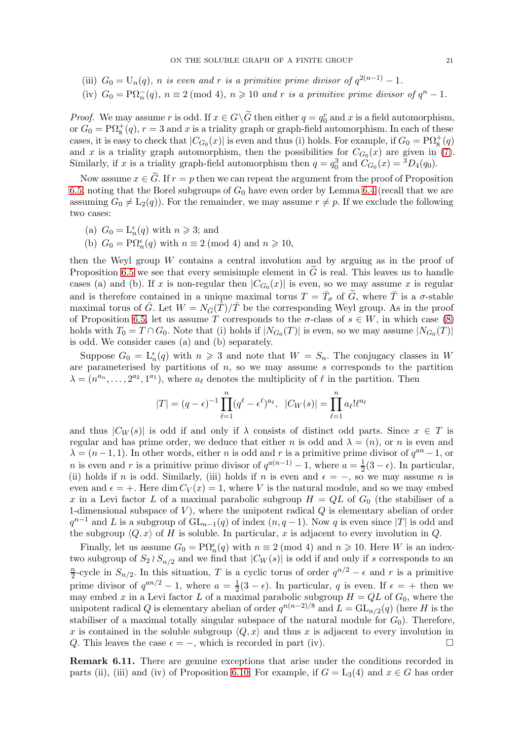(iii) $G_0 = \mathrm{U}_n(q)$, *n is even and r is a primitive prime divisor of* $q^{2(n-1)} - 1$.

(iv) $G_0 = \mathrm{P}\Omega_n^-(q)$, $n \equiv 2 \pmod 4$, $n \geqslant 10$ *and r is a primitive prime divisor of* $q^n - 1$.

*Proof.* We may assume $r$ is odd. If $x \in G \setminus \widetilde{G}$ then either $q = q_0^r$ and $x$ is a field automorphism, or $G_0 = \mathrm{P}\Omega_8^+(q)$, $r = 3$ and $x$ is a triality graph or graph-field automorphism. In each of these cases, it is easy to check that $|C_{G_0}(x)|$ is even and thus (i) holds. For example, if $G_0 = \mathrm{P}\Omega_8^+(q)$ and $x$ is a triality graph automorphism, then the possibilities for $C_{G_0}(x)$ are given in (7). Similarly, if $x$ is a triality graph-field automorphism then $q = q_0^3$ and $C_{G_0}(x) = {}^3D_4(q_0)$.

Now assume $x \in \widetilde{G}$. If $r = p$ then we can repeat the argument from the proof of Proposition 6.5, noting that the Borel subgroups of $G_0$ have even order by Lemma 6.4 (recall that we are assuming $G_0 \neq \mathrm{L}_2(q)$). For the remainder, we may assume $r \neq p$. If we exclude the following two cases:

(a) $G_0 = \mathrm{L}_n^\epsilon(q)$ with $n \geqslant 3$; and

(b) $G_0 = \mathrm{P}\Omega_n^\epsilon(q)$ with $n \equiv 2 \pmod 4$ and $n \geqslant 10$,

then the Weyl group $W$ contains a central involution and by arguing as in the proof of Proposition 6.5 we see that every semisimple element in $\widetilde{G}$ is real. This leaves us to handle cases (a) and (b). If $x$ is non-regular then $|C_{G_0}(x)|$ is even, so we may assume $x$ is regular and is therefore contained in a unique maximal torus $T = \bar{T}_\sigma$ of $\widetilde{G}$, where $\bar{T}$ is a $\sigma$-stable maximal torus of $\bar{G}$. Let $W = N_{\bar{G}}(\bar{T})/\bar{T}$ be the corresponding Weyl group. As in the proof of Proposition 6.5, let us assume $T$ corresponds to the $\sigma$-class of $s \in W$, in which case (8) holds with $T_0 = T \cap G_0$. Note that (i) holds if $|N_{G_0}(T)|$ is even, so we may assume $|N_{G_0}(T)|$ is odd. We consider cases (a) and (b) separately.

Suppose $G_0 = \mathrm{L}_n^\epsilon(q)$ with $n \geqslant 3$ and note that $W = S_n$. The conjugacy classes in $W$ are parameterised by partitions of $n$, so we may assume $s$ corresponds to the partition $\lambda = (n^{a_n}, \ldots, 2^{a_2}, 1^{a_1})$, where $a_\ell$ denotes the multiplicity of $\ell$ in the partition. Then

$$|T| = (q-\epsilon)^{-1} \prod_{\ell=1}^{n} (q^\ell - \epsilon^\ell)^{a_\ell}, \quad |C_W(s)| = \prod_{\ell=1}^{n} a_\ell! \ell^{a_\ell}$$

and thus $|C_W(s)|$ is odd if and only if $\lambda$ consists of distinct odd parts. Since $x \in T$ is regular and has prime order, we deduce that either $n$ is odd and $\lambda = (n)$, or $n$ is even and $\lambda = (n-1, 1)$. In other words, either $n$ is odd and $r$ is a primitive prime divisor of $q^{an} - 1$, or $n$ is even and $r$ is a primitive prime divisor of $q^{a(n-1)} - 1$, where $a = \frac{1}{2}(3 - \epsilon)$. In particular, (ii) holds if $n$ is odd. Similarly, (iii) holds if $n$ is even and $\epsilon = -$, so we may assume $n$ is even and $\epsilon = +$. Here $\dim C_V(x) = 1$, where $V$ is the natural module, and so we may embed $x$ in a Levi factor $L$ of a maximal parabolic subgroup $H = QL$ of $G_0$ (the stabiliser of a 1-dimensional subspace of $V$), where the unipotent radical $Q$ is elementary abelian of order $q^{n-1}$ and $L$ is a subgroup of $\mathrm{GL}_{n-1}(q)$ of index $(n, q-1)$. Now $q$ is even since $|T|$ is odd and the subgroup $\langle Q, x \rangle$ of $H$ is soluble. In particular, $x$ is adjacent to every involution in $Q$.

Finally, let us assume $G_0 = \mathrm{P}\Omega_n^\epsilon(q)$ with $n \equiv 2 \pmod 4$ and $n \geqslant 10$. Here $W$ is an index-two subgroup of $S_2 \wr S_{n/2}$ and we find that $|C_W(s)|$ is odd if and only if $s$ corresponds to an $\frac{n}{2}$-cycle in $S_{n/2}$. In this situation, $T$ is a cyclic torus of order $q^{n/2} - \epsilon$ and $r$ is a primitive prime divisor of $q^{an/2} - 1$, where $a = \frac{1}{2}(3 - \epsilon)$. In particular, $q$ is even. If $\epsilon = +$ then we may embed $x$ in a Levi factor $L$ of a maximal parabolic subgroup $H = QL$ of $G_0$, where the unipotent radical $Q$ is elementary abelian of order $q^{n(n-2)/8}$ and $L = \mathrm{GL}_{n/2}(q)$ (here $H$ is the stabiliser of a maximal totally singular subspace of the natural module for $G_0$). Therefore, $x$ is contained in the soluble subgroup $\langle Q, x \rangle$ and thus $x$ is adjacent to every involution in $Q$. This leaves the case $\epsilon = -$, which is recorded in part (iv). $\square$

**Remark 6.11.** There are genuine exceptions that arise under the conditions recorded in parts (ii), (iii) and (iv) of Proposition 6.10. For example, if $G = \mathrm{L}_3(4)$ and $x \in G$ has order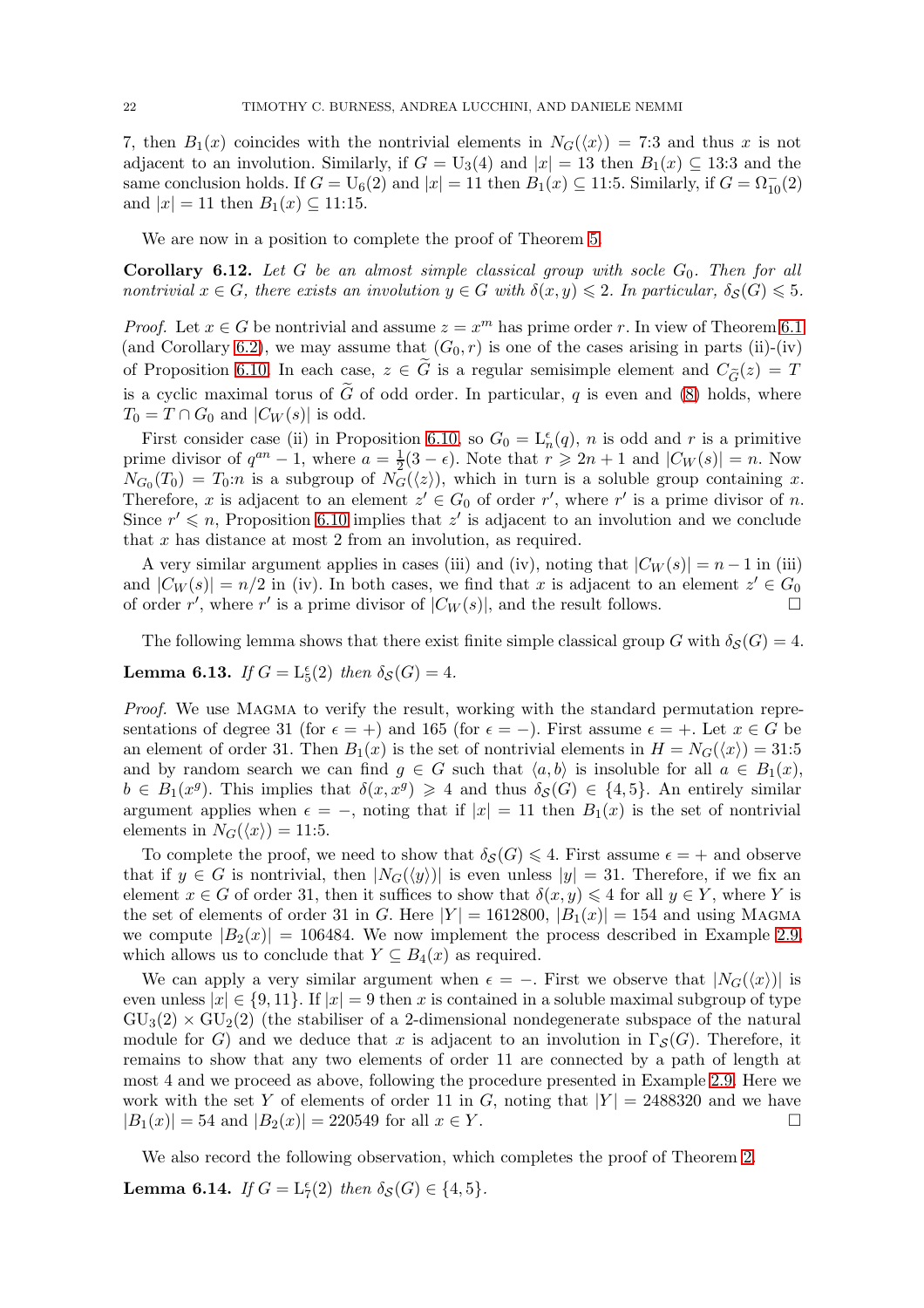7, then $B_1(x)$ coincides with the nontrivial elements in $N_G(\langle x \rangle) = 7{:}3$ and thus $x$ is not adjacent to an involution. Similarly, if $G = \mathrm{U}_3(4)$ and $|x| = 13$ then $B_1(x) \subseteq 13{:}3$ and the same conclusion holds. If $G = \mathrm{U}_6(2)$ and $|x| = 11$ then $B_1(x) \subseteq 11{:}5$. Similarly, if $G = \Omega_{10}^-(2)$ and $|x| = 11$ then $B_1(x) \subseteq 11{:}15$.

We are now in a position to complete the proof of Theorem 5.

**Corollary 6.12.** *Let $G$ be an almost simple classical group with socle $G_0$. Then for all nontrivial $x \in G$, there exists an involution $y \in G$ with $\delta(x, y) \leqslant 2$. In particular, $\delta_{\mathcal{S}}(G) \leqslant 5$.*

*Proof.* Let $x \in G$ be nontrivial and assume $z = x^m$ has prime order $r$. In view of Theorem 6.1 (and Corollary 6.2), we may assume that $(G_0, r)$ is one of the cases arising in parts (ii)-(iv) of Proposition 6.10. In each case, $z \in \widetilde{G}$ is a regular semisimple element and $C_{\widetilde{G}}(z) = T$ is a cyclic maximal torus of $\widetilde{G}$ of odd order. In particular, $q$ is even and (8) holds, where $T_0 = T \cap G_0$ and $|C_W(s)|$ is odd.

First consider case (ii) in Proposition 6.10, so $G_0 = \mathrm{L}_n^\epsilon(q)$, $n$ is odd and $r$ is a primitive prime divisor of $q^{an} - 1$, where $a = \frac{1}{2}(3 - \epsilon)$. Note that $r \geqslant 2n + 1$ and $|C_W(s)| = n$. Now $N_{G_0}(T_0) = T_0{:}n$ is a subgroup of $N_G(\langle z \rangle)$, which in turn is a soluble group containing $x$. Therefore, $x$ is adjacent to an element $z' \in G_0$ of order $r'$, where $r'$ is a prime divisor of $n$. Since $r' \leqslant n$, Proposition 6.10 implies that $z'$ is adjacent to an involution and we conclude that $x$ has distance at most 2 from an involution, as required.

A very similar argument applies in cases (iii) and (iv), noting that $|C_W(s)| = n - 1$ in (iii) and $|C_W(s)| = n/2$ in (iv). In both cases, we find that $x$ is adjacent to an element $z' \in G_0$ of order $r'$, where $r'$ is a prime divisor of $|C_W(s)|$, and the result follows. $\square$

The following lemma shows that there exist finite simple classical group $G$ with $\delta_{\mathcal{S}}(G) = 4$.

**Lemma 6.13.** *If $G = \mathrm{L}_5^\epsilon(2)$ then $\delta_{\mathcal{S}}(G) = 4$.*

*Proof.* We use Magma to verify the result, working with the standard permutation representations of degree 31 (for $\epsilon = +$) and 165 (for $\epsilon = -$). First assume $\epsilon = +$. Let $x \in G$ be an element of order 31. Then $B_1(x)$ is the set of nontrivial elements in $H = N_G(\langle x \rangle) = 31{:}5$ and by random search we can find $g \in G$ such that $\langle a, b \rangle$ is insoluble for all $a \in B_1(x)$, $b \in B_1(x^g)$. This implies that $\delta(x, x^g) \geqslant 4$ and thus $\delta_{\mathcal{S}}(G) \in \{4, 5\}$. An entirely similar argument applies when $\epsilon = -$, noting that if $|x| = 11$ then $B_1(x)$ is the set of nontrivial elements in $N_G(\langle x \rangle) = 11{:}5$.

To complete the proof, we need to show that $\delta_{\mathcal{S}}(G) \leqslant 4$. First assume $\epsilon = +$ and observe that if $y \in G$ is nontrivial, then $|N_G(\langle y \rangle)|$ is even unless $|y| = 31$. Therefore, if we fix an element $x \in G$ of order 31, then it suffices to show that $\delta(x, y) \leqslant 4$ for all $y \in Y$, where $Y$ is the set of elements of order 31 in $G$. Here $|Y| = 1612800$, $|B_1(x)| = 154$ and using Magma we compute $|B_2(x)| = 106484$. We now implement the process described in Example 2.9, which allows us to conclude that $Y \subseteq B_4(x)$ as required.

We can apply a very similar argument when $\epsilon = -$. First we observe that $|N_G(\langle x \rangle)|$ is even unless $|x| \in \{9, 11\}$. If $|x| = 9$ then $x$ is contained in a soluble maximal subgroup of type $\mathrm{GU}_3(2) \times \mathrm{GU}_2(2)$ (the stabiliser of a 2-dimensional nondegenerate subspace of the natural module for $G$) and we deduce that $x$ is adjacent to an involution in $\Gamma_{\mathcal{S}}(G)$. Therefore, it remains to show that any two elements of order 11 are connected by a path of length at most 4 and we proceed as above, following the procedure presented in Example 2.9. Here we work with the set $Y$ of elements of order 11 in $G$, noting that $|Y| = 2488320$ and we have $|B_1(x)| = 54$ and $|B_2(x)| = 220549$ for all $x \in Y$. $\square$

We also record the following observation, which completes the proof of Theorem 2.

**Lemma 6.14.** *If $G = \mathrm{L}_7^\epsilon(2)$ then $\delta_{\mathcal{S}}(G) \in \{4, 5\}$.*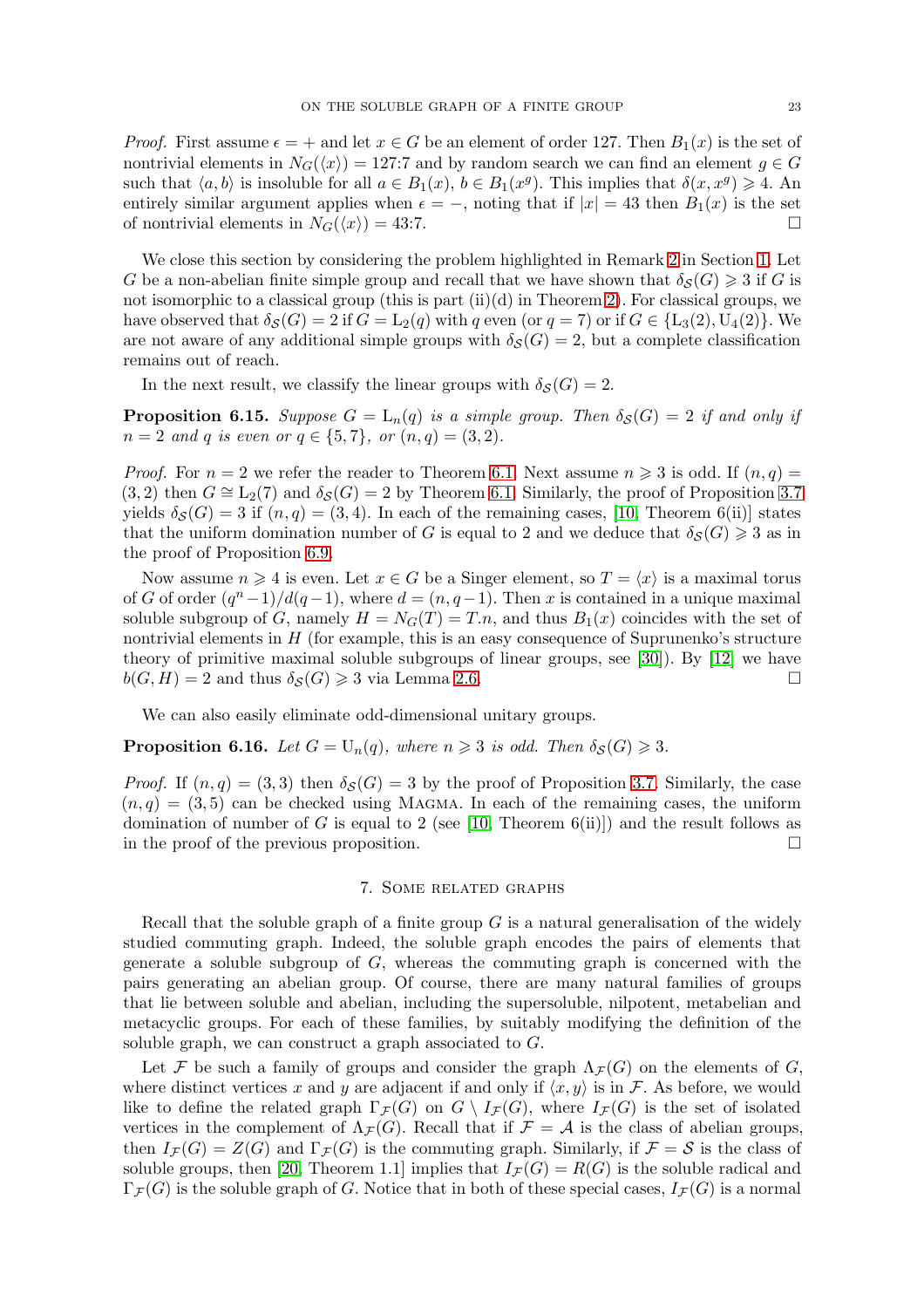*Proof.* First assume $\epsilon = +$ and let $x \in G$ be an element of order 127. Then $B_1(x)$ is the set of nontrivial elements in $N_G(\langle x \rangle) = 127{:}7$ and by random search we can find an element $g \in G$ such that $\langle a, b \rangle$ is insoluble for all $a \in B_1(x)$, $b \in B_1(x^g)$. This implies that $\delta(x, x^g) \geqslant 4$. An entirely similar argument applies when $\epsilon = -$, noting that if $|x| = 43$ then $B_1(x)$ is the set of nontrivial elements in $N_G(\langle x \rangle) = 43{:}7$. □

We close this section by considering the problem highlighted in Remark 2 in Section 1. Let $G$ be a non-abelian finite simple group and recall that we have shown that $\delta_{\mathcal{S}}(G) \geqslant 3$ if $G$ is not isomorphic to a classical group (this is part (ii)(d) in Theorem 2). For classical groups, we have observed that $\delta_{\mathcal{S}}(G) = 2$ if $G = \mathrm{L}_2(q)$ with $q$ even (or $q = 7$) or if $G \in \{\mathrm{L}_3(2), \mathrm{U}_4(2)\}$. We are not aware of any additional simple groups with $\delta_{\mathcal{S}}(G) = 2$, but a complete classification remains out of reach.

In the next result, we classify the linear groups with $\delta_{\mathcal{S}}(G) = 2$.

**Proposition 6.15.** *Suppose $G = \mathrm{L}_n(q)$ is a simple group. Then $\delta_{\mathcal{S}}(G) = 2$ if and only if $n = 2$ and $q$ is even or $q \in \{5, 7\}$, or $(n, q) = (3, 2)$.*

*Proof.* For $n = 2$ we refer the reader to Theorem 6.1. Next assume $n \geqslant 3$ is odd. If $(n, q) = (3, 2)$ then $G \cong \mathrm{L}_2(7)$ and $\delta_{\mathcal{S}}(G) = 2$ by Theorem 6.1. Similarly, the proof of Proposition 3.7 yields $\delta_{\mathcal{S}}(G) = 3$ if $(n, q) = (3, 4)$. In each of the remaining cases, [10, Theorem 6(ii)] states that the uniform domination number of $G$ is equal to 2 and we deduce that $\delta_{\mathcal{S}}(G) \geqslant 3$ as in the proof of Proposition 6.9.

Now assume $n \geqslant 4$ is even. Let $x \in G$ be a Singer element, so $T = \langle x \rangle$ is a maximal torus of $G$ of order $(q^n - 1)/d(q - 1)$, where $d = (n, q - 1)$. Then $x$ is contained in a unique maximal soluble subgroup of $G$, namely $H = N_G(T) = T.n$, and thus $B_1(x)$ coincides with the set of nontrivial elements in $H$ (for example, this is an easy consequence of Suprunenko's structure theory of primitive maximal soluble subgroups of linear groups, see [30]). By [12] we have $b(G, H) = 2$ and thus $\delta_{\mathcal{S}}(G) \geqslant 3$ via Lemma 2.6. □

We can also easily eliminate odd-dimensional unitary groups.

**Proposition 6.16.** *Let $G = \mathrm{U}_n(q)$, where $n \geqslant 3$ is odd. Then $\delta_{\mathcal{S}}(G) \geqslant 3$.*

*Proof.* If $(n, q) = (3, 3)$ then $\delta_{\mathcal{S}}(G) = 3$ by the proof of Proposition 3.7. Similarly, the case $(n, q) = (3, 5)$ can be checked using Magma. In each of the remaining cases, the uniform domination of number of $G$ is equal to 2 (see [10, Theorem 6(ii)]) and the result follows as in the proof of the previous proposition. □

## 7. Some related graphs

Recall that the soluble graph of a finite group $G$ is a natural generalisation of the widely studied commuting graph. Indeed, the soluble graph encodes the pairs of elements that generate a soluble subgroup of $G$, whereas the commuting graph is concerned with the pairs generating an abelian group. Of course, there are many natural families of groups that lie between soluble and abelian, including the supersoluble, nilpotent, metabelian and metacyclic groups. For each of these families, by suitably modifying the definition of the soluble graph, we can construct a graph associated to $G$.

Let $\mathcal{F}$ be such a family of groups and consider the graph $\Lambda_{\mathcal{F}}(G)$ on the elements of $G$, where distinct vertices $x$ and $y$ are adjacent if and only if $\langle x, y \rangle$ is in $\mathcal{F}$. As before, we would like to define the related graph $\Gamma_{\mathcal{F}}(G)$ on $G \setminus I_{\mathcal{F}}(G)$, where $I_{\mathcal{F}}(G)$ is the set of isolated vertices in the complement of $\Lambda_{\mathcal{F}}(G)$. Recall that if $\mathcal{F} = \mathcal{A}$ is the class of abelian groups, then $I_{\mathcal{F}}(G) = Z(G)$ and $\Gamma_{\mathcal{F}}(G)$ is the commuting graph. Similarly, if $\mathcal{F} = \mathcal{S}$ is the class of soluble groups, then [20, Theorem 1.1] implies that $I_{\mathcal{F}}(G) = R(G)$ is the soluble radical and $\Gamma_{\mathcal{F}}(G)$ is the soluble graph of $G$. Notice that in both of these special cases, $I_{\mathcal{F}}(G)$ is a normal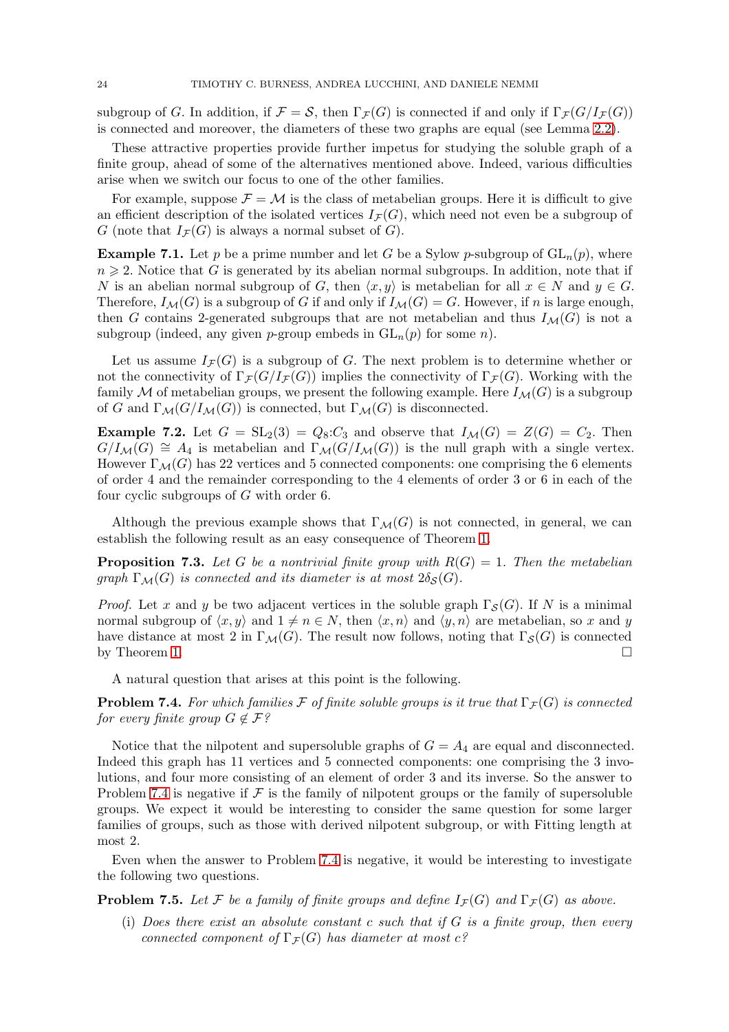subgroup of $G$. In addition, if $\mathcal{F} = \mathcal{S}$, then $\Gamma_{\mathcal{F}}(G)$ is connected if and only if $\Gamma_{\mathcal{F}}(G/I_{\mathcal{F}}(G))$ is connected and moreover, the diameters of these two graphs are equal (see Lemma 2.2).

These attractive properties provide further impetus for studying the soluble graph of a finite group, ahead of some of the alternatives mentioned above. Indeed, various difficulties arise when we switch our focus to one of the other families.

For example, suppose $\mathcal{F} = \mathcal{M}$ is the class of metabelian groups. Here it is difficult to give an efficient description of the isolated vertices $I_{\mathcal{F}}(G)$, which need not even be a subgroup of $G$ (note that $I_{\mathcal{F}}(G)$ is always a normal subset of $G$).

**Example 7.1.** Let $p$ be a prime number and let $G$ be a Sylow $p$-subgroup of $\mathrm{GL}_n(p)$, where $n \geqslant 2$. Notice that $G$ is generated by its abelian normal subgroups. In addition, note that if $N$ is an abelian normal subgroup of $G$, then $\langle x, y\rangle$ is metabelian for all $x \in N$ and $y \in G$. Therefore, $I_{\mathcal{M}}(G)$ is a subgroup of $G$ if and only if $I_{\mathcal{M}}(G) = G$. However, if $n$ is large enough, then $G$ contains 2-generated subgroups that are not metabelian and thus $I_{\mathcal{M}}(G)$ is not a subgroup (indeed, any given $p$-group embeds in $\mathrm{GL}_n(p)$ for some $n$).

Let us assume $I_{\mathcal{F}}(G)$ is a subgroup of $G$. The next problem is to determine whether or not the connectivity of $\Gamma_{\mathcal{F}}(G/I_{\mathcal{F}}(G))$ implies the connectivity of $\Gamma_{\mathcal{F}}(G)$. Working with the family $\mathcal{M}$ of metabelian groups, we present the following example. Here $I_{\mathcal{M}}(G)$ is a subgroup of $G$ and $\Gamma_{\mathcal{M}}(G/I_{\mathcal{M}}(G))$ is connected, but $\Gamma_{\mathcal{M}}(G)$ is disconnected.

**Example 7.2.** Let $G = \mathrm{SL}_2(3) = Q_8{:}C_3$ and observe that $I_{\mathcal{M}}(G) = Z(G) = C_2$. Then $G/I_{\mathcal{M}}(G) \cong A_4$ is metabelian and $\Gamma_{\mathcal{M}}(G/I_{\mathcal{M}}(G))$ is the null graph with a single vertex. However $\Gamma_{\mathcal{M}}(G)$ has 22 vertices and 5 connected components: one comprising the 6 elements of order 4 and the remainder corresponding to the 4 elements of order 3 or 6 in each of the four cyclic subgroups of $G$ with order 6.

Although the previous example shows that $\Gamma_{\mathcal{M}}(G)$ is not connected, in general, we can establish the following result as an easy consequence of Theorem 1.

**Proposition 7.3.** *Let $G$ be a nontrivial finite group with $R(G) = 1$. Then the metabelian graph $\Gamma_{\mathcal{M}}(G)$ is connected and its diameter is at most $2\delta_{\mathcal{S}}(G)$.*

*Proof.* Let $x$ and $y$ be two adjacent vertices in the soluble graph $\Gamma_{\mathcal{S}}(G)$. If $N$ is a minimal normal subgroup of $\langle x, y\rangle$ and $1 \neq n \in N$, then $\langle x, n\rangle$ and $\langle y, n\rangle$ are metabelian, so $x$ and $y$ have distance at most 2 in $\Gamma_{\mathcal{M}}(G)$. The result now follows, noting that $\Gamma_{\mathcal{S}}(G)$ is connected by Theorem 1. $\square$

A natural question that arises at this point is the following.

**Problem 7.4.** *For which families $\mathcal{F}$ of finite soluble groups is it true that $\Gamma_{\mathcal{F}}(G)$ is connected for every finite group $G \notin \mathcal{F}$?*

Notice that the nilpotent and supersoluble graphs of $G = A_4$ are equal and disconnected. Indeed this graph has 11 vertices and 5 connected components: one comprising the 3 involutions, and four more consisting of an element of order 3 and its inverse. So the answer to Problem 7.4 is negative if $\mathcal{F}$ is the family of nilpotent groups or the family of supersoluble groups. We expect it would be interesting to consider the same question for some larger families of groups, such as those with derived nilpotent subgroup, or with Fitting length at most 2.

Even when the answer to Problem 7.4 is negative, it would be interesting to investigate the following two questions.

**Problem 7.5.** *Let $\mathcal{F}$ be a family of finite groups and define $I_{\mathcal{F}}(G)$ and $\Gamma_{\mathcal{F}}(G)$ as above.*

(i) *Does there exist an absolute constant $c$ such that if $G$ is a finite group, then every connected component of $\Gamma_{\mathcal{F}}(G)$ has diameter at most $c$?*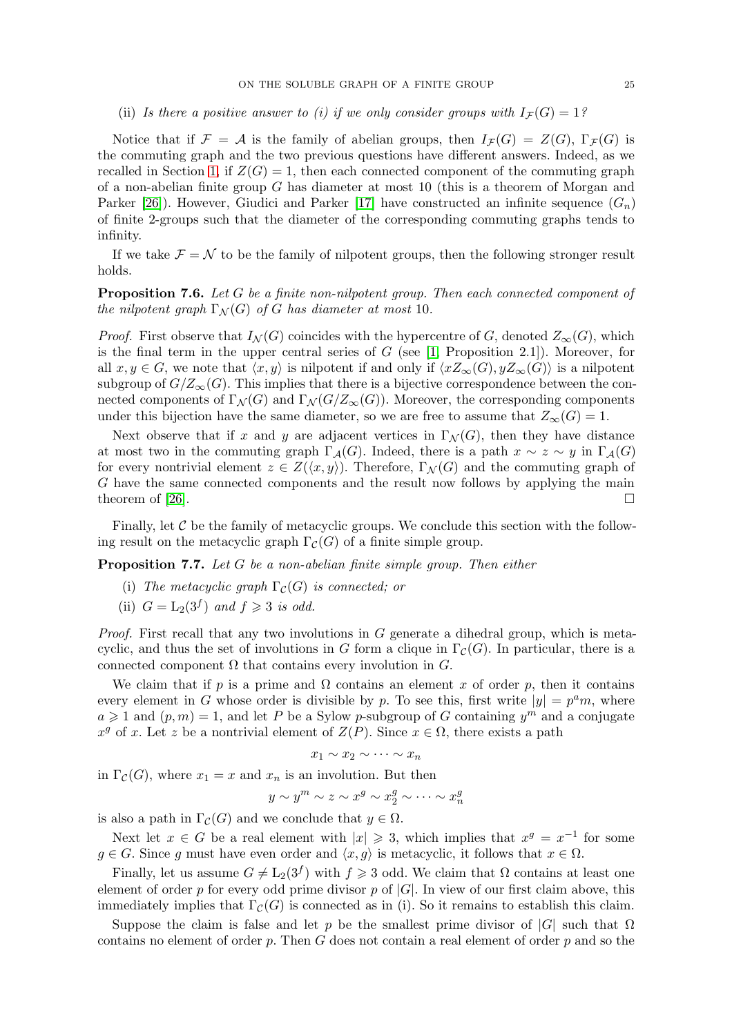(ii) *Is there a positive answer to (i) if we only consider groups with $I_{\mathcal{F}}(G) = 1$?*

Notice that if $\mathcal{F} = \mathcal{A}$ is the family of abelian groups, then $I_{\mathcal{F}}(G) = Z(G)$, $\Gamma_{\mathcal{F}}(G)$ is the commuting graph and the two previous questions have different answers. Indeed, as we recalled in Section 1, if $Z(G) = 1$, then each connected component of the commuting graph of a non-abelian finite group $G$ has diameter at most 10 (this is a theorem of Morgan and Parker [26]). However, Giudici and Parker [17] have constructed an infinite sequence $(G_n)$ of finite 2-groups such that the diameter of the corresponding commuting graphs tends to infinity.

If we take $\mathcal{F} = \mathcal{N}$ to be the family of nilpotent groups, then the following stronger result holds.

**Proposition 7.6.** *Let $G$ be a finite non-nilpotent group. Then each connected component of the nilpotent graph $\Gamma_{\mathcal{N}}(G)$ of $G$ has diameter at most 10.*

*Proof.* First observe that $I_{\mathcal{N}}(G)$ coincides with the hypercentre of $G$, denoted $Z_\infty(G)$, which is the final term in the upper central series of $G$ (see [1, Proposition 2.1]). Moreover, for all $x, y \in G$, we note that $\langle x, y\rangle$ is nilpotent if and only if $\langle xZ_\infty(G), yZ_\infty(G)\rangle$ is a nilpotent subgroup of $G/Z_\infty(G)$. This implies that there is a bijective correspondence between the connected components of $\Gamma_{\mathcal{N}}(G)$ and $\Gamma_{\mathcal{N}}(G/Z_\infty(G))$. Moreover, the corresponding components under this bijection have the same diameter, so we are free to assume that $Z_\infty(G) = 1$.

Next observe that if $x$ and $y$ are adjacent vertices in $\Gamma_{\mathcal{N}}(G)$, then they have distance at most two in the commuting graph $\Gamma_{\mathcal{A}}(G)$. Indeed, there is a path $x \sim z \sim y$ in $\Gamma_{\mathcal{A}}(G)$ for every nontrivial element $z \in Z(\langle x, y\rangle)$. Therefore, $\Gamma_{\mathcal{N}}(G)$ and the commuting graph of $G$ have the same connected components and the result now follows by applying the main theorem of [26]. $\square$

Finally, let $\mathcal{C}$ be the family of metacyclic groups. We conclude this section with the following result on the metacyclic graph $\Gamma_{\mathcal{C}}(G)$ of a finite simple group.

**Proposition 7.7.** *Let $G$ be a non-abelian finite simple group. Then either*

(i) *The metacyclic graph $\Gamma_{\mathcal{C}}(G)$ is connected; or*

(ii) *$G = \mathrm{L}_2(3^f)$ and $f \geqslant 3$ is odd.*

*Proof.* First recall that any two involutions in $G$ generate a dihedral group, which is metacyclic, and thus the set of involutions in $G$ form a clique in $\Gamma_{\mathcal{C}}(G)$. In particular, there is a connected component $\Omega$ that contains every involution in $G$.

We claim that if $p$ is a prime and $\Omega$ contains an element $x$ of order $p$, then it contains every element in $G$ whose order is divisible by $p$. To see this, first write $|y| = p^a m$, where $a \geqslant 1$ and $(p, m) = 1$, and let $P$ be a Sylow $p$-subgroup of $G$ containing $y^m$ and a conjugate $x^g$ of $x$. Let $z$ be a nontrivial element of $Z(P)$. Since $x \in \Omega$, there exists a path

$$x_1 \sim x_2 \sim \cdots \sim x_n$$

in $\Gamma_{\mathcal{C}}(G)$, where $x_1 = x$ and $x_n$ is an involution. But then

$$y \sim y^m \sim z \sim x^g \sim x_2^g \sim \cdots \sim x_n^g$$

is also a path in $\Gamma_{\mathcal{C}}(G)$ and we conclude that $y \in \Omega$.

Next let $x \in G$ be a real element with $|x| \geqslant 3$, which implies that $x^g = x^{-1}$ for some $g \in G$. Since $g$ must have even order and $\langle x, g\rangle$ is metacyclic, it follows that $x \in \Omega$.

Finally, let us assume $G \neq \mathrm{L}_2(3^f)$ with $f \geqslant 3$ odd. We claim that $\Omega$ contains at least one element of order $p$ for every odd prime divisor $p$ of $|G|$. In view of our first claim above, this immediately implies that $\Gamma_{\mathcal{C}}(G)$ is connected as in (i). So it remains to establish this claim.

Suppose the claim is false and let $p$ be the smallest prime divisor of $|G|$ such that $\Omega$ contains no element of order $p$. Then $G$ does not contain a real element of order $p$ and so the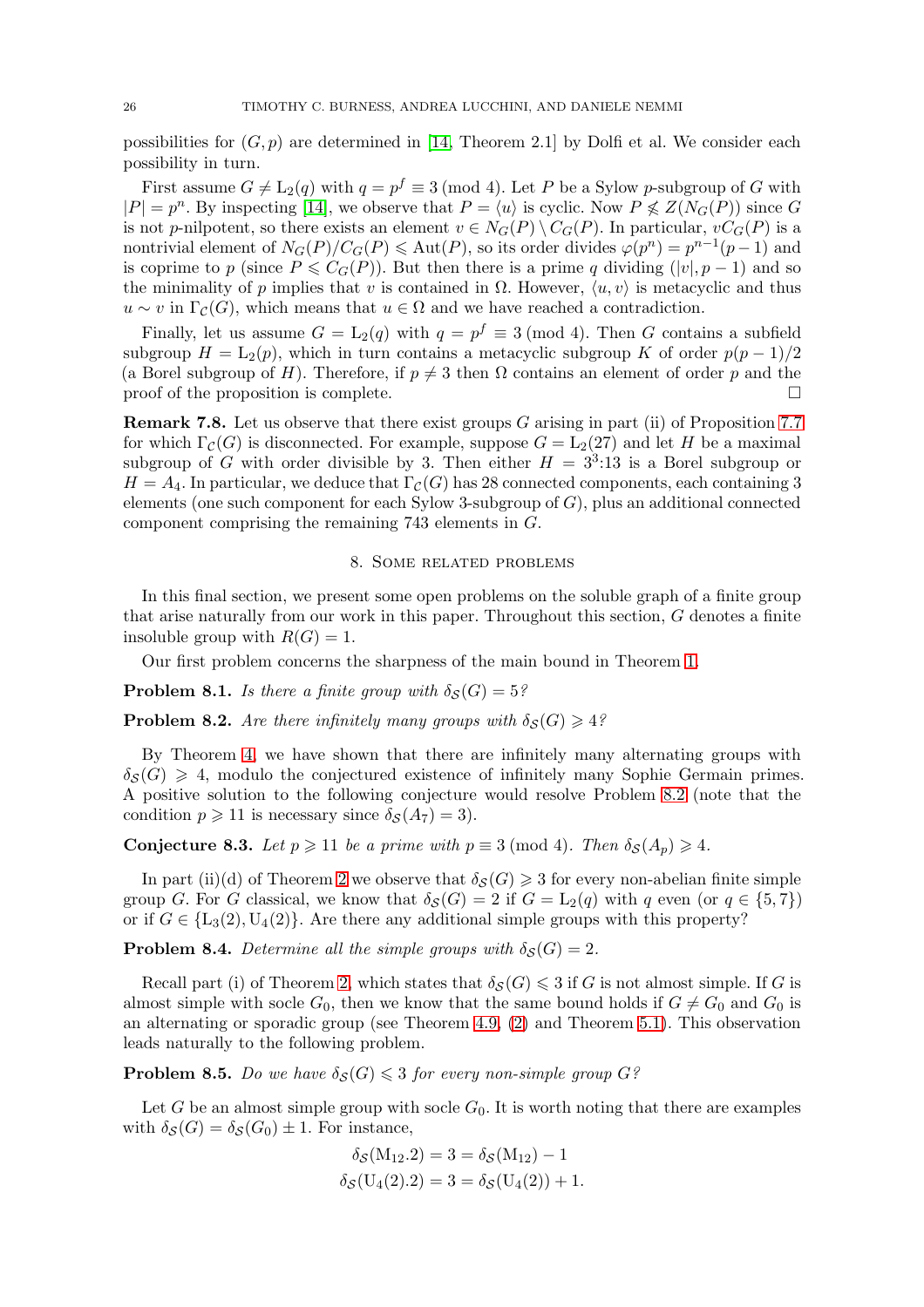possibilities for $(G,p)$ are determined in [14, Theorem 2.1] by Dolfi et al. We consider each possibility in turn.

First assume $G \neq \mathrm{L}_2(q)$ with $q = p^f \equiv 3 \pmod 4$. Let $P$ be a Sylow $p$-subgroup of $G$ with $|P| = p^n$. By inspecting [14], we observe that $P = \langle u \rangle$ is cyclic. Now $P \not\leqslant Z(N_G(P))$ since $G$ is not $p$-nilpotent, so there exists an element $v \in N_G(P) \setminus C_G(P)$. In particular, $vC_G(P)$ is a nontrivial element of $N_G(P)/C_G(P) \leqslant \mathrm{Aut}(P)$, so its order divides $\varphi(p^n) = p^{n-1}(p-1)$ and is coprime to $p$ (since $P \leqslant C_G(P)$). But then there is a prime $q$ dividing $(|v|, p-1)$ and so the minimality of $p$ implies that $v$ is contained in $\Omega$. However, $\langle u, v\rangle$ is metacyclic and thus $u \sim v$ in $\Gamma_{\mathcal{C}}(G)$, which means that $u \in \Omega$ and we have reached a contradiction.

Finally, let us assume $G = \mathrm{L}_2(q)$ with $q = p^f \equiv 3 \pmod 4$. Then $G$ contains a subfield subgroup $H = \mathrm{L}_2(p)$, which in turn contains a metacyclic subgroup $K$ of order $p(p-1)/2$ (a Borel subgroup of $H$). Therefore, if $p \neq 3$ then $\Omega$ contains an element of order $p$ and the proof of the proposition is complete. □

**Remark 7.8.** Let us observe that there exist groups $G$ arising in part (ii) of Proposition 7.7 for which $\Gamma_{\mathcal{C}}(G)$ is disconnected. For example, suppose $G = \mathrm{L}_2(27)$ and let $H$ be a maximal subgroup of $G$ with order divisible by 3. Then either $H = 3^3{:}13$ is a Borel subgroup or $H = A_4$. In particular, we deduce that $\Gamma_{\mathcal{C}}(G)$ has 28 connected components, each containing 3 elements (one such component for each Sylow 3-subgroup of $G$), plus an additional connected component comprising the remaining 743 elements in $G$.

## 8. Some related problems

In this final section, we present some open problems on the soluble graph of a finite group that arise naturally from our work in this paper. Throughout this section, $G$ denotes a finite insoluble group with $R(G) = 1$.

Our first problem concerns the sharpness of the main bound in Theorem 1.

**Problem 8.1.** *Is there a finite group with $\delta_{\mathcal{S}}(G) = 5$?*

**Problem 8.2.** *Are there infinitely many groups with $\delta_{\mathcal{S}}(G) \geqslant 4$?*

By Theorem 4, we have shown that there are infinitely many alternating groups with $\delta_{\mathcal{S}}(G) \geqslant 4$, modulo the conjectured existence of infinitely many Sophie Germain primes. A positive solution to the following conjecture would resolve Problem 8.2 (note that the condition $p \geqslant 11$ is necessary since $\delta_{\mathcal{S}}(A_7) = 3$).

**Conjecture 8.3.** *Let $p \geqslant 11$ be a prime with $p \equiv 3 \pmod 4$. Then $\delta_{\mathcal{S}}(A_p) \geqslant 4$.*

In part (ii)(d) of Theorem 2 we observe that $\delta_{\mathcal{S}}(G) \geqslant 3$ for every non-abelian finite simple group $G$. For $G$ classical, we know that $\delta_{\mathcal{S}}(G) = 2$ if $G = \mathrm{L}_2(q)$ with $q$ even (or $q \in \{5,7\}$) or if $G \in \{\mathrm{L}_3(2), \mathrm{U}_4(2)\}$. Are there any additional simple groups with this property?

**Problem 8.4.** *Determine all the simple groups with $\delta_{\mathcal{S}}(G) = 2$.*

Recall part (i) of Theorem 2, which states that $\delta_{\mathcal{S}}(G) \leqslant 3$ if $G$ is not almost simple. If $G$ is almost simple with socle $G_0$, then we know that the same bound holds if $G \neq G_0$ and $G_0$ is an alternating or sporadic group (see Theorem 4.9, (2) and Theorem 5.1). This observation leads naturally to the following problem.

**Problem 8.5.** *Do we have $\delta_{\mathcal{S}}(G) \leqslant 3$ for every non-simple group $G$?*

Let $G$ be an almost simple group with socle $G_0$. It is worth noting that there are examples with $\delta_{\mathcal{S}}(G) = \delta_{\mathcal{S}}(G_0) \pm 1$. For instance,

$$\delta_{\mathcal{S}}(\mathrm{M}_{12}.2) = 3 = \delta_{\mathcal{S}}(\mathrm{M}_{12}) - 1$$
$$\delta_{\mathcal{S}}(\mathrm{U}_4(2).2) = 3 = \delta_{\mathcal{S}}(\mathrm{U}_4(2)) + 1.$$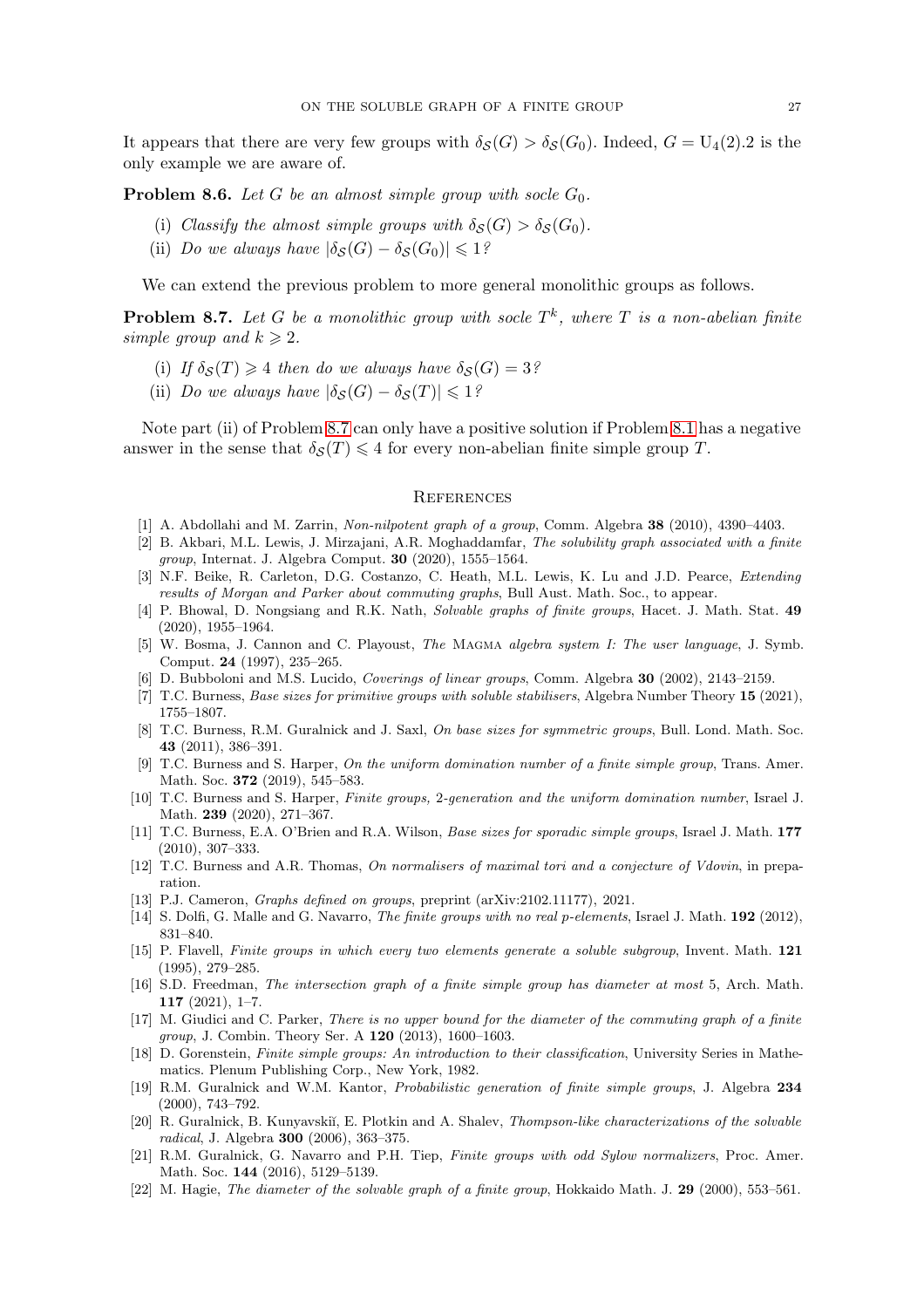It appears that there are very few groups with $\delta_{\mathcal{S}}(G) > \delta_{\mathcal{S}}(G_0)$. Indeed, $G = \mathrm{U}_4(2).2$ is the only example we are aware of.

**Problem 8.6.** *Let $G$ be an almost simple group with socle $G_0$.*

(i) *Classify the almost simple groups with $\delta_{\mathcal{S}}(G) > \delta_{\mathcal{S}}(G_0)$.*

(ii) *Do we always have $|\delta_{\mathcal{S}}(G) - \delta_{\mathcal{S}}(G_0)| \leqslant 1$?*

We can extend the previous problem to more general monolithic groups as follows.

**Problem 8.7.** *Let $G$ be a monolithic group with socle $T^k$, where $T$ is a non-abelian finite simple group and $k \geqslant 2$.*

(i) *If $\delta_{\mathcal{S}}(T) \geqslant 4$ then do we always have $\delta_{\mathcal{S}}(G) = 3$?*

(ii) *Do we always have $|\delta_{\mathcal{S}}(G) - \delta_{\mathcal{S}}(T)| \leqslant 1$?*

Note part (ii) of Problem 8.7 can only have a positive solution if Problem 8.1 has a negative answer in the sense that $\delta_{\mathcal{S}}(T) \leqslant 4$ for every non-abelian finite simple group $T$.

## References

[1] A. Abdollahi and M. Zarrin, *Non-nilpotent graph of a group*, Comm. Algebra **38** (2010), 4390–4403.

[2] B. Akbari, M.L. Lewis, J. Mirzajani, A.R. Moghaddamfar, *The solubility graph associated with a finite group*, Internat. J. Algebra Comput. **30** (2020), 1555–1564.

[3] N.F. Beike, R. Carleton, D.G. Costanzo, C. Heath, M.L. Lewis, K. Lu and J.D. Pearce, *Extending results of Morgan and Parker about commuting graphs*, Bull Aust. Math. Soc., to appear.

[4] P. Bhowal, D. Nongsiang and R.K. Nath, *Solvable graphs of finite groups*, Hacet. J. Math. Stat. **49** (2020), 1955–1964.

[5] W. Bosma, J. Cannon and C. Playoust, *The* Magma *algebra system I: The user language*, J. Symb. Comput. **24** (1997), 235–265.

[6] D. Bubboloni and M.S. Lucido, *Coverings of linear groups*, Comm. Algebra **30** (2002), 2143–2159.

[7] T.C. Burness, *Base sizes for primitive groups with soluble stabilisers*, Algebra Number Theory **15** (2021), 1755–1807.

[8] T.C. Burness, R.M. Guralnick and J. Saxl, *On base sizes for symmetric groups*, Bull. Lond. Math. Soc. **43** (2011), 386–391.

[9] T.C. Burness and S. Harper, *On the uniform domination number of a finite simple group*, Trans. Amer. Math. Soc. **372** (2019), 545–583.

[10] T.C. Burness and S. Harper, *Finite groups, 2-generation and the uniform domination number*, Israel J. Math. **239** (2020), 271–367.

[11] T.C. Burness, E.A. O'Brien and R.A. Wilson, *Base sizes for sporadic simple groups*, Israel J. Math. **177** (2010), 307–333.

[12] T.C. Burness and A.R. Thomas, *On normalisers of maximal tori and a conjecture of Vdovin*, in preparation.

[13] P.J. Cameron, *Graphs defined on groups*, preprint (arXiv:2102.11177), 2021.

[14] S. Dolfi, G. Malle and G. Navarro, *The finite groups with no real p-elements*, Israel J. Math. **192** (2012), 831–840.

[15] P. Flavell, *Finite groups in which every two elements generate a soluble subgroup*, Invent. Math. **121** (1995), 279–285.

[16] S.D. Freedman, *The intersection graph of a finite simple group has diameter at most* 5, Arch. Math. **117** (2021), 1–7.

[17] M. Giudici and C. Parker, *There is no upper bound for the diameter of the commuting graph of a finite group*, J. Combin. Theory Ser. A **120** (2013), 1600–1603.

[18] D. Gorenstein, *Finite simple groups: An introduction to their classification*, University Series in Mathematics. Plenum Publishing Corp., New York, 1982.

[19] R.M. Guralnick and W.M. Kantor, *Probabilistic generation of finite simple groups*, J. Algebra **234** (2000), 743–792.

[20] R. Guralnick, B. Kunyavskiĭ, E. Plotkin and A. Shalev, *Thompson-like characterizations of the solvable radical*, J. Algebra **300** (2006), 363–375.

[21] R.M. Guralnick, G. Navarro and P.H. Tiep, *Finite groups with odd Sylow normalizers*, Proc. Amer. Math. Soc. **144** (2016), 5129–5139.

[22] M. Hagie, *The diameter of the solvable graph of a finite group*, Hokkaido Math. J. **29** (2000), 553–561.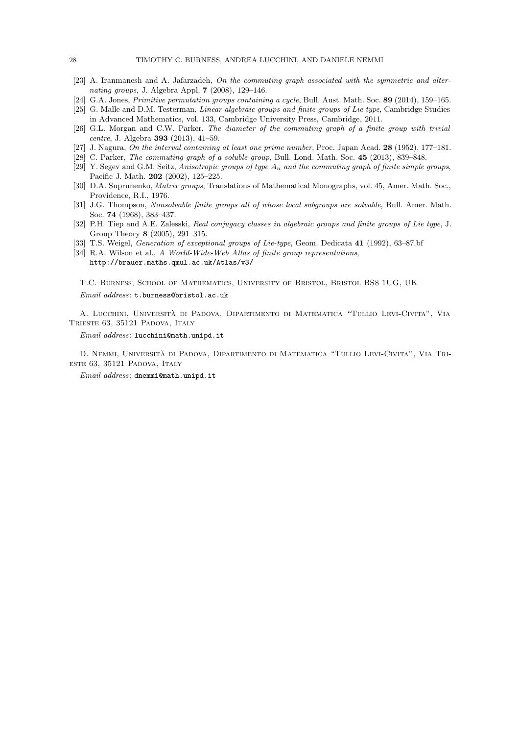[23] A. Iranmanesh and A. Jafarzadeh, *On the commuting graph associated with the symmetric and alternating groups*, J. Algebra Appl. **7** (2008), 129–146.

[24] G.A. Jones, *Primitive permutation groups containing a cycle*, Bull. Aust. Math. Soc. **89** (2014), 159–165.

[25] G. Malle and D.M. Testerman, *Linear algebraic groups and finite groups of Lie type*, Cambridge Studies in Advanced Mathematics, vol. 133, Cambridge University Press, Cambridge, 2011.

[26] G.L. Morgan and C.W. Parker, *The diameter of the commuting graph of a finite group with trivial centre*, J. Algebra **393** (2013), 41–59.

[27] J. Nagura, *On the interval containing at least one prime number*, Proc. Japan Acad. **28** (1952), 177–181.

[28] C. Parker, *The commuting graph of a soluble group*, Bull. Lond. Math. Soc. **45** (2013), 839–848.

[29] Y. Segev and G.M. Seitz, *Anisotropic groups of type $A_n$ and the commuting graph of finite simple groups*, Pacific J. Math. **202** (2002), 125–225.

[30] D.A. Suprunenko, *Matrix groups*, Translations of Mathematical Monographs, vol. 45, Amer. Math. Soc., Providence, R.I., 1976.

[31] J.G. Thompson, *Nonsolvable finite groups all of whose local subgroups are solvable*, Bull. Amer. Math. Soc. **74** (1968), 383–437.

[32] P.H. Tiep and A.E. Zalesski, *Real conjugacy classes in algebraic groups and finite groups of Lie type*, J. Group Theory **8** (2005), 291–315.

[33] T.S. Weigel, *Generation of exceptional groups of Lie-type*, Geom. Dedicata **41** (1992), 63–87.bf

[34] R.A. Wilson et al., *A World-Wide-Web Atlas of finite group representations*, http://brauer.maths.qmul.ac.uk/Atlas/v3/

T.C. Burness, School of Mathematics, University of Bristol, Bristol BS8 1UG, UK

*Email address*: t.burness@bristol.ac.uk

A. Lucchini, Università di Padova, Dipartimento di Matematica "Tullio Levi-Civita", Via Trieste 63, 35121 Padova, Italy

*Email address*: lucchini@math.unipd.it

D. Nemmi, Università di Padova, Dipartimento di Matematica "Tullio Levi-Civita", Via Trieste 63, 35121 Padova, Italy

*Email address*: dnemmi@math.unipd.it